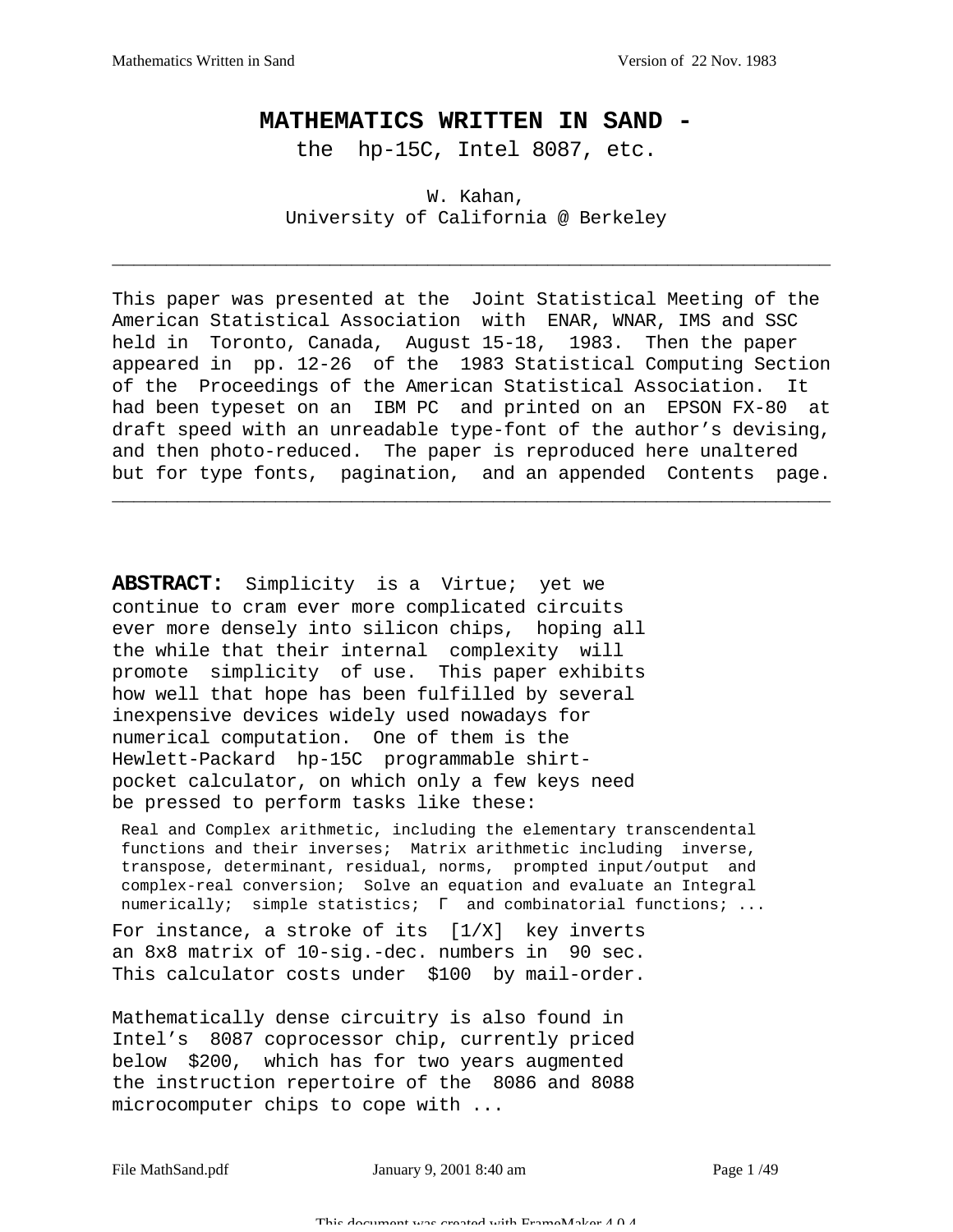# MATHEMATICS WRITTEN IN SAND -

the hp-15C, Intel 8087, etc.

W. Kahan,
University of California @ Berkeley

---

This paper was presented at the Joint Statistical Meeting of the American Statistical Association with ENAR, WNAR, IMS and SSC held in Toronto, Canada, August 15-18, 1983. Then the paper appeared in pp. 12-26 of the 1983 Statistical Computing Section of the Proceedings of the American Statistical Association. It had been typeset on an IBM PC and printed on an EPSON FX-80 at draft speed with an unreadable type-font of the author's devising, and then photo-reduced. The paper is reproduced here unaltered but for type fonts, pagination, and an appended Contents page.

---

**ABSTRACT:** Simplicity is a Virtue; yet we continue to cram ever more complicated circuits ever more densely into silicon chips, hoping all the while that their internal complexity will promote simplicity of use. This paper exhibits how well that hope has been fulfilled by several inexpensive devices widely used nowadays for numerical computation. One of them is the Hewlett-Packard hp-15C programmable shirt-pocket calculator, on which only a few keys need be pressed to perform tasks like these:

> Real and Complex arithmetic, including the elementary transcendental functions and their inverses; Matrix arithmetic including inverse, transpose, determinant, residual, norms, prompted input/output and complex-real conversion; Solve an equation and evaluate an Integral numerically; simple statistics; Γ and combinatorial functions; ...

For instance, a stroke of its [1/X] key inverts an 8x8 matrix of 10-sig.-dec. numbers in 90 sec. This calculator costs under $100 by mail-order.

Mathematically dense circuitry is also found in Intel's 8087 coprocessor chip, currently priced below $200, which has for two years augmented the instruction repertoire of the 8086 and 8088 microcomputer chips to cope with ...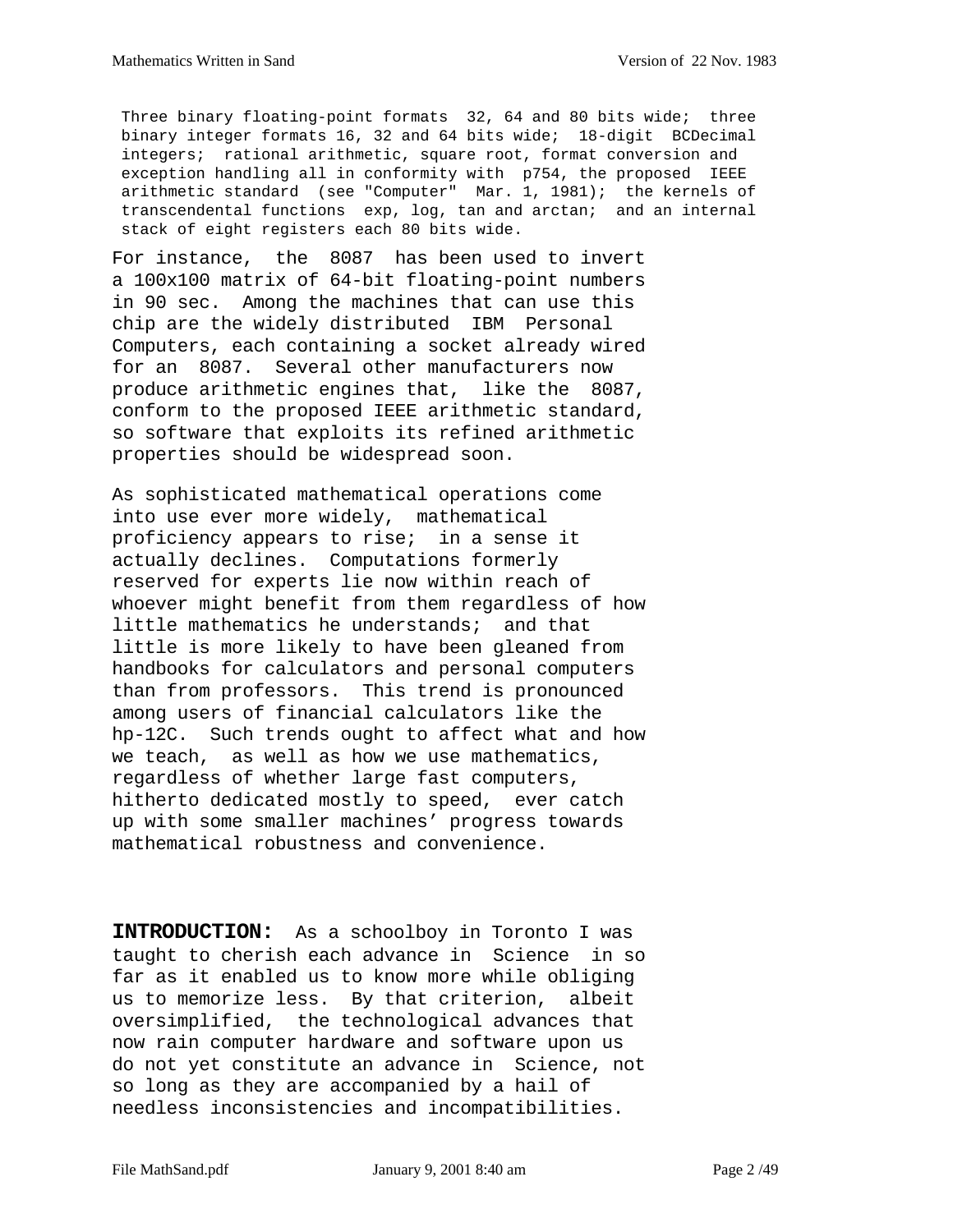Three binary floating-point formats 32, 64 and 80 bits wide; three binary integer formats 16, 32 and 64 bits wide; 18-digit BCDecimal integers; rational arithmetic, square root, format conversion and exception handling all in conformity with p754, the proposed IEEE arithmetic standard (see "Computer" Mar. 1, 1981); the kernels of transcendental functions exp, log, tan and arctan; and an internal stack of eight registers each 80 bits wide.

For instance, the 8087 has been used to invert a 100x100 matrix of 64-bit floating-point numbers in 90 sec. Among the machines that can use this chip are the widely distributed IBM Personal Computers, each containing a socket already wired for an 8087. Several other manufacturers now produce arithmetic engines that, like the 8087, conform to the proposed IEEE arithmetic standard, so software that exploits its refined arithmetic properties should be widespread soon.

As sophisticated mathematical operations come into use ever more widely, mathematical proficiency appears to rise; in a sense it actually declines. Computations formerly reserved for experts lie now within reach of whoever might benefit from them regardless of how little mathematics he understands; and that little is more likely to have been gleaned from handbooks for calculators and personal computers than from professors. This trend is pronounced among users of financial calculators like the hp-12C. Such trends ought to affect what and how we teach, as well as how we use mathematics, regardless of whether large fast computers, hitherto dedicated mostly to speed, ever catch up with some smaller machines' progress towards mathematical robustness and convenience.

**INTRODUCTION:** As a schoolboy in Toronto I was taught to cherish each advance in Science in so far as it enabled us to know more while obliging us to memorize less. By that criterion, albeit oversimplified, the technological advances that now rain computer hardware and software upon us do not yet constitute an advance in Science, not so long as they are accompanied by a hail of needless inconsistencies and incompatibilities.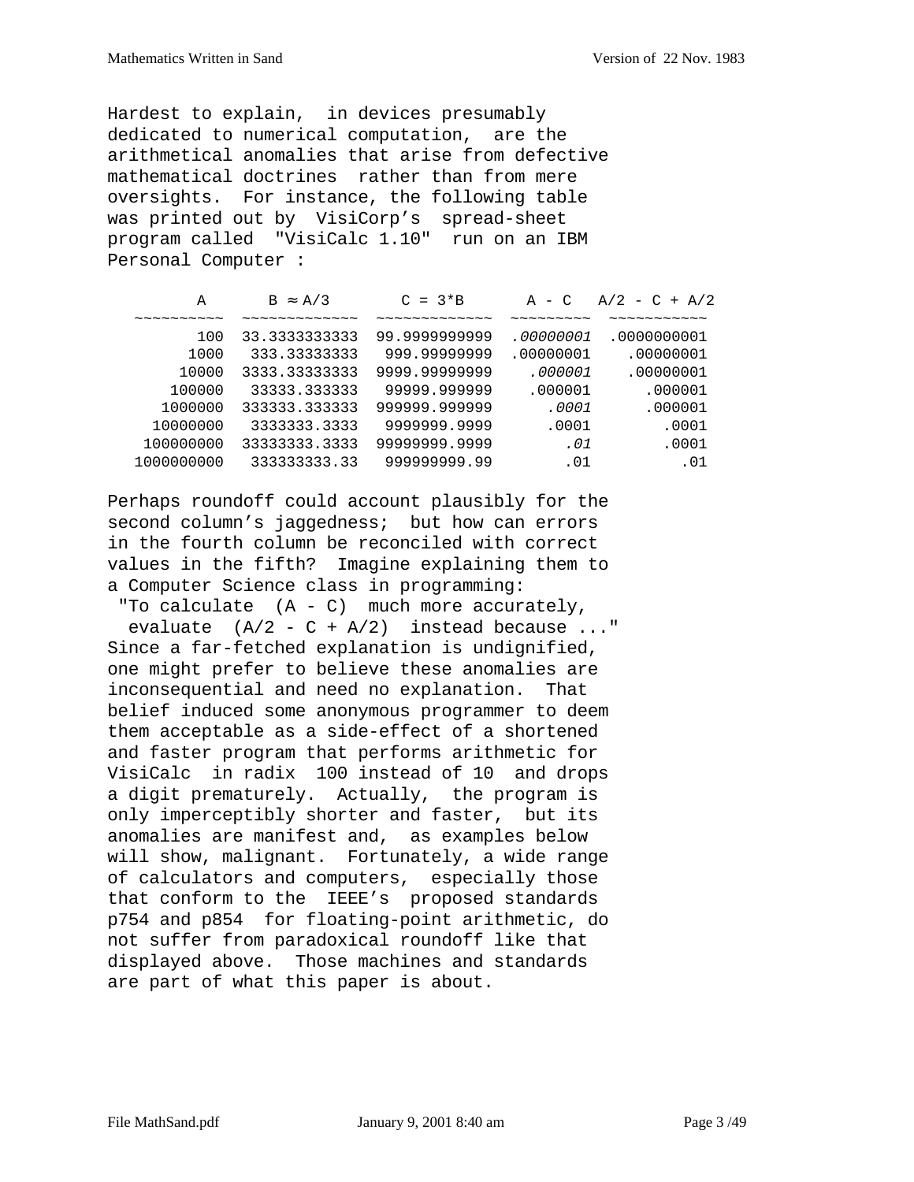Hardest to explain, in devices presumably dedicated to numerical computation, are the arithmetical anomalies that arise from defective mathematical doctrines rather than from mere oversights. For instance, the following table was printed out by VisiCorp's spread-sheet program called "VisiCalc 1.10" run on an IBM Personal Computer :

| A | B ≈ A/3 | C = 3*B | A - C | A/2 - C + A/2 |
|---:|---:|---:|---:|---:|
| 100 | 33.3333333333 | 99.9999999999 | *.00000001* | .0000000001 |
| 1000 | 333.33333333 | 999.99999999 | .00000001 | .00000001 |
| 10000 | 3333.33333333 | 9999.99999999 | *.000001* | .00000001 |
| 100000 | 33333.333333 | 99999.999999 | .000001 | .000001 |
| 1000000 | 333333.333333 | 999999.999999 | *.0001* | .000001 |
| 10000000 | 3333333.3333 | 9999999.9999 | .0001 | .0001 |
| 100000000 | 33333333.3333 | 99999999.9999 | *.01* | .0001 |
| 1000000000 | 333333333.33 | 999999999.99 | .01 | .01 |

Perhaps roundoff could account plausibly for the second column's jaggedness; but how can errors in the fourth column be reconciled with correct values in the fifth? Imagine explaining them to a Computer Science class in programming:
"To calculate (A - C) much more accurately, evaluate (A/2 - C + A/2) instead because ..."
Since a far-fetched explanation is undignified, one might prefer to believe these anomalies are inconsequential and need no explanation. That belief induced some anonymous programmer to deem them acceptable as a side-effect of a shortened and faster program that performs arithmetic for VisiCalc in radix 100 instead of 10 and drops a digit prematurely. Actually, the program is only imperceptibly shorter and faster, but its anomalies are manifest and, as examples below will show, malignant. Fortunately, a wide range of calculators and computers, especially those that conform to the IEEE's proposed standards p754 and p854 for floating-point arithmetic, do not suffer from paradoxical roundoff like that displayed above. Those machines and standards are part of what this paper is about.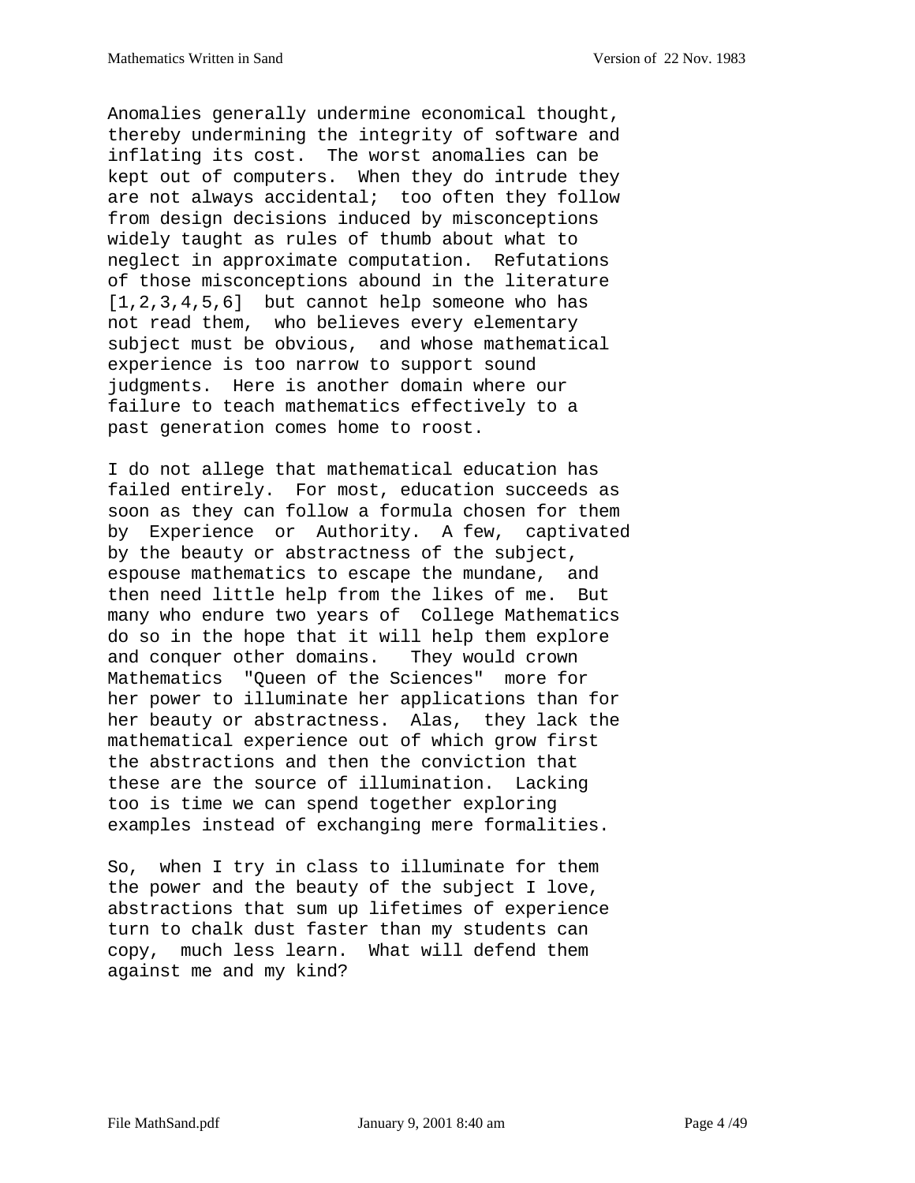Anomalies generally undermine economical thought, thereby undermining the integrity of software and inflating its cost. The worst anomalies can be kept out of computers. When they do intrude they are not always accidental; too often they follow from design decisions induced by misconceptions widely taught as rules of thumb about what to neglect in approximate computation. Refutations of those misconceptions abound in the literature [1,2,3,4,5,6] but cannot help someone who has not read them, who believes every elementary subject must be obvious, and whose mathematical experience is too narrow to support sound judgments. Here is another domain where our failure to teach mathematics effectively to a past generation comes home to roost.

I do not allege that mathematical education has failed entirely. For most, education succeeds as soon as they can follow a formula chosen for them by Experience or Authority. A few, captivated by the beauty or abstractness of the subject, espouse mathematics to escape the mundane, and then need little help from the likes of me. But many who endure two years of College Mathematics do so in the hope that it will help them explore and conquer other domains. They would crown Mathematics "Queen of the Sciences" more for her power to illuminate her applications than for her beauty or abstractness. Alas, they lack the mathematical experience out of which grow first the abstractions and then the conviction that these are the source of illumination. Lacking too is time we can spend together exploring examples instead of exchanging mere formalities.

So, when I try in class to illuminate for them the power and the beauty of the subject I love, abstractions that sum up lifetimes of experience turn to chalk dust faster than my students can copy, much less learn. What will defend them against me and my kind?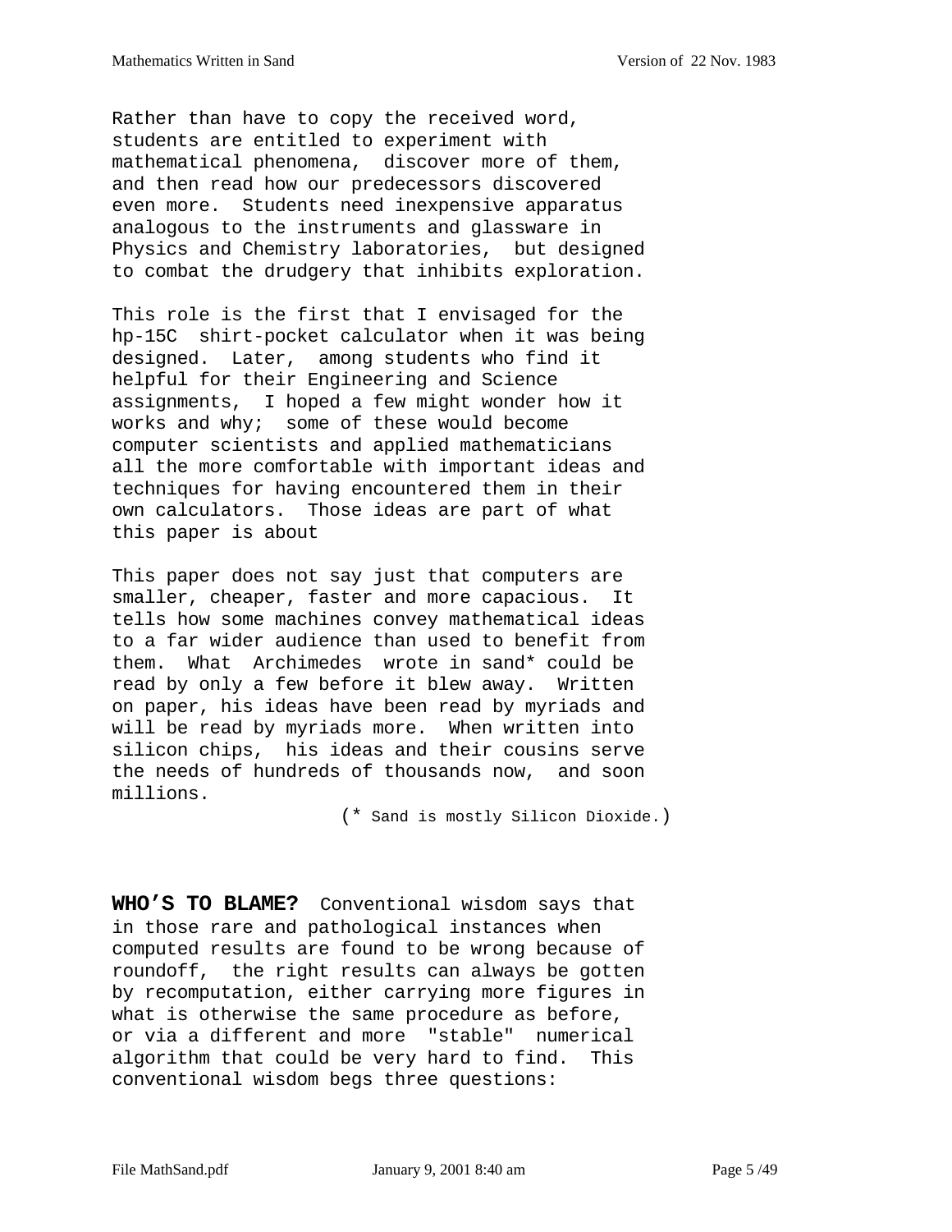Rather than have to copy the received word, students are entitled to experiment with mathematical phenomena, discover more of them, and then read how our predecessors discovered even more. Students need inexpensive apparatus analogous to the instruments and glassware in Physics and Chemistry laboratories, but designed to combat the drudgery that inhibits exploration.

This role is the first that I envisaged for the hp-15C shirt-pocket calculator when it was being designed. Later, among students who find it helpful for their Engineering and Science assignments, I hoped a few might wonder how it works and why; some of these would become computer scientists and applied mathematicians all the more comfortable with important ideas and techniques for having encountered them in their own calculators. Those ideas are part of what this paper is about

This paper does not say just that computers are smaller, cheaper, faster and more capacious. It tells how some machines convey mathematical ideas to a far wider audience than used to benefit from them. What Archimedes wrote in sand* could be read by only a few before it blew away. Written on paper, his ideas have been read by myriads and will be read by myriads more. When written into silicon chips, his ideas and their cousins serve the needs of hundreds of thousands now, and soon millions.

(* Sand is mostly Silicon Dioxide.)

**WHO'S TO BLAME?** Conventional wisdom says that in those rare and pathological instances when computed results are found to be wrong because of roundoff, the right results can always be gotten by recomputation, either carrying more figures in what is otherwise the same procedure as before, or via a different and more "stable" numerical algorithm that could be very hard to find. This conventional wisdom begs three questions: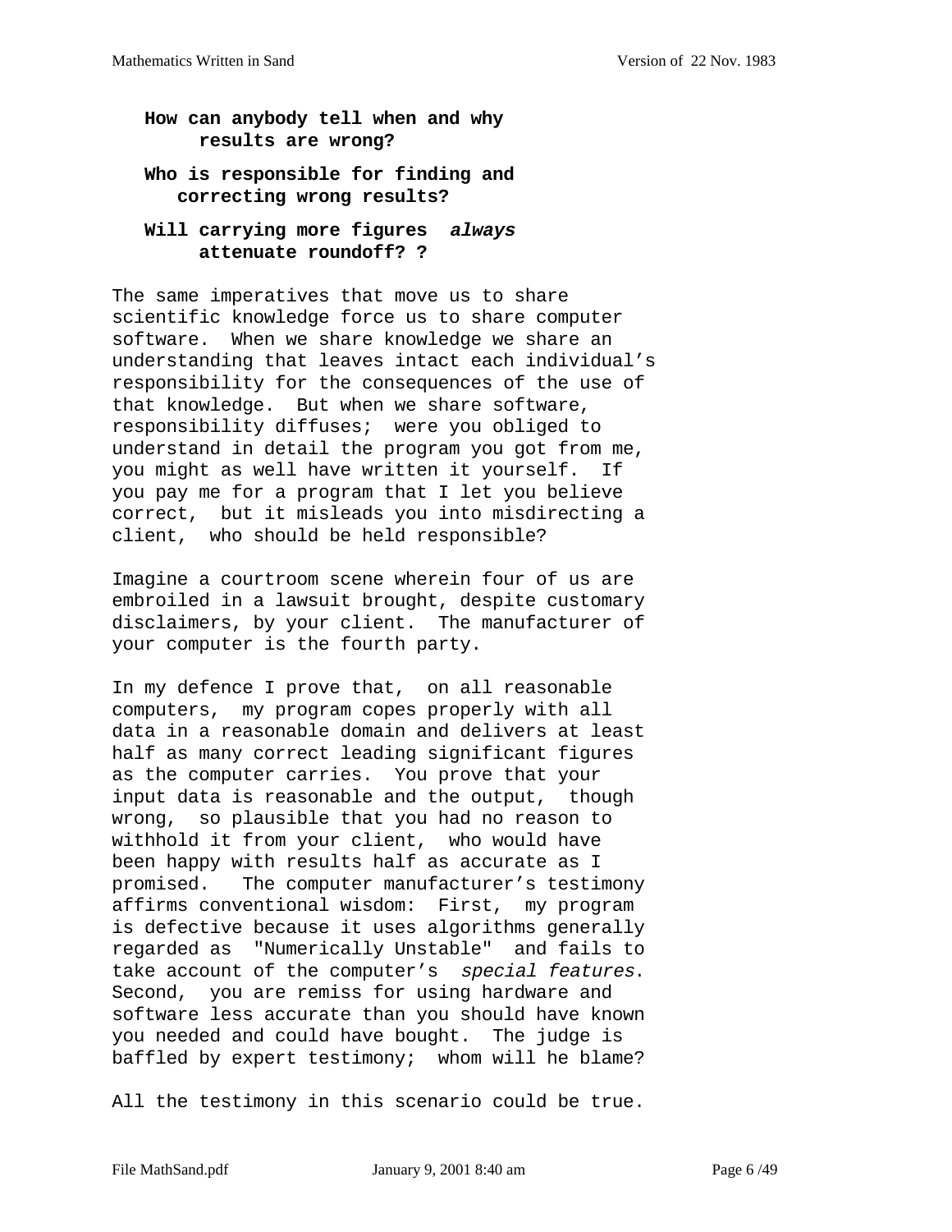**How can anybody tell when and why results are wrong?**

**Who is responsible for finding and correcting wrong results?**

**Will carrying more figures *always* attenuate roundoff? ?**

The same imperatives that move us to share scientific knowledge force us to share computer software. When we share knowledge we share an understanding that leaves intact each individual's responsibility for the consequences of the use of that knowledge. But when we share software, responsibility diffuses; were you obliged to understand in detail the program you got from me, you might as well have written it yourself. If you pay me for a program that I let you believe correct, but it misleads you into misdirecting a client, who should be held responsible?

Imagine a courtroom scene wherein four of us are embroiled in a lawsuit brought, despite customary disclaimers, by your client. The manufacturer of your computer is the fourth party.

In my defence I prove that, on all reasonable computers, my program copes properly with all data in a reasonable domain and delivers at least half as many correct leading significant figures as the computer carries. You prove that your input data is reasonable and the output, though wrong, so plausible that you had no reason to withhold it from your client, who would have been happy with results half as accurate as I promised. The computer manufacturer's testimony affirms conventional wisdom: First, my program is defective because it uses algorithms generally regarded as "Numerically Unstable" and fails to take account of the computer's *special features*. Second, you are remiss for using hardware and software less accurate than you should have known you needed and could have bought. The judge is baffled by expert testimony; whom will he blame?

All the testimony in this scenario could be true.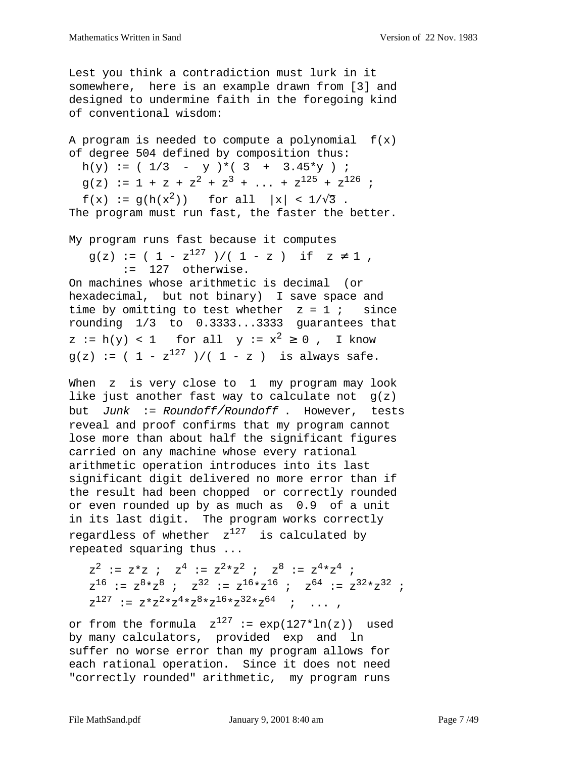Lest you think a contradiction must lurk in it somewhere, here is an example drawn from [3] and designed to undermine faith in the foregoing kind of conventional wisdom:

A program is needed to compute a polynomial $f(x)$ of degree 504 defined by composition thus:

$$h(y) := ( 1/3 - y )*( 3 + 3.45*y ) ;$$

$$g(z) := 1 + z + z^2 + z^3 + \ldots + z^{125} + z^{126} ;$$

$$f(x) := g(h(x^2)) \quad \text{for all } |x| < 1/\sqrt{3} .$$

The program must run fast, the faster the better.

My program runs fast because it computes

$$g(z) := ( 1 - z^{127} )/( 1 - z ) \quad \text{if } z \neq 1 ,$$
$$:= 127 \quad \text{otherwise.}$$

On machines whose arithmetic is decimal (or hexadecimal, but not binary) I save space and time by omitting to test whether $z = 1$ ; since rounding $1/3$ to $0.3333...3333$ guarantees that $z := h(y) < 1$ for all $y := x^2 \geq 0$ , I know $g(z) := ( 1 - z^{127} )/( 1 - z )$ is always safe.

When $z$ is very close to $1$ my program may look like just another fast way to calculate not $g(z)$ but *Junk* := *Roundoff/Roundoff* . However, tests reveal and proof confirms that my program cannot lose more than about half the significant figures carried on any machine whose every rational arithmetic operation introduces into its last significant digit delivered no more error than if the result had been chopped or correctly rounded or even rounded up by as much as 0.9 of a unit in its last digit. The program works correctly regardless of whether $z^{127}$ is calculated by repeated squaring thus ...

$$z^2 := z*z ; \quad z^4 := z^2*z^2 ; \quad z^8 := z^4*z^4 ;$$
$$z^{16} := z^8*z^8 ; \quad z^{32} := z^{16}*z^{16} ; \quad z^{64} := z^{32}*z^{32} ;$$
$$z^{127} := z*z^2*z^4*z^8*z^{16}*z^{32}*z^{64} \quad ; \quad \ldots ,$$

or from the formula $z^{127} := \exp(127*\ln(z))$ used by many calculators, provided exp and ln suffer no worse error than my program allows for each rational operation. Since it does not need "correctly rounded" arithmetic, my program runs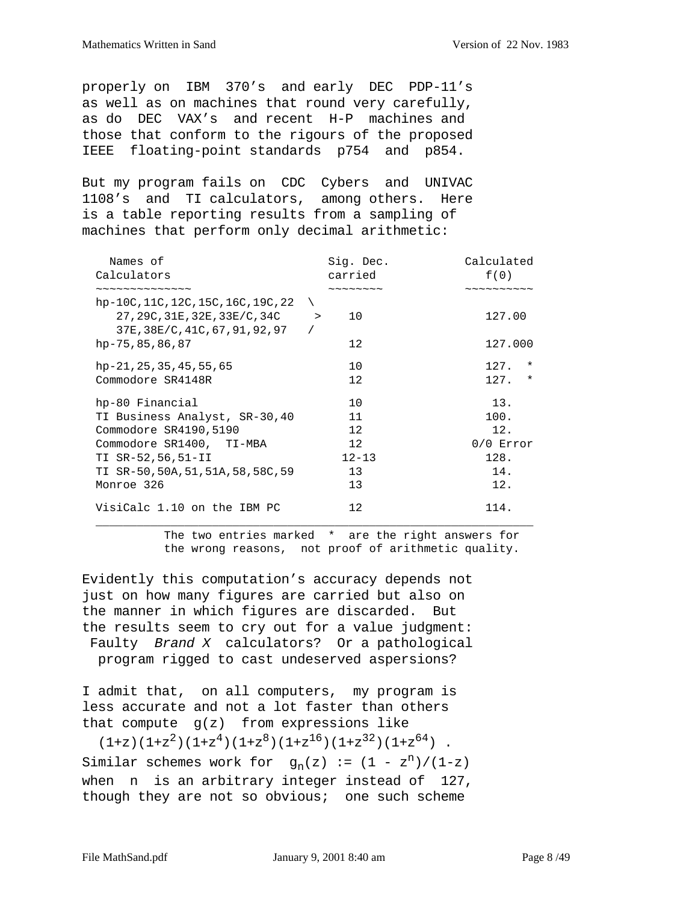properly on IBM 370's and early DEC PDP-11's as well as on machines that round very carefully, as do DEC VAX's and recent H-P machines and those that conform to the rigours of the proposed IEEE floating-point standards p754 and p854.

But my program fails on CDC Cybers and UNIVAC 1108's and TI calculators, among others. Here is a table reporting results from a sampling of machines that perform only decimal arithmetic:

| Names of Calculators | Sig. Dec. carried | Calculated f(0) |
|---|---|---|
| hp-10C,11C,12C,15C,16C,19C,22, 27,29C,31E,32E,33E/C,34C, 37E,38E/C,41C,67,91,92,97 | 10 | 127.00 |
| hp-75,85,86,87 | 12 | 127.000 |
| hp-21,25,35,45,55,65 | 10 | 127. * |
| Commodore SR4148R | 12 | 127. * |
| hp-80 Financial | 10 | 13. |
| TI Business Analyst, SR-30,40 | 11 | 100. |
| Commodore SR4190,5190 | 12 | 12. |
| Commodore SR1400, TI-MBA | 12 | 0/0 Error |
| TI SR-52,56,51-II | 12-13 | 128. |
| TI SR-50,50A,51,51A,58,58C,59 | 13 | 14. |
| Monroe 326 | 13 | 12. |
| VisiCalc 1.10 on the IBM PC | 12 | 114. |

The two entries marked * are the right answers for the wrong reasons, not proof of arithmetic quality.

Evidently this computation's accuracy depends not just on how many figures are carried but also on the manner in which figures are discarded. But the results seem to cry out for a value judgment: Faulty *Brand X* calculators? Or a pathological program rigged to cast undeserved aspersions?

I admit that, on all computers, my program is less accurate and not a lot faster than others that compute $g(z)$ from expressions like

$$(1+z)(1+z^2)(1+z^4)(1+z^8)(1+z^{16})(1+z^{32})(1+z^{64}) .$$

Similar schemes work for $g_n(z) := (1 - z^n)/(1-z)$ when $n$ is an arbitrary integer instead of 127, though they are not so obvious; one such scheme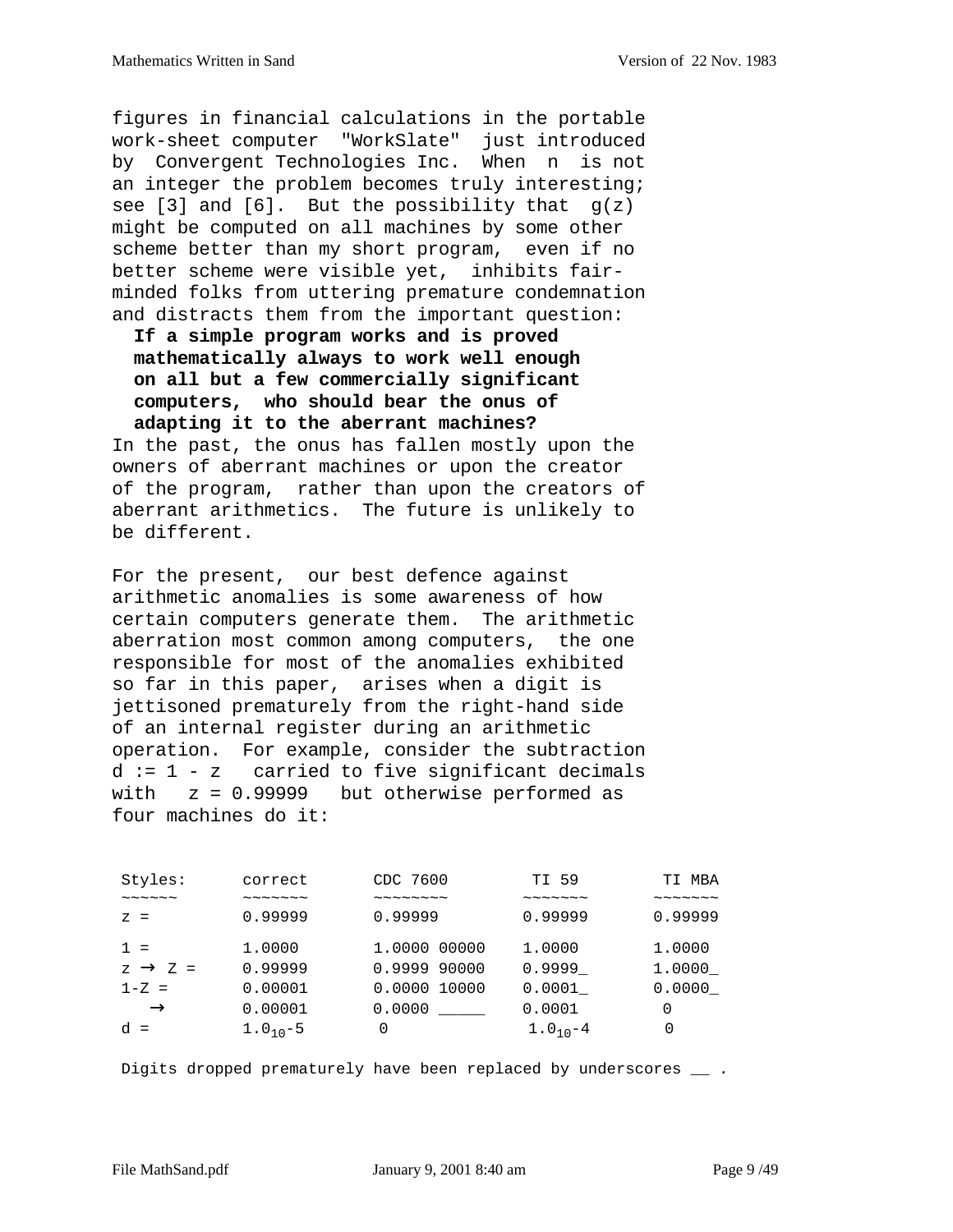figures in financial calculations in the portable work-sheet computer "WorkSlate" just introduced by Convergent Technologies Inc. When n is not an integer the problem becomes truly interesting; see [3] and [6]. But the possibility that g(z) might be computed on all machines by some other scheme better than my short program, even if no better scheme were visible yet, inhibits fair-minded folks from uttering premature condemnation and distracts them from the important question:

**If a simple program works and is proved mathematically always to work well enough on all but a few commercially significant computers, who should bear the onus of adapting it to the aberrant machines?**

In the past, the onus has fallen mostly upon the owners of aberrant machines or upon the creator of the program, rather than upon the creators of aberrant arithmetics. The future is unlikely to be different.

For the present, our best defence against arithmetic anomalies is some awareness of how certain computers generate them. The arithmetic aberration most common among computers, the one responsible for most of the anomalies exhibited so far in this paper, arises when a digit is jettisoned prematurely from the right-hand side of an internal register during an arithmetic operation. For example, consider the subtraction d := 1 - z carried to five significant decimals with z = 0.99999 but otherwise performed as four machines do it:

| Styles: | correct | CDC 7600 | TI 59 | TI MBA |
|---|---|---|---|---|
| z = | 0.99999 | 0.99999 | 0.99999 | 0.99999 |
| 1 = | 1.0000 | 1.0000 00000 | 1.0000 | 1.0000 |
| z → Z = | 0.99999 | 0.9999 90000 | 0.9999_ | 1.0000_ |
| 1-Z = | 0.00001 | 0.0000 10000 | 0.0001_ | 0.0000_ |
| → | 0.00001 | 0.0000 _____ | 0.0001 | 0 |
| d = | $1.0_{10}$-5 | 0 | $1.0_{10}$-4 | 0 |

Digits dropped prematurely have been replaced by underscores __ .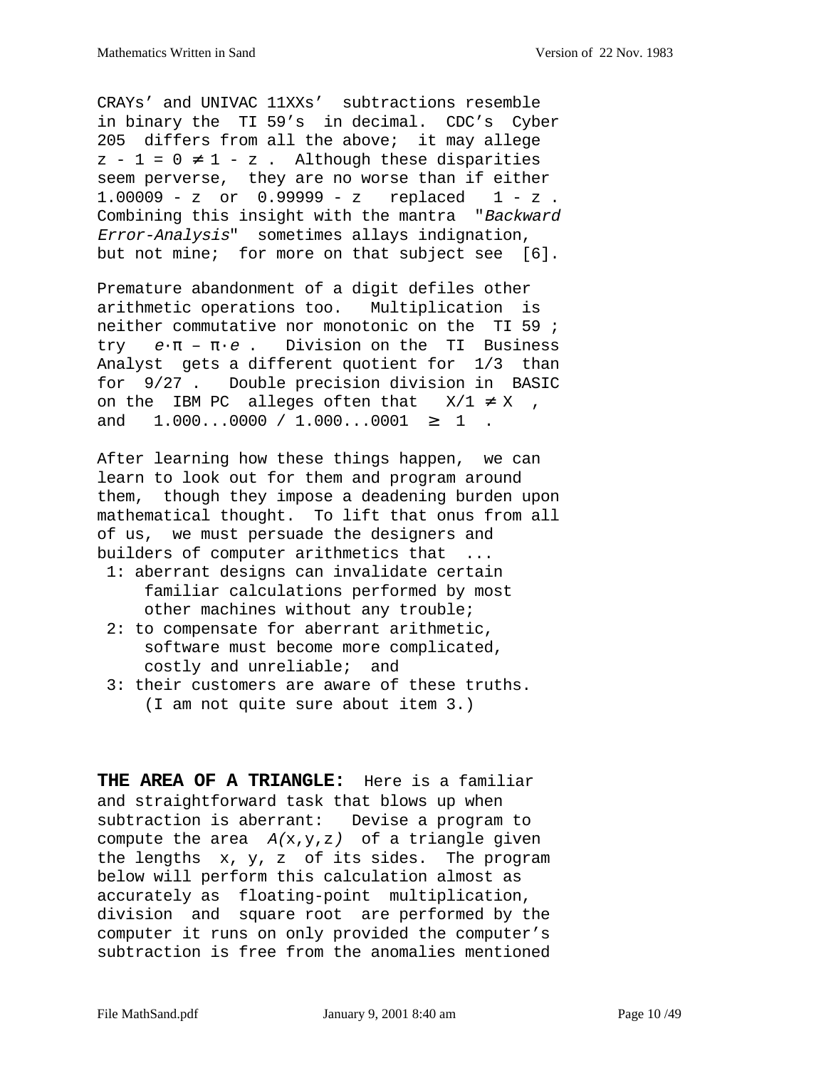CRAYs' and UNIVAC 11XXs' subtractions resemble in binary the TI 59's in decimal. CDC's Cyber 205 differs from all the above; it may allege $z - 1 = 0 \neq 1 - z$ . Although these disparities seem perverse, they are no worse than if either $1.00009 - z$ or $0.99999 - z$ replaced $1 - z$ . Combining this insight with the mantra "*Backward Error-Analysis*" sometimes allays indignation, but not mine; for more on that subject see [6].

Premature abandonment of a digit defiles other arithmetic operations too. Multiplication is neither commutative nor monotonic on the TI 59 ; try $e \cdot \pi - \pi \cdot e$ . Division on the TI Business Analyst gets a different quotient for 1/3 than for 9/27 . Double precision division in BASIC on the IBM PC alleges often that $X/1 \neq X$ , and $1.000...0000 / 1.000...0001 \geq 1$ .

After learning how these things happen, we can learn to look out for them and program around them, though they impose a deadening burden upon mathematical thought. To lift that onus from all of us, we must persuade the designers and builders of computer arithmetics that ...

1: aberrant designs can invalidate certain familiar calculations performed by most other machines without any trouble;
2: to compensate for aberrant arithmetic, software must become more complicated, costly and unreliable; and
3: their customers are aware of these truths. (I am not quite sure about item 3.)

**THE AREA OF A TRIANGLE:** Here is a familiar and straightforward task that blows up when subtraction is aberrant: Devise a program to compute the area $A(x,y,z)$ of a triangle given the lengths x, y, z of its sides. The program below will perform this calculation almost as accurately as floating-point multiplication, division and square root are performed by the computer it runs on only provided the computer's subtraction is free from the anomalies mentioned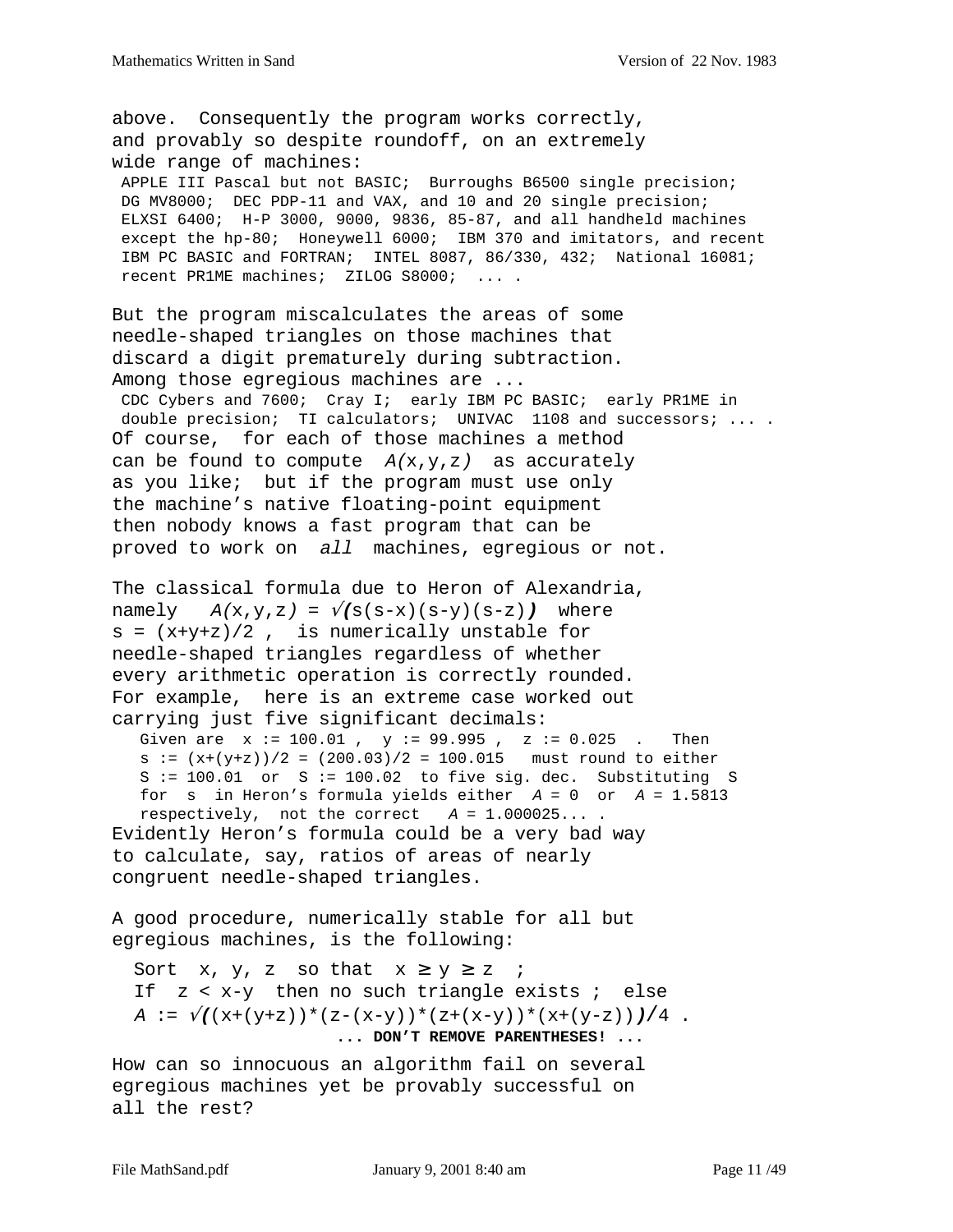above. Consequently the program works correctly, and provably so despite roundoff, on an extremely wide range of machines:

APPLE III Pascal but not BASIC; Burroughs B6500 single precision; DG MV8000; DEC PDP-11 and VAX, and 10 and 20 single precision; ELXSI 6400; H-P 3000, 9000, 9836, 85-87, and all handheld machines except the hp-80; Honeywell 6000; IBM 370 and imitators, and recent IBM PC BASIC and FORTRAN; INTEL 8087, 86/330, 432; National 16081; recent PR1ME machines; ZILOG S8000; ... .

But the program miscalculates the areas of some needle-shaped triangles on those machines that discard a digit prematurely during subtraction. Among those egregious machines are ...

CDC Cybers and 7600; Cray I; early IBM PC BASIC; early PR1ME in double precision; TI calculators; UNIVAC 1108 and successors; ... .

Of course, for each of those machines a method can be found to compute $A(x,y,z)$ as accurately as you like; but if the program must use only the machine's native floating-point equipment then nobody knows a fast program that can be proved to work on *all* machines, egregious or not.

The classical formula due to Heron of Alexandria, namely $A(x,y,z) = \sqrt{s(s-x)(s-y)(s-z)}$ where $s = (x+y+z)/2$ , is numerically unstable for needle-shaped triangles regardless of whether every arithmetic operation is correctly rounded. For example, here is an extreme case worked out carrying just five significant decimals:

Given are x := 100.01 , y := 99.995 , z := 0.025 . Then s := (x+(y+z))/2 = (200.03)/2 = 100.015 must round to either S := 100.01 or S := 100.02 to five sig. dec. Substituting S for s in Heron's formula yields either $A = 0$ or $A = 1.5813$ respectively, not the correct $A = 1.000025...$ .

Evidently Heron's formula could be a very bad way to calculate, say, ratios of areas of nearly congruent needle-shaped triangles.

A good procedure, numerically stable for all but egregious machines, is the following:

Sort x, y, z so that $x \ge y \ge z$ ;
If z < x-y then no such triangle exists ; else
$A := \sqrt{(x+(y+z))*(z-(x-y))*(z+(x-y))*(x+(y-z))}/4$ .

**... DON'T REMOVE PARENTHESES! ...**

How can so innocuous an algorithm fail on several egregious machines yet be provably successful on all the rest?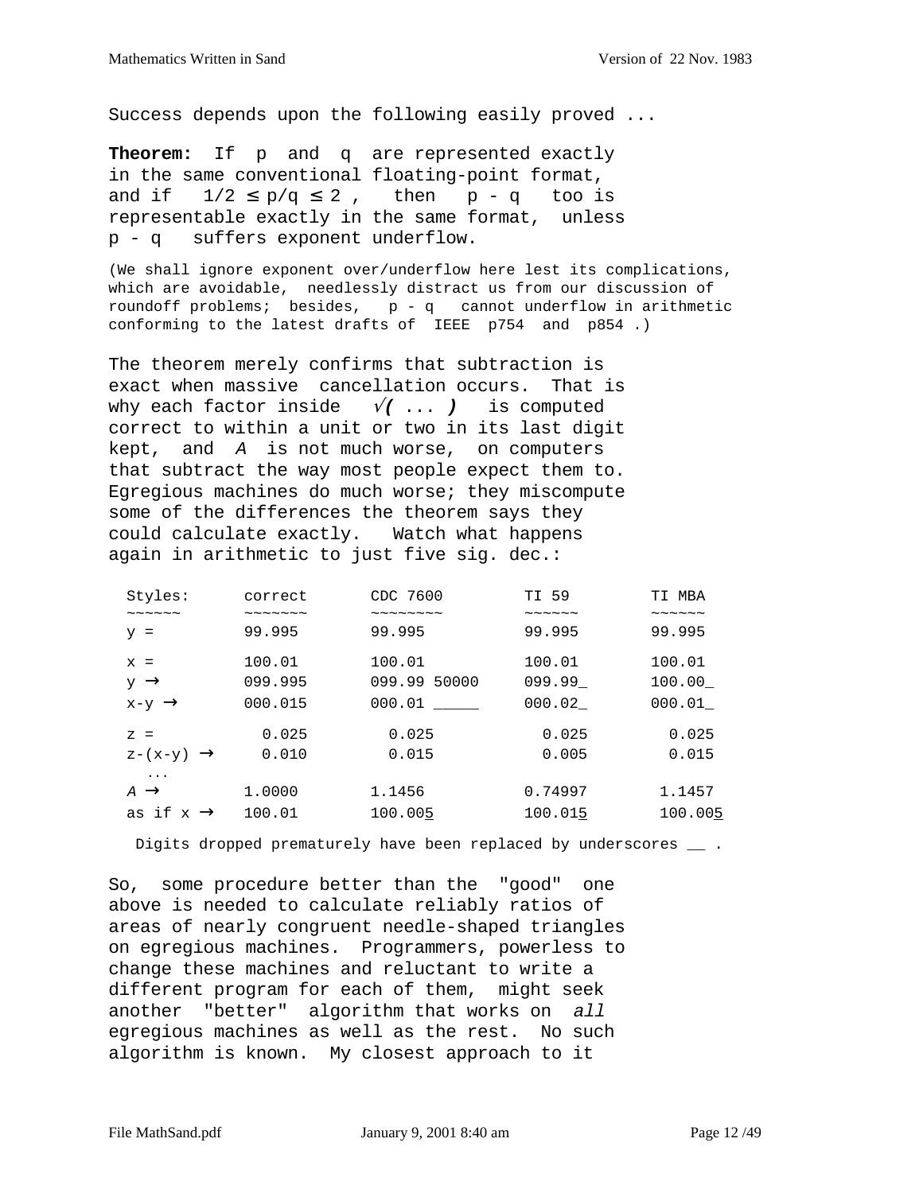Success depends upon the following easily proved ...

**Theorem:** If $p$ and $q$ are represented exactly in the same conventional floating-point format, and if $1/2 \le p/q \le 2$, then $p - q$ too is representable exactly in the same format, unless $p - q$ suffers exponent underflow.

(We shall ignore exponent over/underflow here lest its complications, which are avoidable, needlessly distract us from our discussion of roundoff problems; besides, $p - q$ cannot underflow in arithmetic conforming to the latest drafts of IEEE p754 and p854 .)

The theorem merely confirms that subtraction is exact when massive cancellation occurs. That is why each factor inside $\sqrt{(\ ...\ )}$ is computed correct to within a unit or two in its last digit kept, and $A$ is not much worse, on computers that subtract the way most people expect them to. Egregious machines do much worse; they miscompute some of the differences the theorem says they could calculate exactly. Watch what happens again in arithmetic to just five sig. dec.:

| Styles: | correct | CDC 7600 | TI 59 | TI MBA |
|---|---|---|---|---|
| y = | 99.995 | 99.995 | 99.995 | 99.995 |
| x = | 100.01 | 100.01 | 100.01 | 100.01 |
| y → | 099.995 | 099.99 50000 | 099.99_ | 100.00_ |
| x-y → | 000.015 | 000.01 _____ | 000.02_ | 000.01_ |
| z = | 0.025 | 0.025 | 0.025 | 0.025 |
| z-(x-y) → | 0.010 | 0.015 | 0.005 | 0.015 |
| ... | | | | |
| *A* → | 1.0000 | 1.1456 | 0.74997 | 1.1457 |
| as if x → | 100.01 | 100.005 | 100.015 | 100.005 |

Digits dropped prematurely have been replaced by underscores __ .

So, some procedure better than the "good" one above is needed to calculate reliably ratios of areas of nearly congruent needle-shaped triangles on egregious machines. Programmers, powerless to change these machines and reluctant to write a different program for each of them, might seek another "better" algorithm that works on *all* egregious machines as well as the rest. No such algorithm is known. My closest approach to it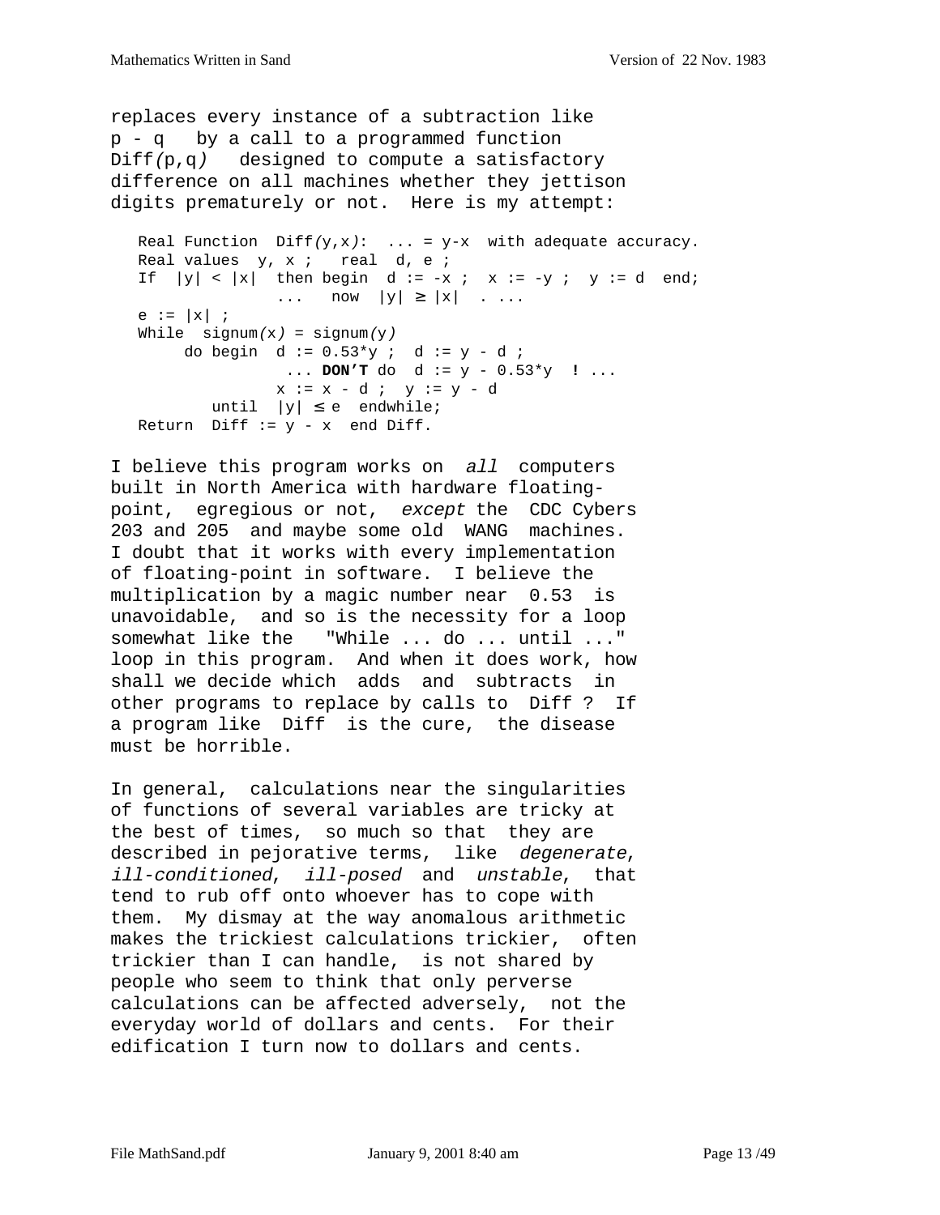replaces every instance of a subtraction like p - q by a call to a programmed function Diff(p,q) designed to compute a satisfactory difference on all machines whether they jettison digits prematurely or not. Here is my attempt:

```
Real Function  Diff(y,x):  ... = y-x  with adequate accuracy.
Real values  y, x ;   real  d, e ;
If  |y| < |x|  then begin  d := -x ;  x := -y ;  y := d  end;
              ...   now  |y| ≥ |x|  . ...
e := |x| ;
While  signum(x) = signum(y)
     do begin  d := 0.53*y ;  d := y - d ;
                ... DON'T do  d := y - 0.53*y  ! ...
               x := x - d ;  y := y - d
        until  |y| ≤ e  endwhile;
Return  Diff := y - x  end Diff.
```

I believe this program works on *all* computers built in North America with hardware floating-point, egregious or not, *except* the CDC Cybers 203 and 205 and maybe some old WANG machines. I doubt that it works with every implementation of floating-point in software. I believe the multiplication by a magic number near 0.53 is unavoidable, and so is the necessity for a loop somewhat like the "While ... do ... until ..." loop in this program. And when it does work, how shall we decide which adds and subtracts in other programs to replace by calls to Diff ? If a program like Diff is the cure, the disease must be horrible.

In general, calculations near the singularities of functions of several variables are tricky at the best of times, so much so that they are described in pejorative terms, like *degenerate*, *ill-conditioned*, *ill-posed* and *unstable*, that tend to rub off onto whoever has to cope with them. My dismay at the way anomalous arithmetic makes the trickiest calculations trickier, often trickier than I can handle, is not shared by people who seem to think that only perverse calculations can be affected adversely, not the everyday world of dollars and cents. For their edification I turn now to dollars and cents.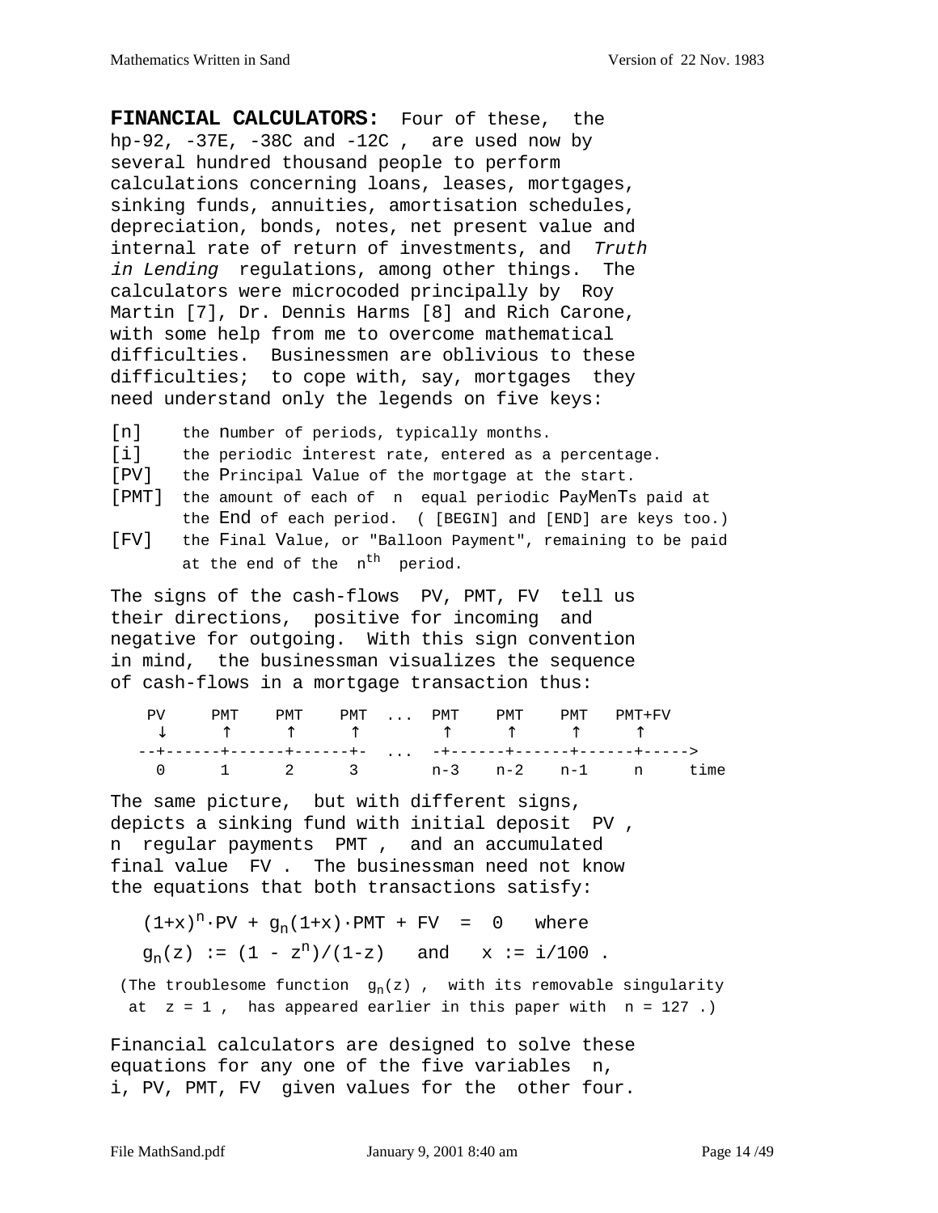**FINANCIAL CALCULATORS:** Four of these, the hp-92, -37E, -38C and -12C , are used now by several hundred thousand people to perform calculations concerning loans, leases, mortgages, sinking funds, annuities, amortisation schedules, depreciation, bonds, notes, net present value and internal rate of return of investments, and *Truth in Lending* regulations, among other things. The calculators were microcoded principally by Roy Martin [7], Dr. Dennis Harms [8] and Rich Carone, with some help from me to overcome mathematical difficulties. Businessmen are oblivious to these difficulties; to cope with, say, mortgages they need understand only the legends on five keys:

- [n] the number of periods, typically months.
- [i] the periodic interest rate, entered as a percentage.
- [PV] the Principal Value of the mortgage at the start.
- [PMT] the amount of each of $n$ equal periodic PayMenTs paid at the End of each period. ( [BEGIN] and [END] are keys too.)
- [FV] the Final Value, or "Balloon Payment", remaining to be paid at the end of the $n^{th}$ period.

The signs of the cash-flows PV, PMT, FV tell us their directions, positive for incoming and negative for outgoing. With this sign convention in mind, the businessman visualizes the sequence of cash-flows in a mortgage transaction thus:

```
  PV     PMT    PMT    PMT  ...  PMT    PMT    PMT   PMT+FV
   ↓      ↑      ↑      ↑         ↑      ↑      ↑      ↑
 --+------+------+------+-  ...  -+------+------+------+----->
   0      1      2      3        n-3    n-2    n-1     n     time
```

The same picture, but with different signs, depicts a sinking fund with initial deposit PV , $n$ regular payments PMT , and an accumulated final value FV . The businessman need not know the equations that both transactions satisfy:

$$(1+x)^n \cdot PV + g_n(1+x) \cdot PMT + FV = 0 \quad \text{where}$$

$$g_n(z) := (1 - z^n)/(1-z) \quad \text{and} \quad x := i/100 .$$

(The troublesome function $g_n(z)$ , with its removable singularity at $z = 1$ , has appeared earlier in this paper with $n = 127$ .)

Financial calculators are designed to solve these equations for any one of the five variables n, i, PV, PMT, FV given values for the other four.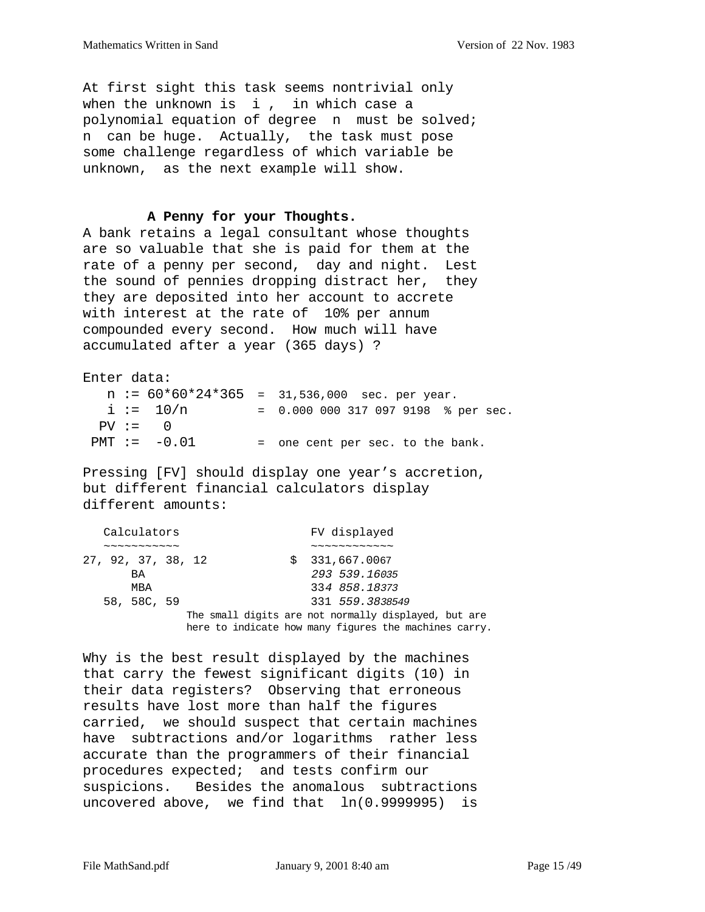At first sight this task seems nontrivial only when the unknown is $i$, in which case a polynomial equation of degree $n$ must be solved; $n$ can be huge. Actually, the task must pose some challenge regardless of which variable be unknown, as the next example will show.

**A Penny for your Thoughts.**

A bank retains a legal consultant whose thoughts are so valuable that she is paid for them at the rate of a penny per second, day and night. Lest the sound of pennies dropping distract her, they they are deposited into her account to accrete with interest at the rate of 10% per annum compounded every second. How much will have accumulated after a year (365 days) ?

Enter data:

```
   n := 60*60*24*365  =  31,536,000  sec. per year.
   i :=  10/n         =  0.000 000 317 097 9198  % per sec.
  PV :=   0
 PMT :=  -0.01        =  one cent per sec. to the bank.
```

Pressing [FV] should display one year's accretion, but different financial calculators display different amounts:

| Calculators | FV displayed |
|---|---|
| 27, 92, 37, 38, 12 | \$ 331,667.0067 |
| BA | *293 539.16035* |
| MBA | 334 *858.18373* |
| 58, 58C, 59 | 331 *559.3838549* |

The small digits are not normally displayed, but are here to indicate how many figures the machines carry.

Why is the best result displayed by the machines that carry the fewest significant digits (10) in their data registers? Observing that erroneous results have lost more than half the figures carried, we should suspect that certain machines have subtractions and/or logarithms rather less accurate than the programmers of their financial procedures expected; and tests confirm our suspicions. Besides the anomalous subtractions uncovered above, we find that $\ln(0.9999995)$ is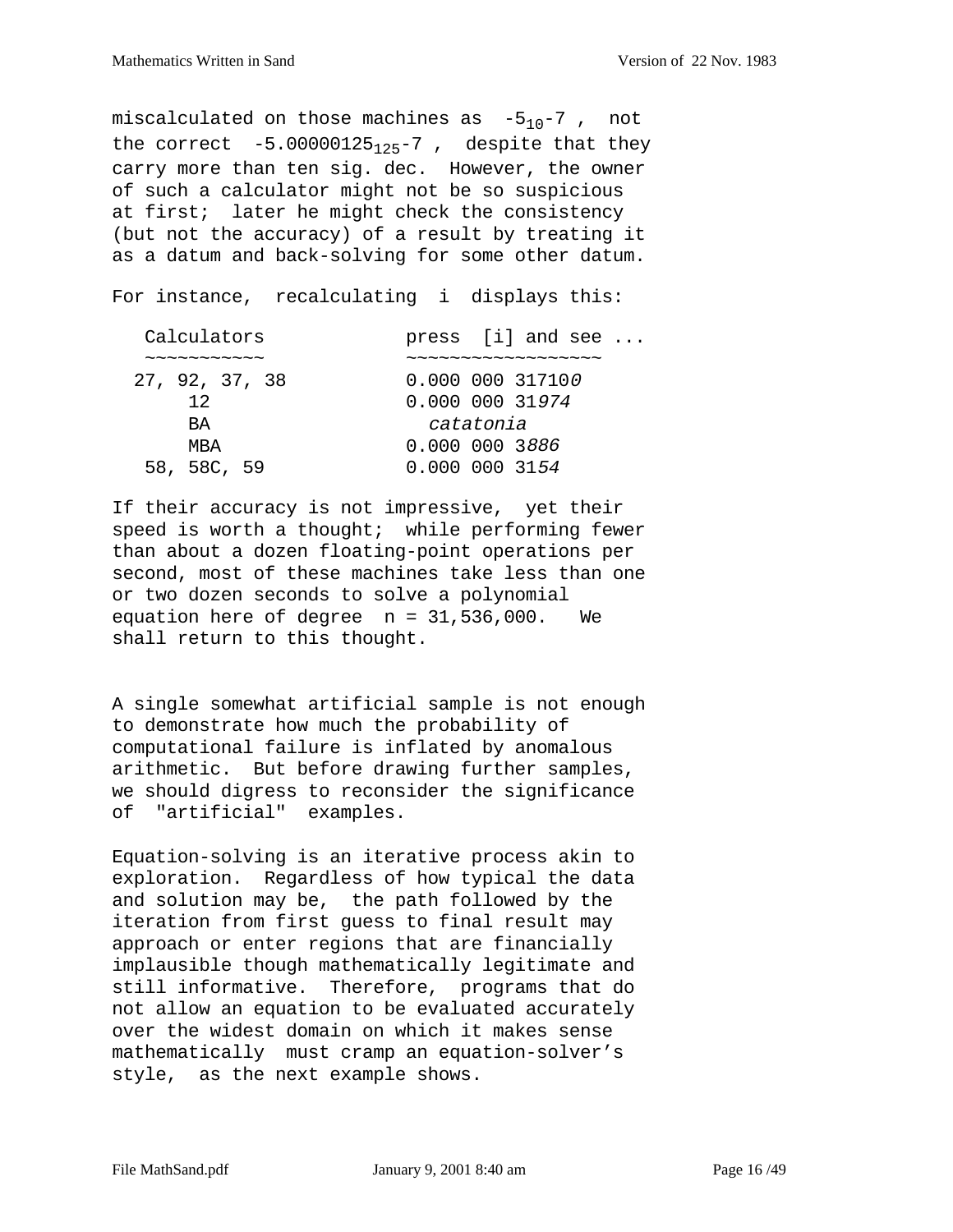miscalculated on those machines as $-5_{10}\text{-}7$ , not the correct $-5.00000125_{125}\text{-}7$ , despite that they carry more than ten sig. dec. However, the owner of such a calculator might not be so suspicious at first; later he might check the consistency (but not the accuracy) of a result by treating it as a datum and back-solving for some other datum.

For instance, recalculating i displays this:

| Calculators | press [i] and see ... |
|---|---|
| 27, 92, 37, 38 | 0.000 000 31710*0* |
| 12 | 0.000 000 31*974* |
| BA | *catatonia* |
| MBA | 0.000 000 3*886* |
| 58, 58C, 59 | 0.000 000 31*54* |

If their accuracy is not impressive, yet their speed is worth a thought; while performing fewer than about a dozen floating-point operations per second, most of these machines take less than one or two dozen seconds to solve a polynomial equation here of degree n = 31,536,000. We shall return to this thought.

A single somewhat artificial sample is not enough to demonstrate how much the probability of computational failure is inflated by anomalous arithmetic. But before drawing further samples, we should digress to reconsider the significance of "artificial" examples.

Equation-solving is an iterative process akin to exploration. Regardless of how typical the data and solution may be, the path followed by the iteration from first guess to final result may approach or enter regions that are financially implausible though mathematically legitimate and still informative. Therefore, programs that do not allow an equation to be evaluated accurately over the widest domain on which it makes sense mathematically must cramp an equation-solver's style, as the next example shows.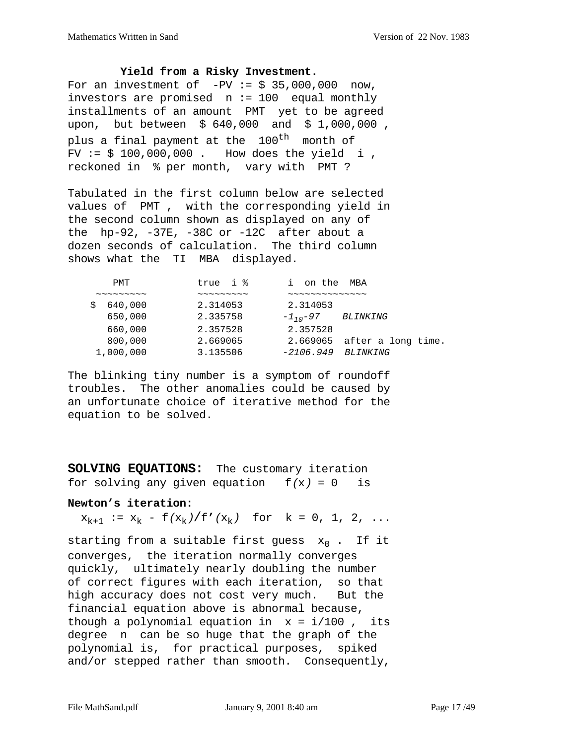### Yield from a Risky Investment.

For an investment of $-PV := \$\ 35{,}000{,}000$ now, investors are promised $n := 100$ equal monthly installments of an amount PMT yet to be agreed upon, but between \$ 640,000 and \$ 1,000,000 , plus a final payment at the $100^{th}$ month of $FV := \$\ 100{,}000{,}000$ . How does the yield $i$ , reckoned in % per month, vary with PMT ?

Tabulated in the first column below are selected values of PMT , with the corresponding yield in the second column shown as displayed on any of the hp-92, -37E, -38C or -12C after about a dozen seconds of calculation. The third column shows what the TI MBA displayed.

| PMT | true i % | i on the MBA |
|---|---|---|
| \$ 640,000 | 2.314053 | 2.314053 |
| 650,000 | 2.335758 | $-1_{10}$-97 *BLINKING* |
| 660,000 | 2.357528 | 2.357528 |
| 800,000 | 2.669065 | 2.669065 after a long time. |
| 1,000,000 | 3.135506 | *-2106.949 BLINKING* |

The blinking tiny number is a symptom of roundoff troubles. The other anomalies could be caused by an unfortunate choice of iterative method for the equation to be solved.

**SOLVING EQUATIONS:** The customary iteration for solving any given equation $f(x) = 0$ is

**Newton's iteration:**

$$x_{k+1} := x_k - f(x_k)/f'(x_k) \quad \text{for} \quad k = 0, 1, 2, \ldots$$

starting from a suitable first guess $x_0$ . If it converges, the iteration normally converges quickly, ultimately nearly doubling the number of correct figures with each iteration, so that high accuracy does not cost very much. But the financial equation above is abnormal because, though a polynomial equation in $x = i/100$ , its degree $n$ can be so huge that the graph of the polynomial is, for practical purposes, spiked and/or stepped rather than smooth. Consequently,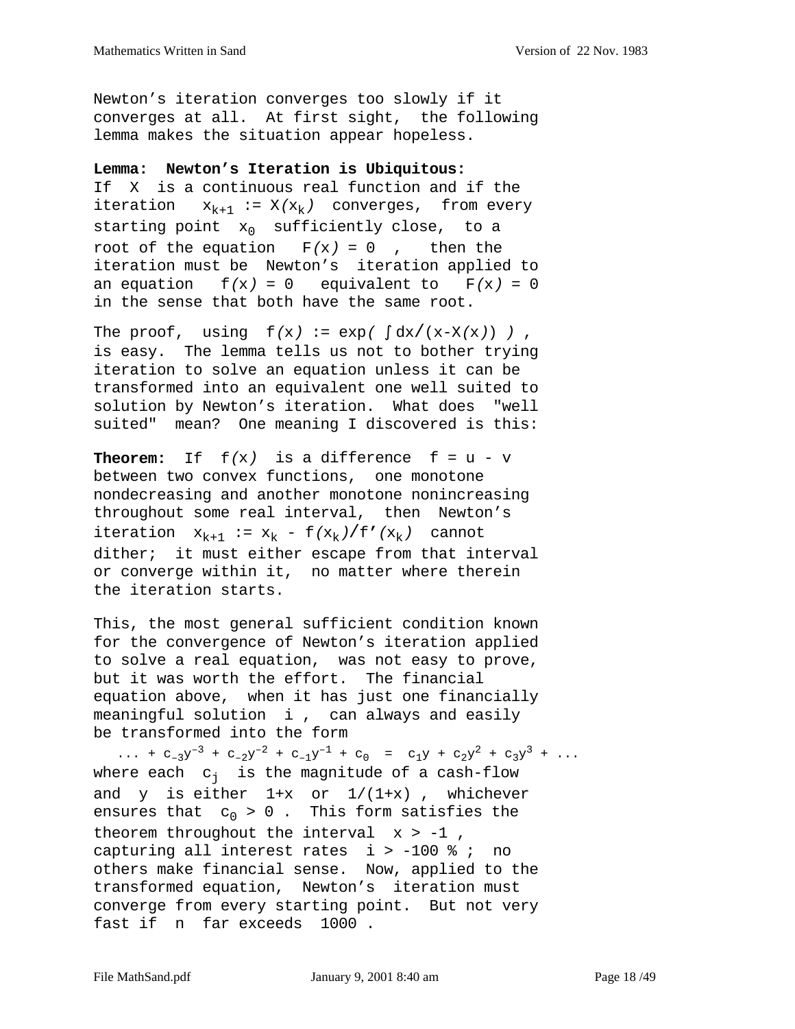Newton's iteration converges too slowly if it converges at all. At first sight, the following lemma makes the situation appear hopeless.

**Lemma: Newton's Iteration is Ubiquitous:** If $X$ is a continuous real function and if the iteration $x_{k+1} := X(x_k)$ converges, from every starting point $x_0$ sufficiently close, to a root of the equation $F(x) = 0$, then the iteration must be Newton's iteration applied to an equation $f(x) = 0$ equivalent to $F(x) = 0$ in the sense that both have the same root.

The proof, using $f(x) := \exp( \int dx/(x-X(x)) )$, is easy. The lemma tells us not to bother trying iteration to solve an equation unless it can be transformed into an equivalent one well suited to solution by Newton's iteration. What does "well suited" mean? One meaning I discovered is this:

**Theorem:** If $f(x)$ is a difference $f = u - v$ between two convex functions, one monotone nondecreasing and another monotone nonincreasing throughout some real interval, then Newton's iteration $x_{k+1} := x_k - f(x_k)/f'(x_k)$ cannot dither; it must either escape from that interval or converge within it, no matter where therein the iteration starts.

This, the most general sufficient condition known for the convergence of Newton's iteration applied to solve a real equation, was not easy to prove, but it was worth the effort. The financial equation above, when it has just one financially meaningful solution $i$, can always and easily be transformed into the form

$$\ldots + c_{-3}y^{-3} + c_{-2}y^{-2} + c_{-1}y^{-1} + c_0 = c_1y + c_2y^2 + c_3y^3 + \ldots$$

where each $c_j$ is the magnitude of a cash-flow and $y$ is either $1+x$ or $1/(1+x)$, whichever ensures that $c_0 > 0$. This form satisfies the theorem throughout the interval $x > -1$, capturing all interest rates $i > -100\ \%$; no others make financial sense. Now, applied to the transformed equation, Newton's iteration must converge from every starting point. But not very fast if $n$ far exceeds $1000$.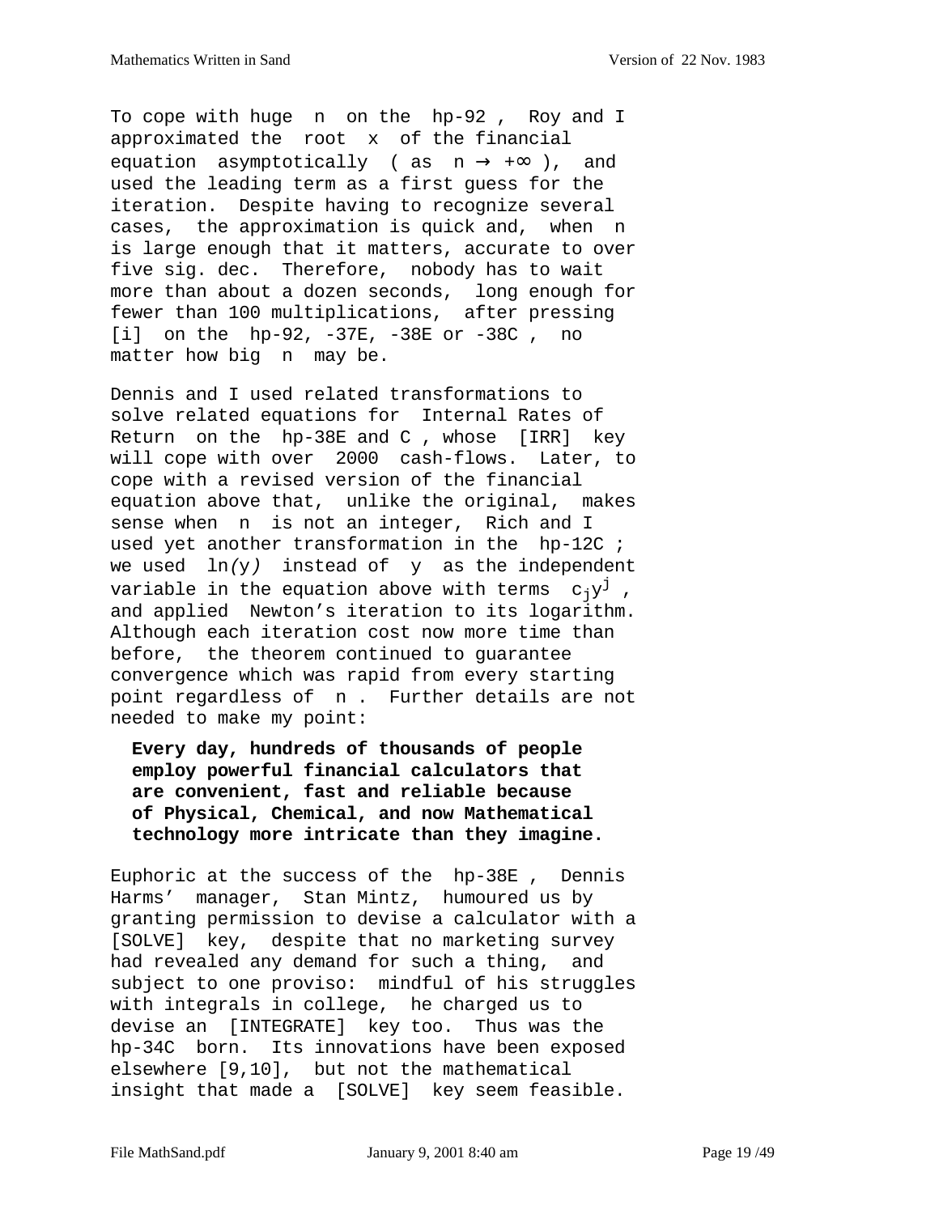To cope with huge $n$ on the hp-92 , Roy and I approximated the root $x$ of the financial equation asymptotically ( as $n \to +\infty$ ), and used the leading term as a first guess for the iteration. Despite having to recognize several cases, the approximation is quick and, when $n$ is large enough that it matters, accurate to over five sig. dec. Therefore, nobody has to wait more than about a dozen seconds, long enough for fewer than 100 multiplications, after pressing [i] on the hp-92, -37E, -38E or -38C , no matter how big $n$ may be.

Dennis and I used related transformations to solve related equations for Internal Rates of Return on the hp-38E and C , whose [IRR] key will cope with over 2000 cash-flows. Later, to cope with a revised version of the financial equation above that, unlike the original, makes sense when $n$ is not an integer, Rich and I used yet another transformation in the hp-12C ; we used $\ln(y)$ instead of $y$ as the independent variable in the equation above with terms $c_j y^j$ , and applied Newton's iteration to its logarithm. Although each iteration cost now more time than before, the theorem continued to guarantee convergence which was rapid from every starting point regardless of $n$ . Further details are not needed to make my point:

> **Every day, hundreds of thousands of people employ powerful financial calculators that are convenient, fast and reliable because of Physical, Chemical, and now Mathematical technology more intricate than they imagine.**

Euphoric at the success of the hp-38E , Dennis Harms' manager, Stan Mintz, humoured us by granting permission to devise a calculator with a [SOLVE] key, despite that no marketing survey had revealed any demand for such a thing, and subject to one proviso: mindful of his struggles with integrals in college, he charged us to devise an [INTEGRATE] key too. Thus was the hp-34C born. Its innovations have been exposed elsewhere [9,10], but not the mathematical insight that made a [SOLVE] key seem feasible.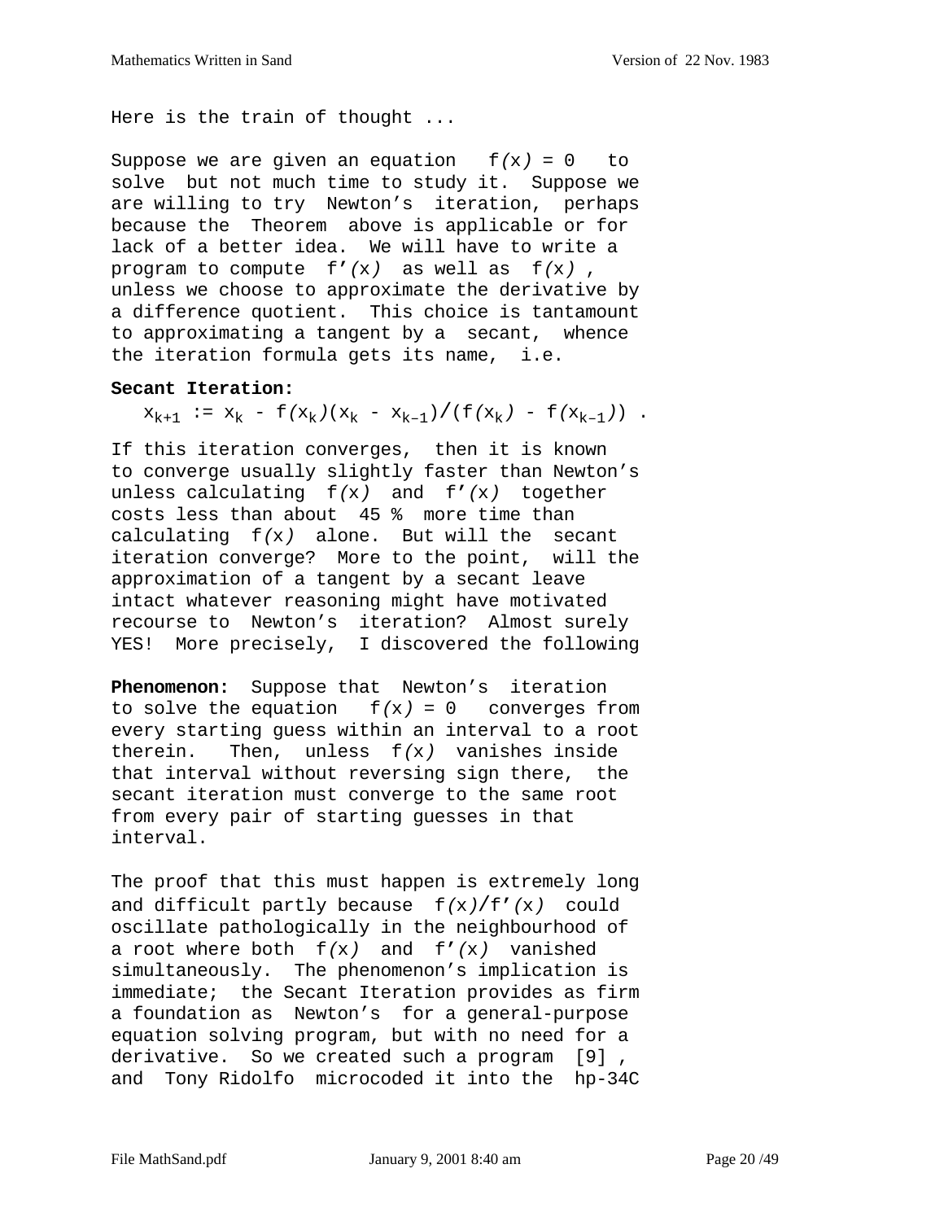Here is the train of thought ...

Suppose we are given an equation $f(x) = 0$ to solve but not much time to study it. Suppose we are willing to try Newton's iteration, perhaps because the Theorem above is applicable or for lack of a better idea. We will have to write a program to compute $f'(x)$ as well as $f(x)$, unless we choose to approximate the derivative by a difference quotient. This choice is tantamount to approximating a tangent by a secant, whence the iteration formula gets its name, i.e.

**Secant Iteration:**

$$x_{k+1} := x_k - f(x_k)(x_k - x_{k-1})/(f(x_k) - f(x_{k-1})) .$$

If this iteration converges, then it is known to converge usually slightly faster than Newton's unless calculating $f(x)$ and $f'(x)$ together costs less than about 45 % more time than calculating $f(x)$ alone. But will the secant iteration converge? More to the point, will the approximation of a tangent by a secant leave intact whatever reasoning might have motivated recourse to Newton's iteration? Almost surely YES! More precisely, I discovered the following

**Phenomenon:** Suppose that Newton's iteration to solve the equation $f(x) = 0$ converges from every starting guess within an interval to a root therein. Then, unless $f(x)$ vanishes inside that interval without reversing sign there, the secant iteration must converge to the same root from every pair of starting guesses in that interval.

The proof that this must happen is extremely long and difficult partly because $f(x)/f'(x)$ could oscillate pathologically in the neighbourhood of a root where both $f(x)$ and $f'(x)$ vanished simultaneously. The phenomenon's implication is immediate; the Secant Iteration provides as firm a foundation as Newton's for a general-purpose equation solving program, but with no need for a derivative. So we created such a program [9] , and Tony Ridolfo microcoded it into the hp-34C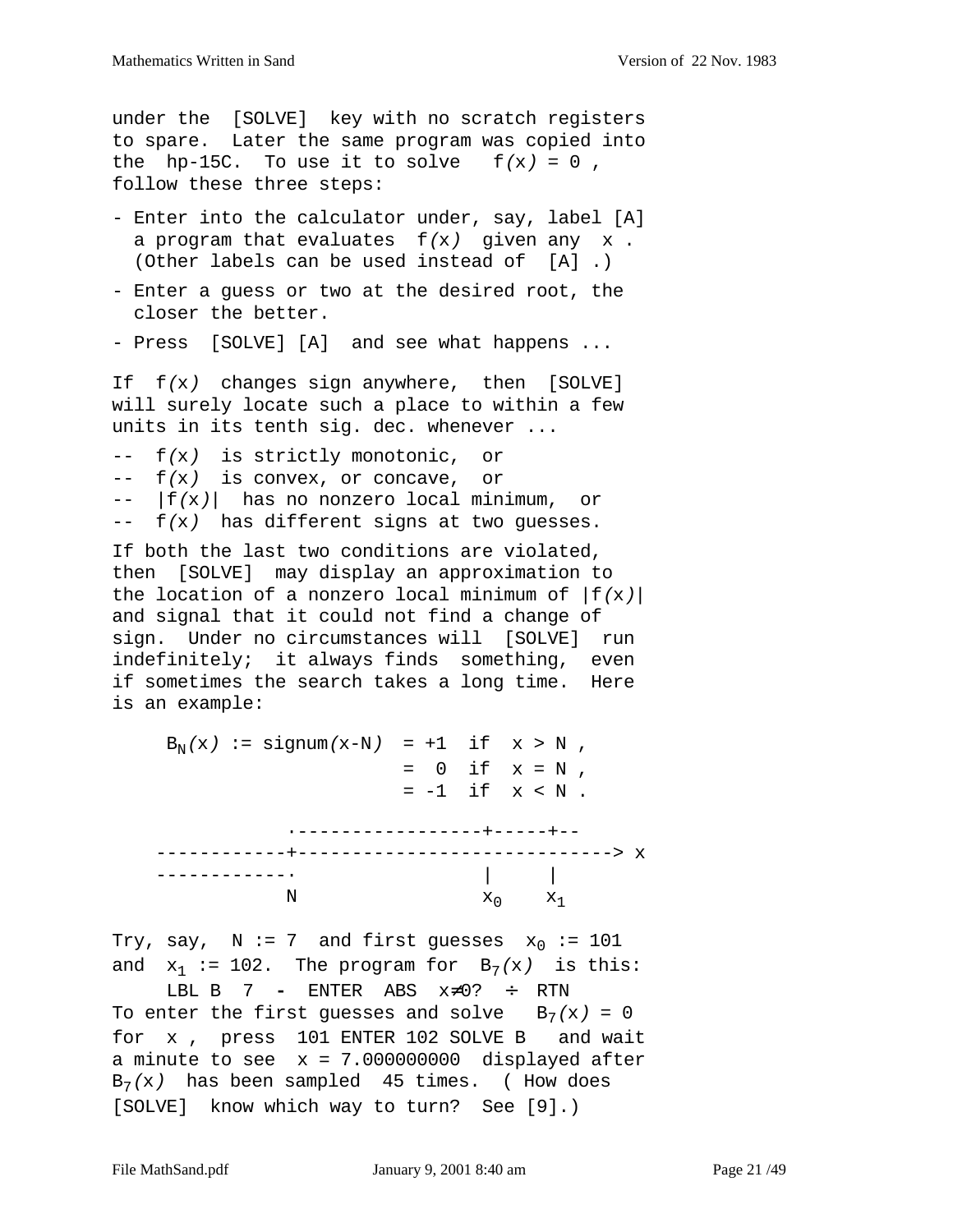under the [SOLVE] key with no scratch registers to spare. Later the same program was copied into the hp-15C. To use it to solve $f(x) = 0$ , follow these three steps:

- Enter into the calculator under, say, label [A] a program that evaluates $f(x)$ given any $x$ . (Other labels can be used instead of [A] .)
- Enter a guess or two at the desired root, the closer the better.
- Press [SOLVE] [A] and see what happens ...

If $f(x)$ changes sign anywhere, then [SOLVE] will surely locate such a place to within a few units in its tenth sig. dec. whenever ...

-- $f(x)$ is strictly monotonic, or
-- $f(x)$ is convex, or concave, or
-- $|f(x)|$ has no nonzero local minimum, or
-- $f(x)$ has different signs at two guesses.

If both the last two conditions are violated, then [SOLVE] may display an approximation to the location of a nonzero local minimum of $|f(x)|$ and signal that it could not find a change of sign. Under no circumstances will [SOLVE] run indefinitely; it always finds something, even if sometimes the search takes a long time. Here is an example:

$$B_N(x) := \mathrm{signum}(x-N) \;\; \begin{aligned} &= +1 \text{ if } x > N , \\ &= \;\;0 \text{ if } x = N , \\ &= -1 \text{ if } x < N . \end{aligned}$$

```
             ·-----------------+-----+--
    ------------+----------------------------> x
    ------------·               |     |
             N                 x0    x1
```

Try, say, $N := 7$ and first guesses $x_0 := 101$ and $x_1 := 102$. The program for $B_7(x)$ is this:

LBL B 7 - ENTER ABS x≠0? ÷ RTN

To enter the first guesses and solve $B_7(x) = 0$ for $x$ , press 101 ENTER 102 SOLVE B and wait a minute to see $x = 7.000000000$ displayed after $B_7(x)$ has been sampled 45 times. ( How does [SOLVE] know which way to turn? See [9].)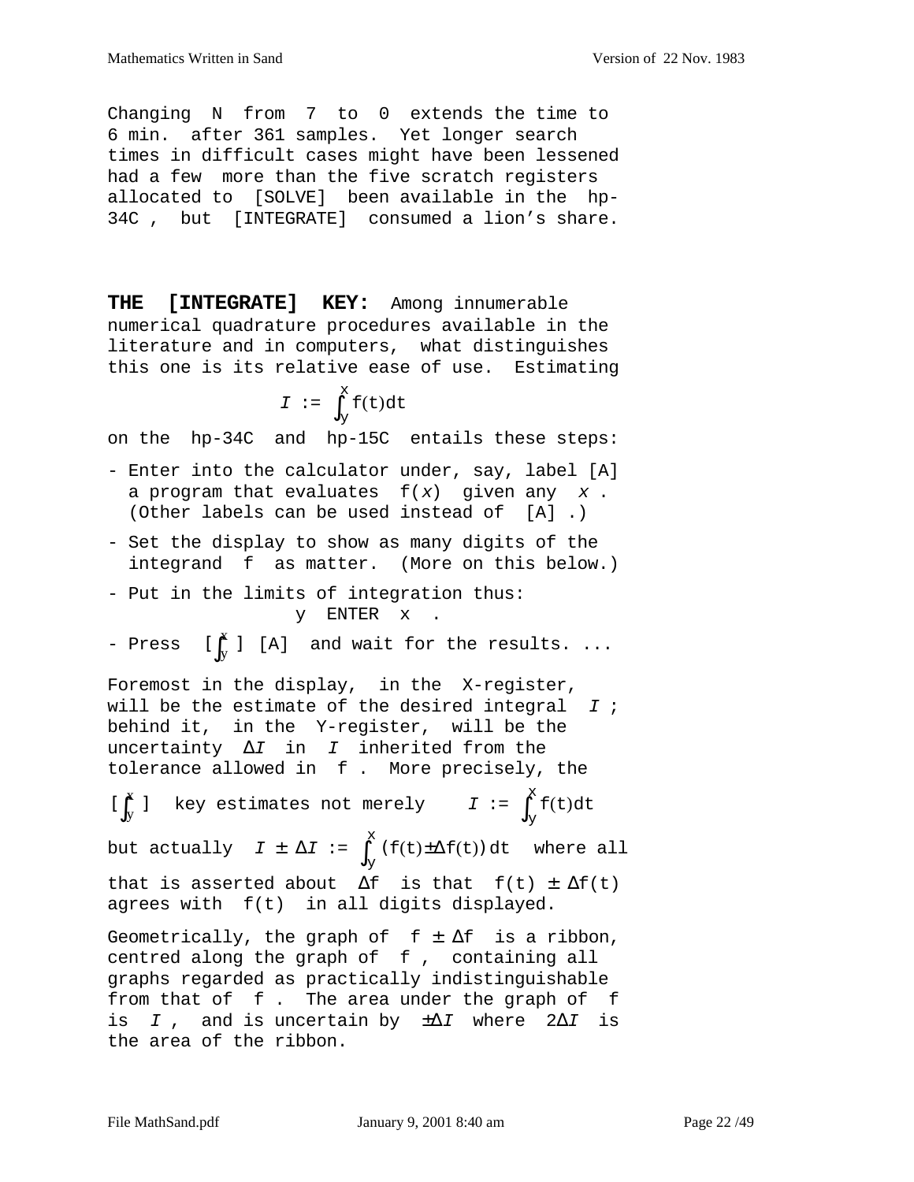Changing N from 7 to 0 extends the time to 6 min. after 361 samples. Yet longer search times in difficult cases might have been lessened had a few more than the five scratch registers allocated to [SOLVE] been available in the hp-34C , but [INTEGRATE] consumed a lion's share.

**THE [INTEGRATE] KEY:** Among innumerable numerical quadrature procedures available in the literature and in computers, what distinguishes this one is its relative ease of use. Estimating

$$I := \int_y^x f(t)dt$$

on the hp-34C and hp-15C entails these steps:

- Enter into the calculator under, say, label [A] a program that evaluates $f(x)$ given any $x$ . (Other labels can be used instead of [A] .)
- Set the display to show as many digits of the integrand f as matter. (More on this below.)
- Put in the limits of integration thus:
  y ENTER x .
- Press [ $\int_y^x$ ] [A] and wait for the results. ...

Foremost in the display, in the X-register, will be the estimate of the desired integral $I$ ; behind it, in the Y-register, will be the uncertainty $\Delta I$ in $I$ inherited from the tolerance allowed in f . More precisely, the

[ $\int_y^x$ ] key estimates not merely $I := \int_y^x f(t)dt$

but actually $I \pm \Delta I := \int_y^x (f(t)\pm\Delta f(t))\,dt$ where all that is asserted about $\Delta f$ is that $f(t) \pm \Delta f(t)$ agrees with $f(t)$ in all digits displayed.

Geometrically, the graph of $f \pm \Delta f$ is a ribbon, centred along the graph of f , containing all graphs regarded as practically indistinguishable from that of f . The area under the graph of f is $I$ , and is uncertain by $\pm\Delta I$ where $2\Delta I$ is the area of the ribbon.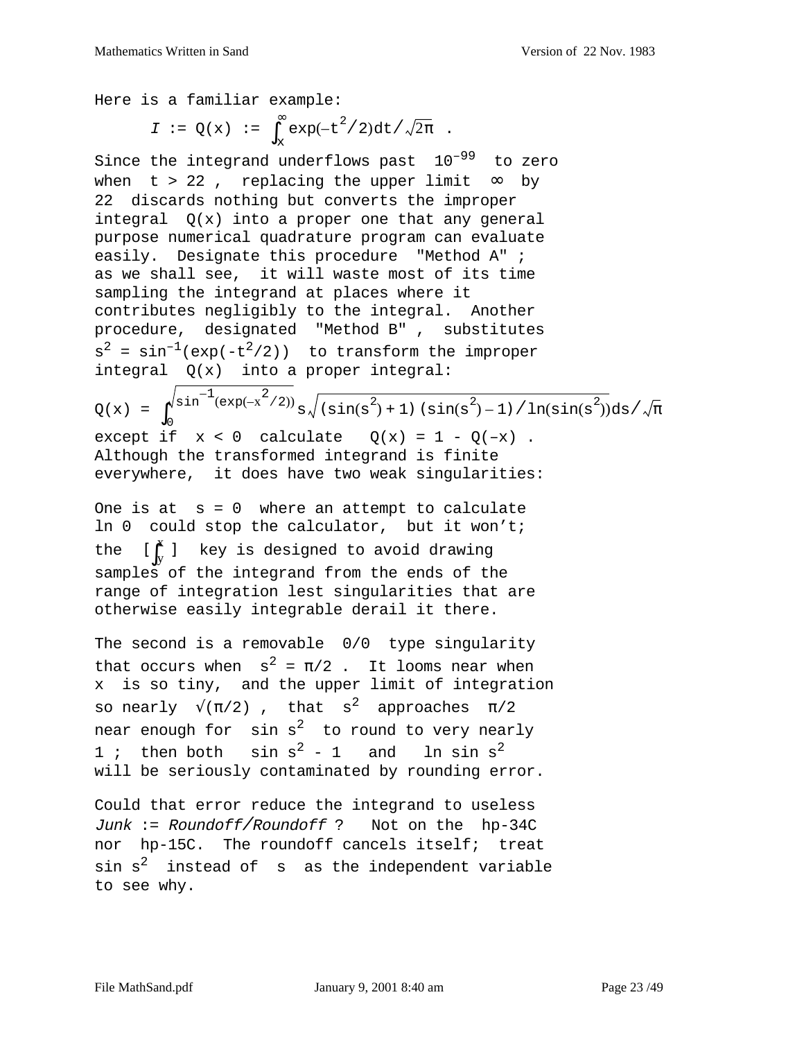Here is a familiar example:

$$I := Q(x) := \int_x^\infty \exp(-t^2/2)dt/\sqrt{2\pi} \ .$$

Since the integrand underflows past $10^{-99}$ to zero when $t > 22$ , replacing the upper limit $\infty$ by 22 discards nothing but converts the improper integral $Q(x)$ into a proper one that any general purpose numerical quadrature program can evaluate easily. Designate this procedure "Method A" ; as we shall see, it will waste most of its time sampling the integrand at places where it contributes negligibly to the integral. Another procedure, designated "Method B" , substitutes $s^2 = \sin^{-1}(\exp(-t^2/2))$ to transform the improper integral $Q(x)$ into a proper integral:

$$Q(x) = \int_0^{\sqrt{\sin^{-1}(\exp(-x^2/2))}} s\sqrt{(\sin(s^2)+1)(\sin(s^2)-1)/\ln(\sin(s^2))}ds/\sqrt{\pi}$$

except if $x < 0$ calculate $Q(x) = 1 - Q(-x)$ . Although the transformed integrand is finite everywhere, it does have two weak singularities:

One is at $s = 0$ where an attempt to calculate $\ln 0$ could stop the calculator, but it won't; the [ $\int_y^x$ ] key is designed to avoid drawing samples of the integrand from the ends of the range of integration lest singularities that are otherwise easily integrable derail it there.

The second is a removable 0/0 type singularity that occurs when $s^2 = \pi/2$ . It looms near when $x$ is so tiny, and the upper limit of integration so nearly $\sqrt{(\pi/2)}$ , that $s^2$ approaches $\pi/2$ near enough for $\sin s^2$ to round to very nearly 1 ; then both $\sin s^2 - 1$ and $\ln \sin s^2$ will be seriously contaminated by rounding error.

Could that error reduce the integrand to useless *Junk* := *Roundoff/Roundoff* ? Not on the hp-34C nor hp-15C. The roundoff cancels itself; treat $\sin s^2$ instead of $s$ as the independent variable to see why.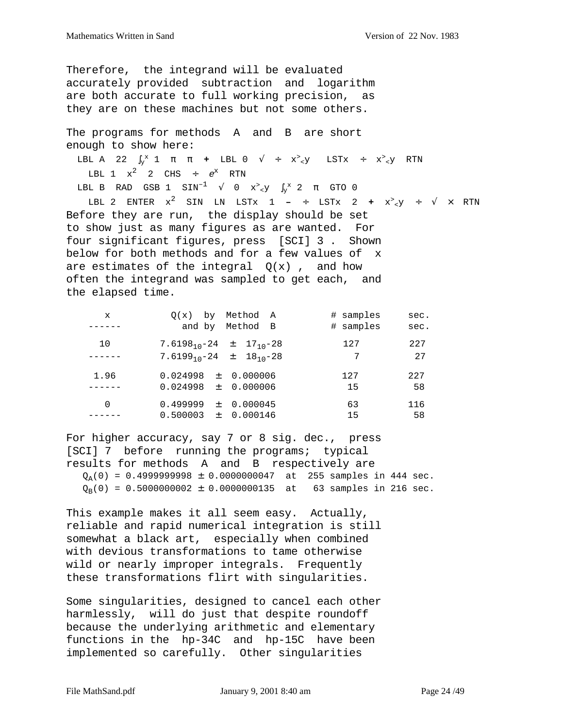Therefore, the integrand will be evaluated accurately provided subtraction and logarithm are both accurate to full working precision, as they are on these machines but not some others.

The programs for methods A and B are short enough to show here:

```
LBL A  22  ∫yx 1  π  π  +  LBL 0  √  ÷  x><y   LSTx  ÷  x><y  RTN
  LBL 1  x²  2  CHS  ÷  eˣ  RTN
LBL B  RAD  GSB 1  SIN⁻¹  √  0  x><y  ∫yx 2  π  GTO 0
  LBL 2  ENTER  x²  SIN  LN  LSTx  1  –  ÷  LSTx  2  +  x><y  ÷  √  ×  RTN
```

Before they are run, the display should be set to show just as many figures as are wanted. For four significant figures, press [SCI] 3 . Shown below for both methods and for a few values of x are estimates of the integral Q(x) , and how often the integrand was sampled to get each, and the elapsed time.

| x | Q(x) by Method A / and by Method B | # samples | sec. |
|---|---|---|---|
| 10 | $7.6198_{10}\text{-}24 \pm 17_{10}\text{-}28$ | 127 | 227 |
| ------ | $7.6199_{10}\text{-}24 \pm 18_{10}\text{-}28$ | 7 | 27 |
| 1.96 | 0.024998 ± 0.000006 | 127 | 227 |
| ------ | 0.024998 ± 0.000006 | 15 | 58 |
| 0 | 0.499999 ± 0.000045 | 63 | 116 |
| ------ | 0.500003 ± 0.000146 | 15 | 58 |

For higher accuracy, say 7 or 8 sig. dec., press [SCI] 7 before running the programs; typical results for methods A and B respectively are

$Q_A(0) = 0.4999999998 \pm 0.0000000047$ at 255 samples in 444 sec.
$Q_B(0) = 0.5000000002 \pm 0.0000000135$ at 63 samples in 216 sec.

This example makes it all seem easy. Actually, reliable and rapid numerical integration is still somewhat a black art, especially when combined with devious transformations to tame otherwise wild or nearly improper integrals. Frequently these transformations flirt with singularities.

Some singularities, designed to cancel each other harmlessly, will do just that despite roundoff because the underlying arithmetic and elementary functions in the hp-34C and hp-15C have been implemented so carefully. Other singularities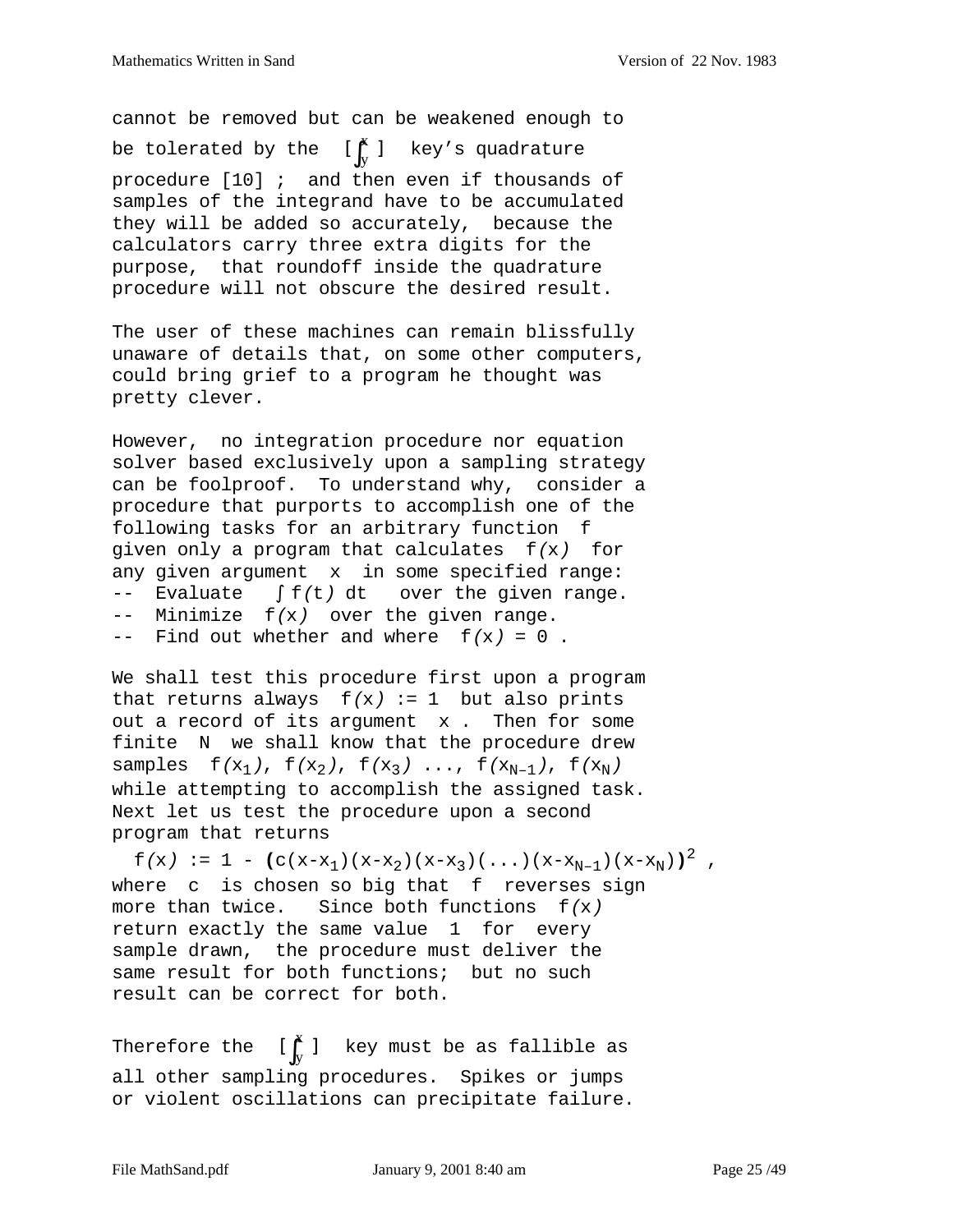cannot be removed but can be weakened enough to be tolerated by the [ $\int_y^x$ ] key's quadrature procedure [10] ; and then even if thousands of samples of the integrand have to be accumulated they will be added so accurately, because the calculators carry three extra digits for the purpose, that roundoff inside the quadrature procedure will not obscure the desired result.

The user of these machines can remain blissfully unaware of details that, on some other computers, could bring grief to a program he thought was pretty clever.

However, no integration procedure nor equation solver based exclusively upon a sampling strategy can be foolproof. To understand why, consider a procedure that purports to accomplish one of the following tasks for an arbitrary function $f$ given only a program that calculates $f(x)$ for any given argument $x$ in some specified range:

-- Evaluate $\int f(t)\, dt$ over the given range.
-- Minimize $f(x)$ over the given range.
-- Find out whether and where $f(x) = 0$ .

We shall test this procedure first upon a program that returns always $f(x) := 1$ but also prints out a record of its argument $x$ . Then for some finite $N$ we shall know that the procedure drew samples $f(x_1)$, $f(x_2)$, $f(x_3)$ ..., $f(x_{N-1})$, $f(x_N)$ while attempting to accomplish the assigned task. Next let us test the procedure upon a second program that returns

$$f(x) := 1 - \big(c(x-x_1)(x-x_2)(x-x_3)(...)(x-x_{N-1})(x-x_N)\big)^2 ,$$

where $c$ is chosen so big that $f$ reverses sign more than twice. Since both functions $f(x)$ return exactly the same value 1 for every sample drawn, the procedure must deliver the same result for both functions; but no such result can be correct for both.

Therefore the [ $\int_y^x$ ] key must be as fallible as all other sampling procedures. Spikes or jumps or violent oscillations can precipitate failure.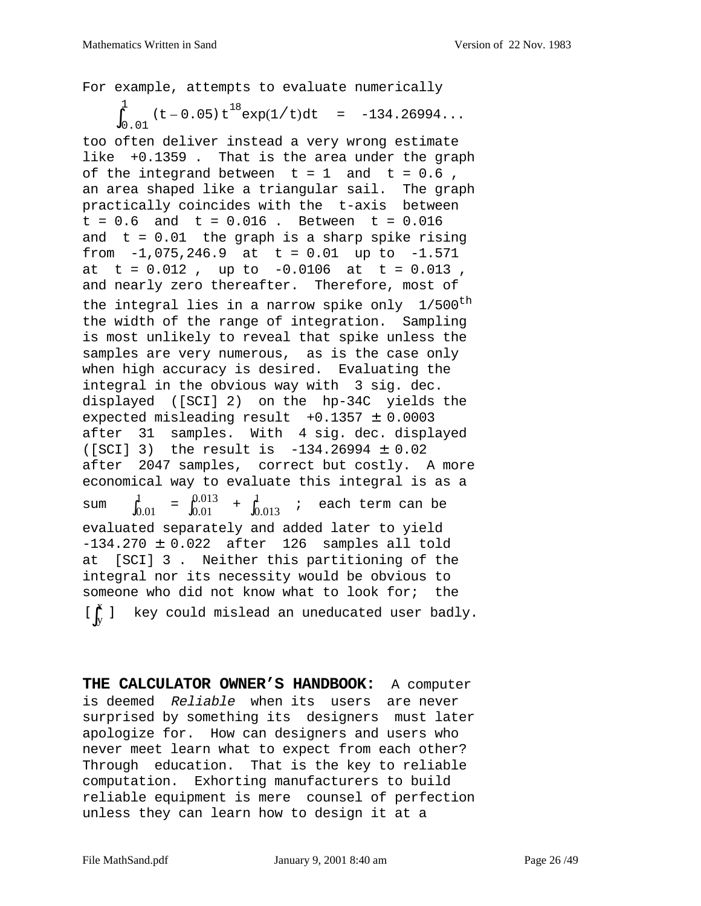For example, attempts to evaluate numerically

$$\int_{0.01}^{1} (t - 0.05)\,t^{18} \exp(1/t)\,dt \;=\; -134.26994...$$

too often deliver instead a very wrong estimate like $+0.1359$ . That is the area under the graph of the integrand between $t = 1$ and $t = 0.6$ , an area shaped like a triangular sail. The graph practically coincides with the t-axis between $t = 0.6$ and $t = 0.016$ . Between $t = 0.016$ and $t = 0.01$ the graph is a sharp spike rising from $-1{,}075{,}246.9$ at $t = 0.01$ up to $-1.571$ at $t = 0.012$ , up to $-0.0106$ at $t = 0.013$ , and nearly zero thereafter. Therefore, most of the integral lies in a narrow spike only $1/500^{th}$ the width of the range of integration. Sampling is most unlikely to reveal that spike unless the samples are very numerous, as is the case only when high accuracy is desired. Evaluating the integral in the obvious way with 3 sig. dec. displayed ([SCI] 2) on the hp-34C yields the expected misleading result $+0.1357 \pm 0.0003$ after 31 samples. With 4 sig. dec. displayed ([SCI] 3) the result is $-134.26994 \pm 0.02$ after 2047 samples, correct but costly. A more economical way to evaluate this integral is as a sum $\int_{0.01}^{1} = \int_{0.01}^{0.013} + \int_{0.013}^{1}$ ; each term can be evaluated separately and added later to yield $-134.270 \pm 0.022$ after 126 samples all told at [SCI] 3 . Neither this partitioning of the integral nor its necessity would be obvious to someone who did not know what to look for; the [$\int_y^x$] key could mislead an uneducated user badly.

**THE CALCULATOR OWNER'S HANDBOOK:** A computer is deemed *Reliable* when its users are never surprised by something its designers must later apologize for. How can designers and users who never meet learn what to expect from each other? Through education. That is the key to reliable computation. Exhorting manufacturers to build reliable equipment is mere counsel of perfection unless they can learn how to design it at a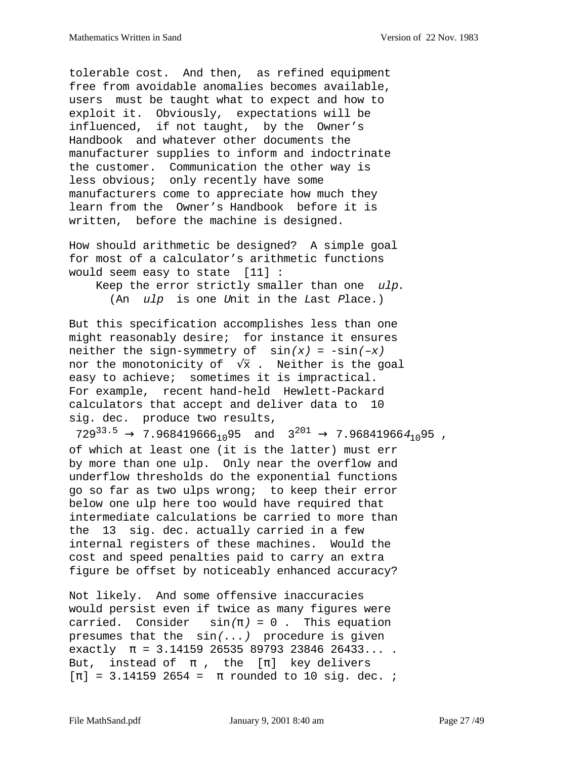tolerable cost. And then, as refined equipment free from avoidable anomalies becomes available, users must be taught what to expect and how to exploit it. Obviously, expectations will be influenced, if not taught, by the Owner's Handbook and whatever other documents the manufacturer supplies to inform and indoctrinate the customer. Communication the other way is less obvious; only recently have some manufacturers come to appreciate how much they learn from the Owner's Handbook before it is written, before the machine is designed.

How should arithmetic be designed? A simple goal for most of a calculator's arithmetic functions would seem easy to state [11] :

Keep the error strictly smaller than one *ulp*.
(An *ulp* is one *U*nit in the *L*ast *P*lace.)

But this specification accomplishes less than one might reasonably desire; for instance it ensures neither the sign-symmetry of $\sin(x) = -\sin(-x)$ nor the monotonicity of $\sqrt{x}$ . Neither is the goal easy to achieve; sometimes it is impractical. For example, recent hand-held Hewlett-Packard calculators that accept and deliver data to 10 sig. dec. produce two results,

$729^{33.5} \rightarrow 7.968419666_{10}95$ and $3^{201} \rightarrow 7.96841966\mathit{4}_{10}95$ ,

of which at least one (it is the latter) must err by more than one ulp. Only near the overflow and underflow thresholds do the exponential functions go so far as two ulps wrong; to keep their error below one ulp here too would have required that intermediate calculations be carried to more than the 13 sig. dec. actually carried in a few internal registers of these machines. Would the cost and speed penalties paid to carry an extra figure be offset by noticeably enhanced accuracy?

Not likely. And some offensive inaccuracies would persist even if twice as many figures were carried. Consider $\sin(\pi) = 0$ . This equation presumes that the $\sin(...)$ procedure is given exactly $\pi = 3.14159\ 26535\ 89793\ 23846\ 26433...$ . But, instead of $\pi$ , the [π] key delivers [π] = 3.14159 2654 = π rounded to 10 sig. dec. ;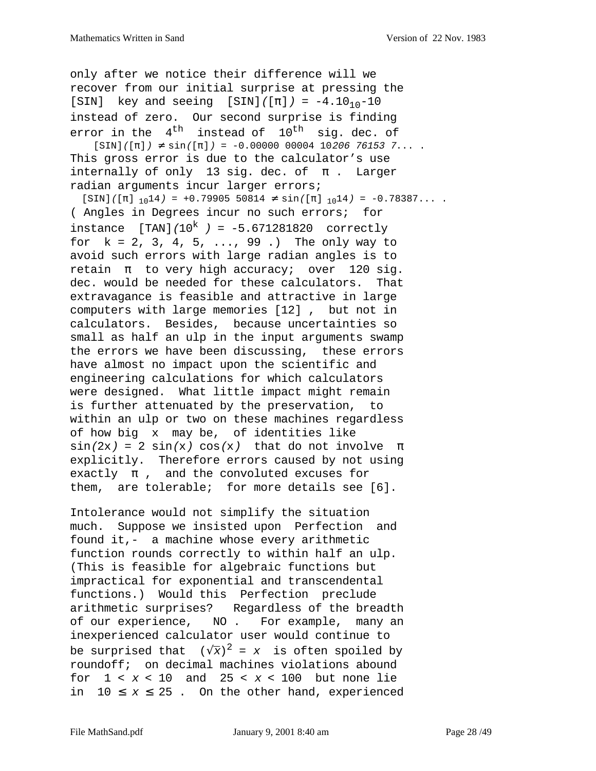only after we notice their difference will we recover from our initial surprise at pressing the [SIN] key and seeing [SIN]([π]) = $-4.1_{10}-10$ instead of zero. Our second surprise is finding error in the $4^{th}$ instead of $10^{th}$ sig. dec. of

[SIN]([π]) ≠ sin([π]) = -0.00000 00004 10*206 76153 7*... .

This gross error is due to the calculator's use internally of only 13 sig. dec. of π . Larger radian arguments incur larger errors;

[SIN]([π] $_{10}14$) = +0.79905 50814 ≠ sin([π] $_{10}14$) = -0.78387... .

( Angles in Degrees incur no such errors; for instance [TAN]($10^k$ ) = -5.671281820 correctly for k = 2, 3, 4, 5, ..., 99 .) The only way to avoid such errors with large radian angles is to retain π to very high accuracy; over 120 sig. dec. would be needed for these calculators. That extravagance is feasible and attractive in large computers with large memories [12] , but not in calculators. Besides, because uncertainties so small as half an ulp in the input arguments swamp the errors we have been discussing, these errors have almost no impact upon the scientific and engineering calculations for which calculators were designed. What little impact might remain is further attenuated by the preservation, to within an ulp or two on these machines regardless of how big x may be, of identities like sin(2x) = 2 sin(x) cos(x) that do not involve π explicitly. Therefore errors caused by not using exactly π , and the convoluted excuses for them, are tolerable; for more details see [6].

Intolerance would not simplify the situation much. Suppose we insisted upon Perfection and found it,- a machine whose every arithmetic function rounds correctly to within half an ulp. (This is feasible for algebraic functions but impractical for exponential and transcendental functions.) Would this Perfection preclude arithmetic surprises? Regardless of the breadth of our experience, NO . For example, many an inexperienced calculator user would continue to be surprised that $(\sqrt{x})^2 = x$ is often spoiled by roundoff; on decimal machines violations abound for $1 < x < 10$ and $25 < x < 100$ but none lie in $10 \le x \le 25$ . On the other hand, experienced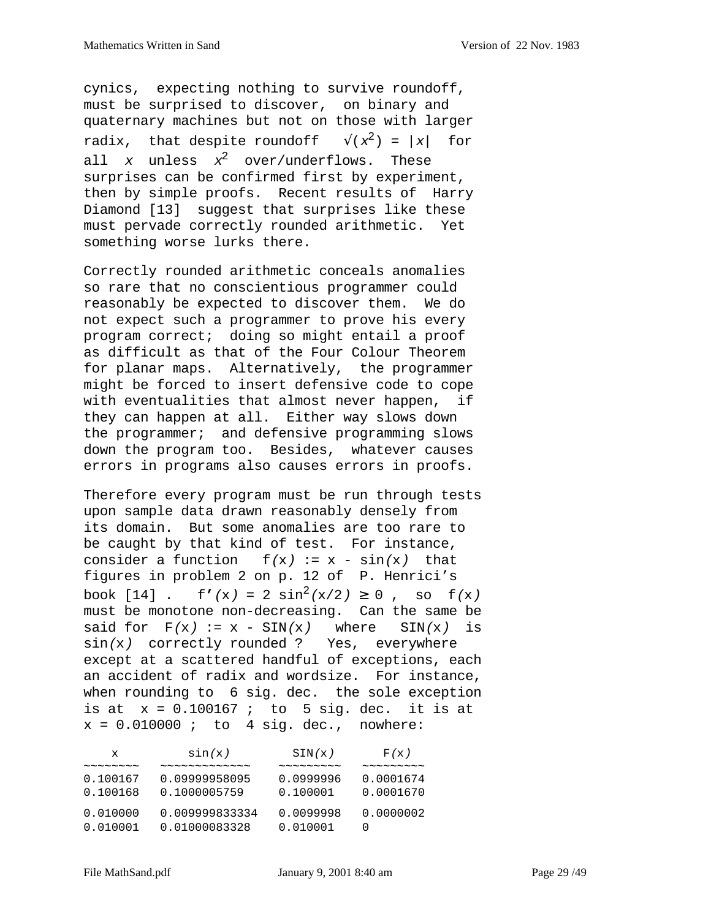cynics, expecting nothing to survive roundoff, must be surprised to discover, on binary and quaternary machines but not on those with larger radix, that despite roundoff $\sqrt{(x^2)} = |x|$ for all $x$ unless $x^2$ over/underflows. These surprises can be confirmed first by experiment, then by simple proofs. Recent results of Harry Diamond [13] suggest that surprises like these must pervade correctly rounded arithmetic. Yet something worse lurks there.

Correctly rounded arithmetic conceals anomalies so rare that no conscientious programmer could reasonably be expected to discover them. We do not expect such a programmer to prove his every program correct; doing so might entail a proof as difficult as that of the Four Colour Theorem for planar maps. Alternatively, the programmer might be forced to insert defensive code to cope with eventualities that almost never happen, if they can happen at all. Either way slows down the programmer; and defensive programming slows down the program too. Besides, whatever causes errors in programs also causes errors in proofs.

Therefore every program must be run through tests upon sample data drawn reasonably densely from its domain. But some anomalies are too rare to be caught by that kind of test. For instance, consider a function $f(x) := x - \sin(x)$ that figures in problem 2 on p. 12 of P. Henrici's book [14] . $f'(x) = 2\sin^2(x/2) \ge 0$ , so $f(x)$ must be monotone non-decreasing. Can the same be said for $F(x) := x - \mathrm{SIN}(x)$ where $\mathrm{SIN}(x)$ is $\sin(x)$ correctly rounded ? Yes, everywhere except at a scattered handful of exceptions, each an accident of radix and wordsize. For instance, when rounding to 6 sig. dec. the sole exception is at $x = 0.100167$ ; to 5 sig. dec. it is at $x = 0.010000$ ; to 4 sig. dec., nowhere:

| x | sin(x) | SIN(x) | F(x) |
|---|---|---|---|
| 0.100167 | 0.09999958095 | 0.0999996 | 0.0001674 |
| 0.100168 | 0.1000005759 | 0.100001 | 0.0001670 |
| 0.010000 | 0.009999833334 | 0.0099998 | 0.0000002 |
| 0.010001 | 0.01000083328 | 0.010001 | 0 |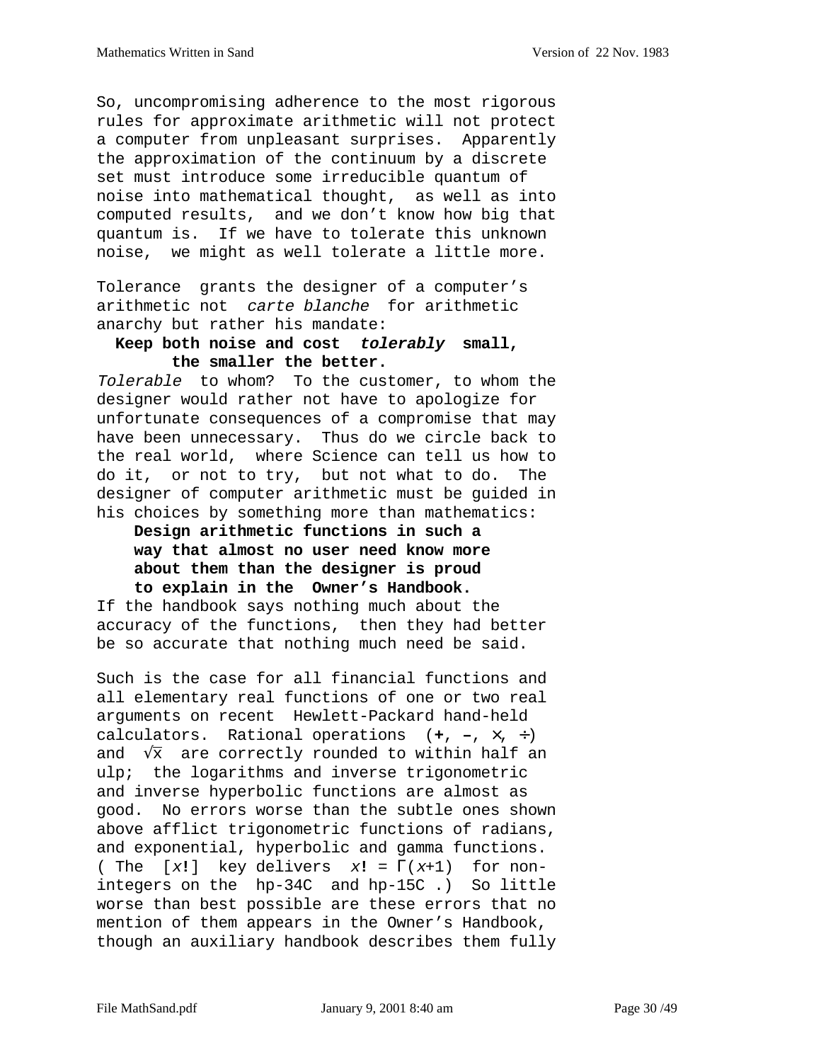So, uncompromising adherence to the most rigorous rules for approximate arithmetic will not protect a computer from unpleasant surprises. Apparently the approximation of the continuum by a discrete set must introduce some irreducible quantum of noise into mathematical thought, as well as into computed results, and we don't know how big that quantum is. If we have to tolerate this unknown noise, we might as well tolerate a little more.

Tolerance grants the designer of a computer's arithmetic not *carte blanche* for arithmetic anarchy but rather his mandate:

> **Keep both noise and cost *tolerably* small, the smaller the better.**

*Tolerable* to whom? To the customer, to whom the designer would rather not have to apologize for unfortunate consequences of a compromise that may have been unnecessary. Thus do we circle back to the real world, where Science can tell us how to do it, or not to try, but not what to do. The designer of computer arithmetic must be guided in his choices by something more than mathematics:

> **Design arithmetic functions in such a way that almost no user need know more about them than the designer is proud to explain in the Owner's Handbook.**

If the handbook says nothing much about the accuracy of the functions, then they had better be so accurate that nothing much need be said.

Such is the case for all financial functions and all elementary real functions of one or two real arguments on recent Hewlett-Packard hand-held calculators. Rational operations (**+**, **–**, ×, ÷) and $\sqrt{x}$ are correctly rounded to within half an ulp; the logarithms and inverse trigonometric and inverse hyperbolic functions are almost as good. No errors worse than the subtle ones shown above afflict trigonometric functions of radians, and exponential, hyperbolic and gamma functions. ( The [*x*!] key delivers $x! = \Gamma(x+1)$ for non-integers on the hp-34C and hp-15C .) So little worse than best possible are these errors that no mention of them appears in the Owner's Handbook, though an auxiliary handbook describes them fully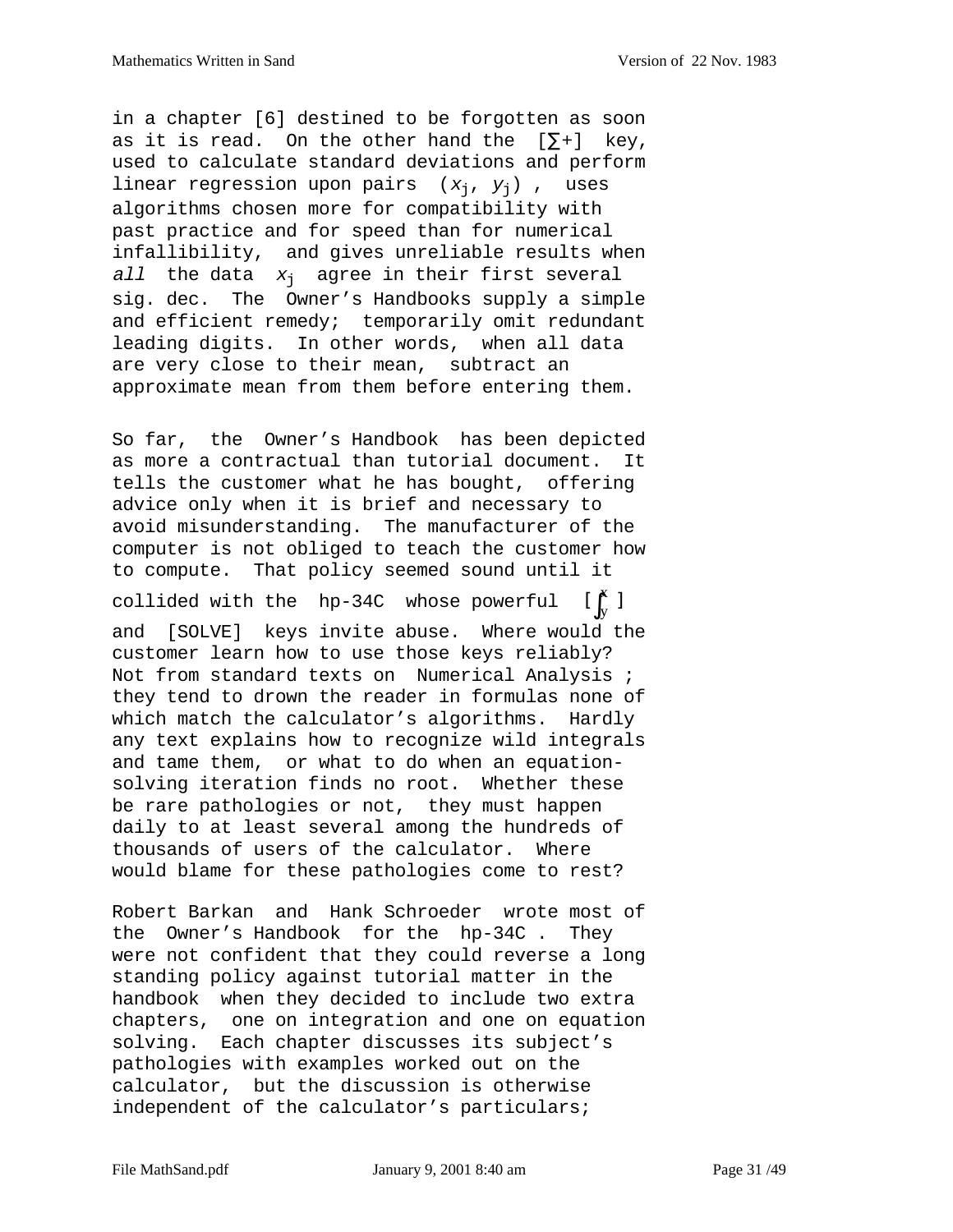in a chapter [6] destined to be forgotten as soon as it is read. On the other hand the [∑+] key, used to calculate standard deviations and perform linear regression upon pairs $(x_j, y_j)$, uses algorithms chosen more for compatibility with past practice and for speed than for numerical infallibility, and gives unreliable results when *all* the data $x_j$ agree in their first several sig. dec. The Owner's Handbooks supply a simple and efficient remedy; temporarily omit redundant leading digits. In other words, when all data are very close to their mean, subtract an approximate mean from them before entering them.

So far, the Owner's Handbook has been depicted as more a contractual than tutorial document. It tells the customer what he has bought, offering advice only when it is brief and necessary to avoid misunderstanding. The manufacturer of the computer is not obliged to teach the customer how to compute. That policy seemed sound until it collided with the hp-34C whose powerful [$\int_y^x$] and [SOLVE] keys invite abuse. Where would the customer learn how to use those keys reliably? Not from standard texts on Numerical Analysis; they tend to drown the reader in formulas none of which match the calculator's algorithms. Hardly any text explains how to recognize wild integrals and tame them, or what to do when an equation-solving iteration finds no root. Whether these be rare pathologies or not, they must happen daily to at least several among the hundreds of thousands of users of the calculator. Where would blame for these pathologies come to rest?

Robert Barkan and Hank Schroeder wrote most of the Owner's Handbook for the hp-34C. They were not confident that they could reverse a long standing policy against tutorial matter in the handbook when they decided to include two extra chapters, one on integration and one on equation solving. Each chapter discusses its subject's pathologies with examples worked out on the calculator, but the discussion is otherwise independent of the calculator's particulars;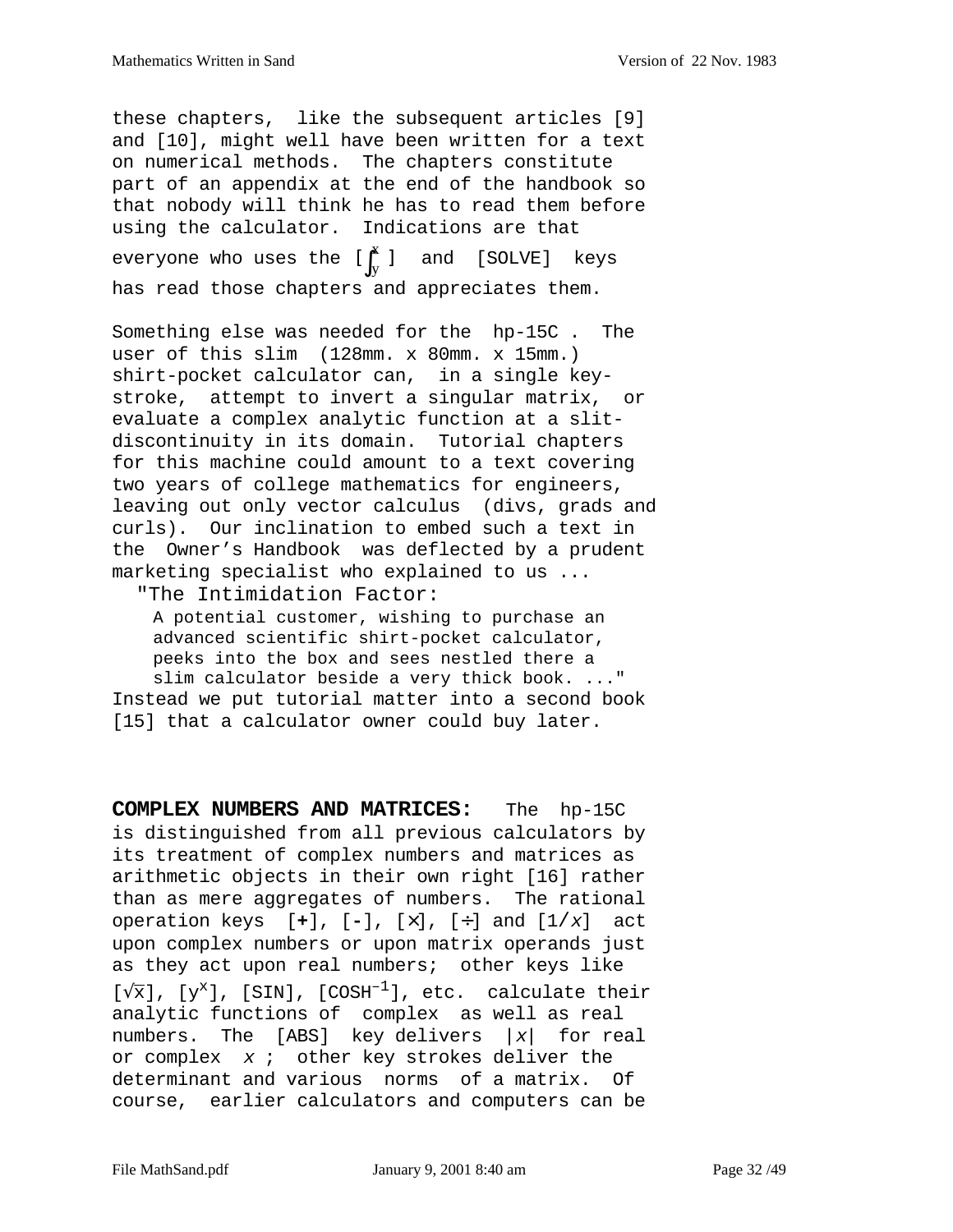these chapters, like the subsequent articles [9] and [10], might well have been written for a text on numerical methods. The chapters constitute part of an appendix at the end of the handbook so that nobody will think he has to read them before using the calculator. Indications are that everyone who uses the [$\int_y^x$] and [SOLVE] keys has read those chapters and appreciates them.

Something else was needed for the hp-15C . The user of this slim (128mm. x 80mm. x 15mm.) shirt-pocket calculator can, in a single key-stroke, attempt to invert a singular matrix, or evaluate a complex analytic function at a slit-discontinuity in its domain. Tutorial chapters for this machine could amount to a text covering two years of college mathematics for engineers, leaving out only vector calculus (divs, grads and curls). Our inclination to embed such a text in the *Owner's Handbook* was deflected by a prudent marketing specialist who explained to us ...

> "The Intimidation Factor:
>
> A potential customer, wishing to purchase an advanced scientific shirt-pocket calculator, peeks into the box and sees nestled there a slim calculator beside a very thick book. ..."

Instead we put tutorial matter into a second book [15] that a calculator owner could buy later.

**COMPLEX NUMBERS AND MATRICES:** The hp-15C is distinguished from all previous calculators by its treatment of complex numbers and matrices as arithmetic objects in their own right [16] rather than as mere aggregates of numbers. The rational operation keys [**+**], [**-**], [×], [÷] and [1/*x*] act upon complex numbers or upon matrix operands just as they act upon real numbers; other keys like [$\sqrt{x}$], [$y^x$], [SIN], [$COSH^{-1}$], etc. calculate their analytic functions of complex as well as real numbers. The [ABS] key delivers $|x|$ for real or complex $x$ ; other key strokes deliver the determinant and various norms of a matrix. Of course, earlier calculators and computers can be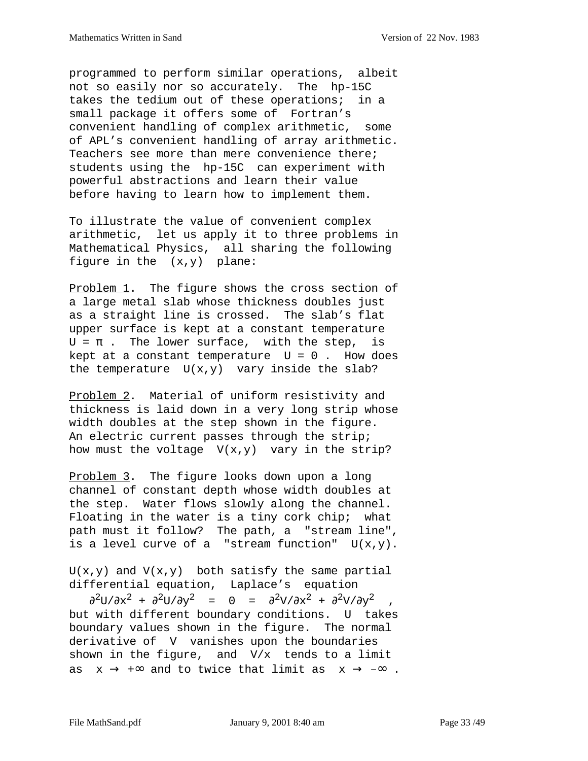programmed to perform similar operations, albeit not so easily nor so accurately. The hp-15C takes the tedium out of these operations; in a small package it offers some of Fortran's convenient handling of complex arithmetic, some of APL's convenient handling of array arithmetic. Teachers see more than mere convenience there; students using the hp-15C can experiment with powerful abstractions and learn their value before having to learn how to implement them.

To illustrate the value of convenient complex arithmetic, let us apply it to three problems in Mathematical Physics, all sharing the following figure in the $(x,y)$ plane:

Problem 1. The figure shows the cross section of a large metal slab whose thickness doubles just as a straight line is crossed. The slab's flat upper surface is kept at a constant temperature $U = \pi$ . The lower surface, with the step, is kept at a constant temperature $U = 0$ . How does the temperature $U(x,y)$ vary inside the slab?

Problem 2. Material of uniform resistivity and thickness is laid down in a very long strip whose width doubles at the step shown in the figure. An electric current passes through the strip; how must the voltage $V(x,y)$ vary in the strip?

Problem 3. The figure looks down upon a long channel of constant depth whose width doubles at the step. Water flows slowly along the channel. Floating in the water is a tiny cork chip; what path must it follow? The path, a "stream line", is a level curve of a "stream function" $U(x,y)$.

$U(x,y)$ and $V(x,y)$ both satisfy the same partial differential equation, Laplace's equation

$$\partial^2U/\partial x^2 + \partial^2U/\partial y^2 = 0 = \partial^2V/\partial x^2 + \partial^2V/\partial y^2 ,$$

but with different boundary conditions. $U$ takes boundary values shown in the figure. The normal derivative of $V$ vanishes upon the boundaries shown in the figure, and $V/x$ tends to a limit as $x \to +\infty$ and to twice that limit as $x \to -\infty$ .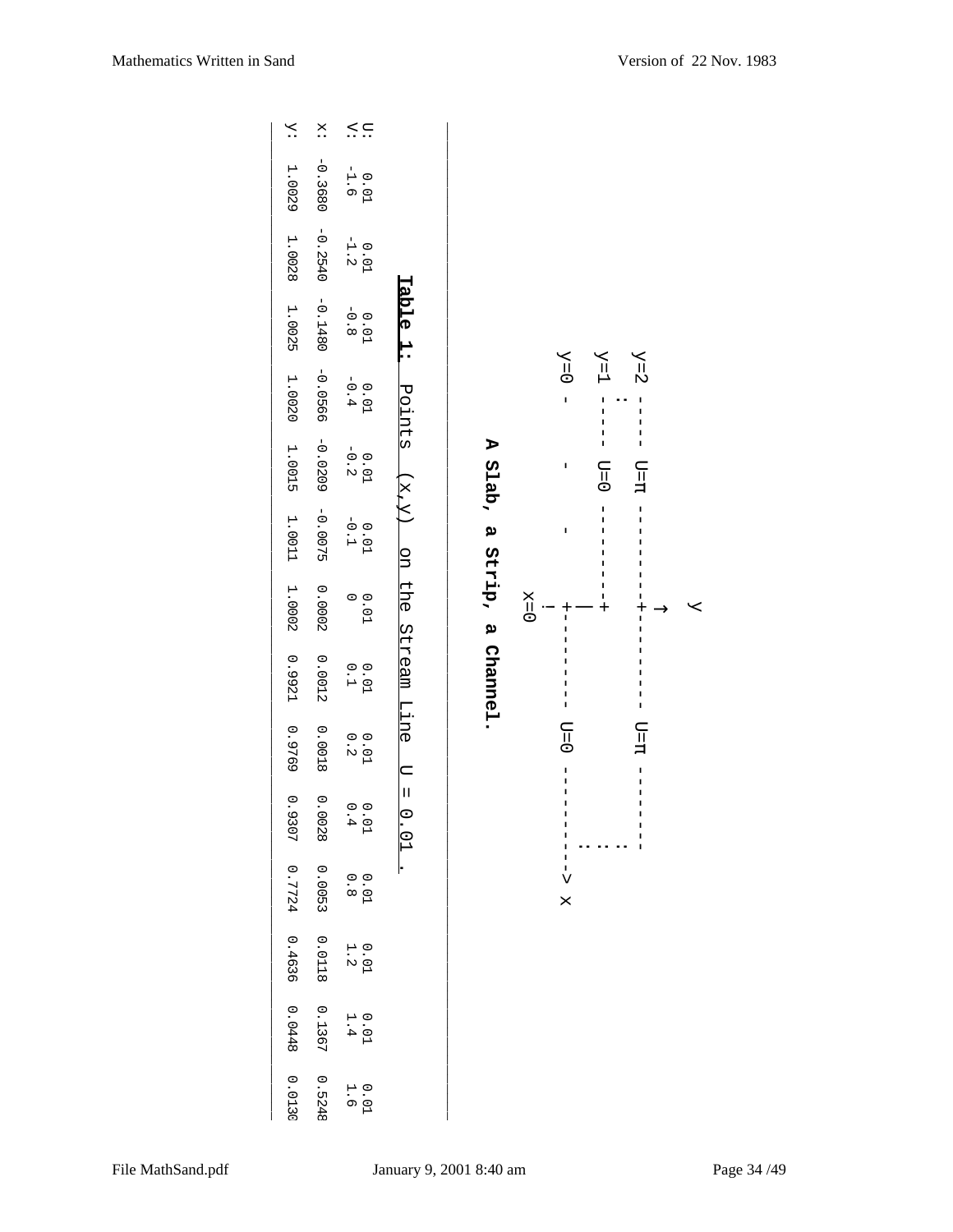```
                          y
                          ↑
y=2 ----- U=π ----------+---------- U=π --------
    :                   |                     :
y=1 ----- U=0 ----------+                     :
                        |                     :
y=0 -     -      -      +---------- U=0 ------------> x
                        !
                       x=0
```

**A Slab, a Strip, a Channel.**

**Table 1:** Points (x,y) on the Stream Line U = 0.01 .

| | | | | | | | | | | | | | |
|---|---|---|---|---|---|---|---|---|---|---|---|---|---|
| U: | 0.01 | 0.01 | 0.01 | 0.01 | 0.01 | 0.01 | 0.01 | 0.01 | 0.01 | 0.01 | 0.01 | 0.01 | 0.01 |
| V: | -1.6 | -1.2 | -0.8 | -0.4 | -0.2 | -0.1 | 0 | 0.1 | 0.2 | 0.4 | 0.8 | 1.2 | 1.4 | 1.6 |
| x: | -0.3680 | -0.2540 | -0.1480 | -0.0566 | -0.0209 | -0.0075 | 0.0002 | 0.0012 | 0.0018 | 0.0028 | 0.0053 | 0.0118 | 0.1367 | 0.5248 |
| y: | 1.0029 | 1.0028 | 1.0025 | 1.0020 | 1.0015 | 1.0011 | 1.0002 | 0.9921 | 0.9769 | 0.9307 | 0.7724 | 0.4636 | 0.0448 | 0.0130 |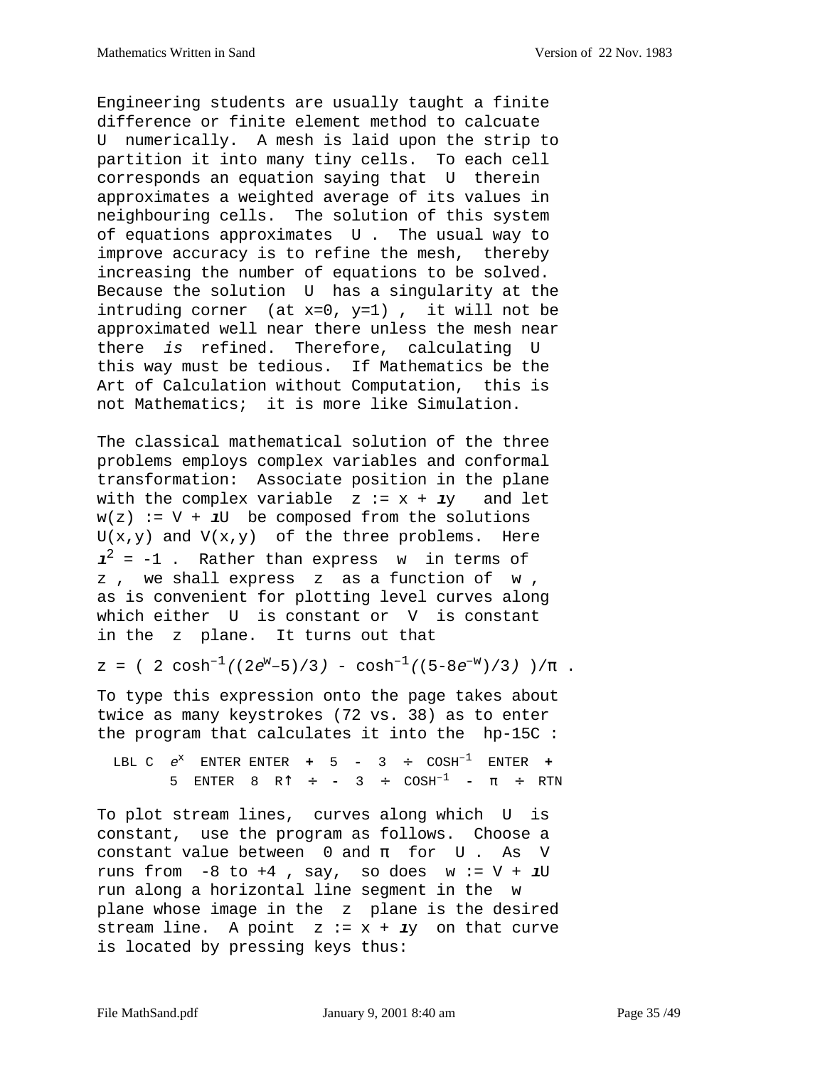Engineering students are usually taught a finite difference or finite element method to calcuate $U$ numerically. A mesh is laid upon the strip to partition it into many tiny cells. To each cell corresponds an equation saying that $U$ therein approximates a weighted average of its values in neighbouring cells. The solution of this system of equations approximates $U$. The usual way to improve accuracy is to refine the mesh, thereby increasing the number of equations to be solved. Because the solution $U$ has a singularity at the intruding corner (at $x=0$, $y=1$), it will not be approximated well near there unless the mesh near there *is* refined. Therefore, calculating $U$ this way must be tedious. If Mathematics be the Art of Calculation without Computation, this is not Mathematics; it is more like Simulation.

The classical mathematical solution of the three problems employs complex variables and conformal transformation: Associate position in the plane with the complex variable $z := x + \imath y$ and let $w(z) := V + \imath U$ be composed from the solutions $U(x,y)$ and $V(x,y)$ of the three problems. Here $\imath^2 = -1$. Rather than express $w$ in terms of $z$, we shall express $z$ as a function of $w$, as is convenient for plotting level curves along which either $U$ is constant or $V$ is constant in the $z$ plane. It turns out that

$$z = \left( 2 \cosh^{-1}((2e^{w}-5)/3) - \cosh^{-1}((5-8e^{-w})/3) \right)/\pi .$$

To type this expression onto the page takes about twice as many keystrokes (72 vs. 38) as to enter the program that calculates it into the hp-15C :

```
LBL C  eˣ  ENTER ENTER  +  5  -  3  ÷  COSH⁻¹  ENTER  +
       5  ENTER  8  R↑  ÷  -  3  ÷  COSH⁻¹  -  π  ÷  RTN
```

To plot stream lines, curves along which $U$ is constant, use the program as follows. Choose a constant value between $0$ and $\pi$ for $U$. As $V$ runs from $-8$ to $+4$, say, so does $w := V + \imath U$ run along a horizontal line segment in the $w$ plane whose image in the $z$ plane is the desired stream line. A point $z := x + \imath y$ on that curve is located by pressing keys thus: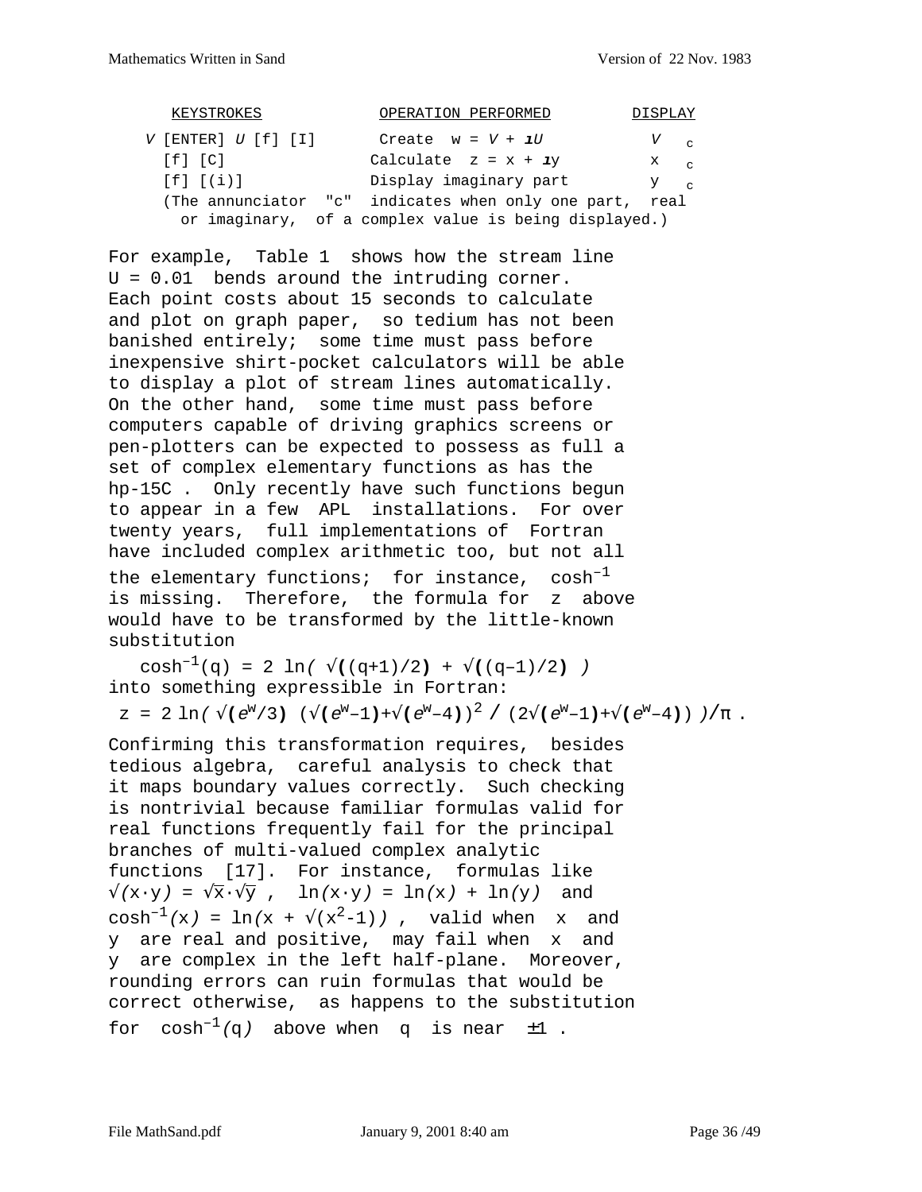| KEYSTROKES | OPERATION PERFORMED | DISPLAY |
|---|---|---|
| $V$ [ENTER] $U$ [f] [I] | Create $w = V + \imath U$ | $V$ c |
| [f] [C] | Calculate $z = x + \imath y$ | x c |
| [f] [(i)] | Display imaginary part | y c |

(The annunciator "c" indicates when only one part, real or imaginary, of a complex value is being displayed.)

For example, Table 1 shows how the stream line $U = 0.01$ bends around the intruding corner. Each point costs about 15 seconds to calculate and plot on graph paper, so tedium has not been banished entirely; some time must pass before inexpensive shirt-pocket calculators will be able to display a plot of stream lines automatically. On the other hand, some time must pass before computers capable of driving graphics screens or pen-plotters can be expected to possess as full a set of complex elementary functions as has the hp-15C . Only recently have such functions begun to appear in a few APL installations. For over twenty years, full implementations of Fortran have included complex arithmetic too, but not all the elementary functions; for instance, $\cosh^{-1}$ is missing. Therefore, the formula for z above would have to be transformed by the little-known substitution

$$\cosh^{-1}(q) = 2 \ln\left( \sqrt{(q+1)/2} + \sqrt{(q-1)/2} \right)$$

into something expressible in Fortran:

$$z = 2 \ln\left( \sqrt{e^w/3}\, \left(\sqrt{e^w-1}+\sqrt{e^w-4}\right)^2 \Big/ \left(2\sqrt{e^w-1}+\sqrt{e^w-4}\right) \right)/\pi \ .$$

Confirming this transformation requires, besides tedious algebra, careful analysis to check that it maps boundary values correctly. Such checking is nontrivial because familiar formulas valid for real functions frequently fail for the principal branches of multi-valued complex analytic functions [17]. For instance, formulas like $\sqrt{x \cdot y} = \sqrt{x} \cdot \sqrt{y}$ , $\ln(x \cdot y) = \ln(x) + \ln(y)$ and $\cosh^{-1}(x) = \ln(x + \sqrt{x^2-1})$ , valid when x and y are real and positive, may fail when x and y are complex in the left half-plane. Moreover, rounding errors can ruin formulas that would be correct otherwise, as happens to the substitution for $\cosh^{-1}(q)$ above when q is near $\pm 1$ .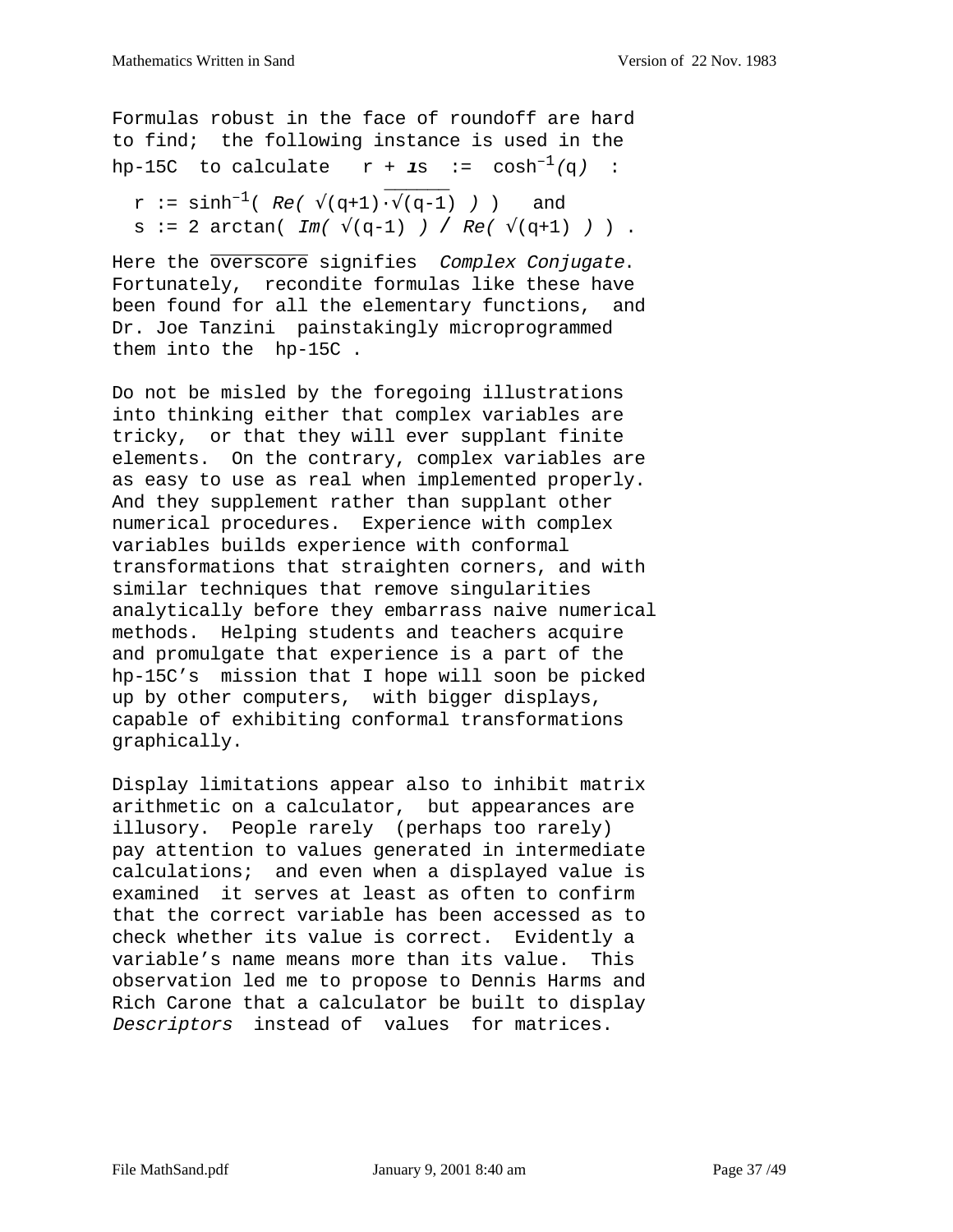Formulas robust in the face of roundoff are hard to find; the following instance is used in the hp-15C to calculate $r + \imath s := \cosh^{-1}(q)$ :

$$r := \sinh^{-1}\left( Re\left( \sqrt{q+1} \cdot \overline{\sqrt{q-1}} \right) \right) \quad \text{and}$$

$$s := 2 \arctan\left( Im\left( \sqrt{q-1} \right) / Re\left( \sqrt{q+1} \right) \right) .$$

Here the $\overline{\text{overscore}}$ signifies *Complex Conjugate*. Fortunately, recondite formulas like these have been found for all the elementary functions, and Dr. Joe Tanzini painstakingly microprogrammed them into the hp-15C .

Do not be misled by the foregoing illustrations into thinking either that complex variables are tricky, or that they will ever supplant finite elements. On the contrary, complex variables are as easy to use as real when implemented properly. And they supplement rather than supplant other numerical procedures. Experience with complex variables builds experience with conformal transformations that straighten corners, and with similar techniques that remove singularities analytically before they embarrass naive numerical methods. Helping students and teachers acquire and promulgate that experience is a part of the hp-15C's mission that I hope will soon be picked up by other computers, with bigger displays, capable of exhibiting conformal transformations graphically.

Display limitations appear also to inhibit matrix arithmetic on a calculator, but appearances are illusory. People rarely (perhaps too rarely) pay attention to values generated in intermediate calculations; and even when a displayed value is examined it serves at least as often to confirm that the correct variable has been accessed as to check whether its value is correct. Evidently a variable's name means more than its value. This observation led me to propose to Dennis Harms and Rich Carone that a calculator be built to display *Descriptors* instead of values for matrices.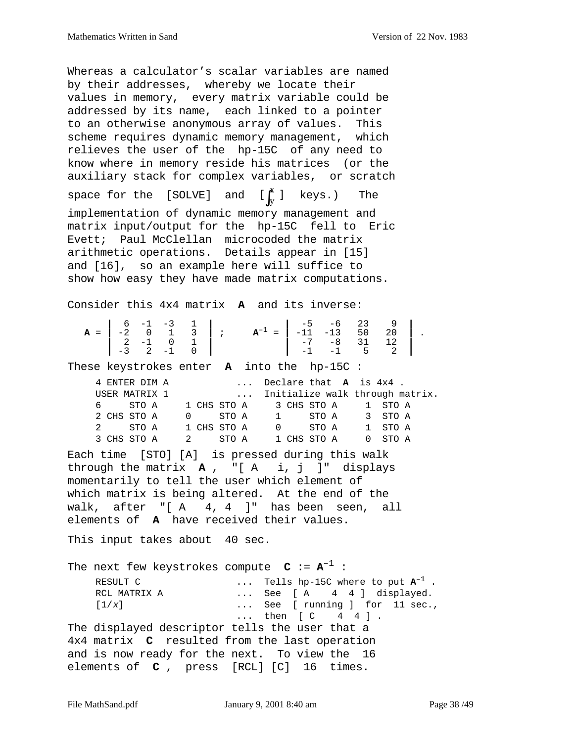Whereas a calculator's scalar variables are named by their addresses, whereby we locate their values in memory, every matrix variable could be addressed by its name, each linked to a pointer to an otherwise anonymous array of values. This scheme requires dynamic memory management, which relieves the user of the hp-15C of any need to know where in memory reside his matrices (or the auxiliary stack for complex variables, or scratch space for the [SOLVE] and [$\int_y^x$] keys.) The implementation of dynamic memory management and matrix input/output for the hp-15C fell to Eric Evett; Paul McClellan microcoded the matrix arithmetic operations. Details appear in [15] and [16], so an example here will suffice to show how easy they have made matrix computations.

Consider this 4x4 matrix **A** and its inverse:

$$\mathbf{A} = \begin{vmatrix} 6 & -1 & -3 & 1 \\ -2 & 0 & 1 & 3 \\ 2 & -1 & 0 & 1 \\ -3 & 2 & -1 & 0 \end{vmatrix} ; \qquad \mathbf{A}^{-1} = \begin{vmatrix} -5 & -6 & 23 & 9 \\ -11 & -13 & 50 & 20 \\ -7 & -8 & 31 & 12 \\ -1 & -1 & 5 & 2 \end{vmatrix} .$$

These keystrokes enter **A** into the hp-15C :

```
4 ENTER DIM A            ...  Declare that  A  is 4x4 .
USER MATRIX 1            ...  Initialize walk through matrix.
6     STO A     1 CHS STO A     3 CHS STO A     1  STO A
2 CHS STO A     0     STO A     1     STO A     3  STO A
2     STO A     1 CHS STO A     0     STO A     1  STO A
3 CHS STO A     2     STO A     1 CHS STO A     0  STO A
```

Each time [STO] [A] is pressed during this walk through the matrix **A** , "[ A i, j ]" displays momentarily to tell the user which element of which matrix is being altered. At the end of the walk, after "[ A 4, 4 ]" has been seen, all elements of **A** have received their values.

This input takes about 40 sec.

The next few keystrokes compute **C** := $\mathbf{A}^{-1}$ :

```
RESULT C                 ...  Tells hp-15C where to put A⁻¹ .
RCL MATRIX A             ...  See  [ A    4  4 ]  displayed.
[1/x]                    ...  See  [ running ]  for  11 sec.,
                         ...  then  [ C    4  4 ] .
```

The displayed descriptor tells the user that a 4x4 matrix **C** resulted from the last operation and is now ready for the next. To view the 16 elements of **C** , press [RCL] [C] 16 times.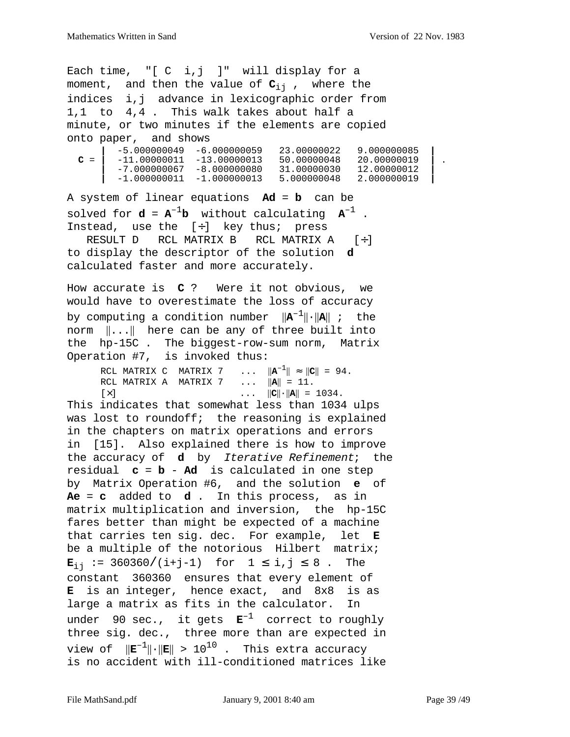Each time, "[ C i,j ]" will display for a moment, and then the value of $\mathbf{C}_{ij}$ , where the indices i,j advance in lexicographic order from 1,1 to 4,4 . This walk takes about half a minute, or two minutes if the elements are copied onto paper, and shows

$$\mathbf{C} = \begin{vmatrix} -5.000000049 & -6.000000059 & 23.00000022 & 9.000000085 \\ -11.00000011 & -13.00000013 & 50.00000048 & 20.00000019 \\ -7.000000067 & -8.000000080 & 31.00000030 & 12.00000012 \\ -1.000000011 & -1.000000013 & 5.000000048 & 2.000000019 \end{vmatrix} .$$

A system of linear equations $\mathbf{Ad} = \mathbf{b}$ can be solved for $\mathbf{d} = \mathbf{A}^{-1}\mathbf{b}$ without calculating $\mathbf{A}^{-1}$ . Instead, use the [÷] key thus; press

RESULT D   RCL MATRIX B   RCL MATRIX A   [÷]

to display the descriptor of the solution **d** calculated faster and more accurately.

How accurate is **C** ? Were it not obvious, we would have to overestimate the loss of accuracy by computing a condition number $\|\mathbf{A}^{-1}\|\cdot\|\mathbf{A}\|$ ; the norm $\|...\|$ here can be any of three built into the hp-15C . The biggest-row-sum norm, Matrix Operation #7, is invoked thus:

```
RCL MATRIX C  MATRIX 7   ...  ||A^-1|| ≈ ||C|| = 94.
RCL MATRIX A  MATRIX 7   ...  ||A|| = 11.
[×]                      ...  ||C||·||A|| = 1034.
```

This indicates that somewhat less than 1034 ulps was lost to roundoff; the reasoning is explained in the chapters on matrix operations and errors in [15]. Also explained there is how to improve the accuracy of **d** by *Iterative Refinement*; the residual $\mathbf{c} = \mathbf{b} - \mathbf{Ad}$ is calculated in one step by Matrix Operation #6, and the solution **e** of $\mathbf{Ae} = \mathbf{c}$ added to **d** . In this process, as in matrix multiplication and inversion, the hp-15C fares better than might be expected of a machine that carries ten sig. dec. For example, let **E** be a multiple of the notorious Hilbert matrix; $\mathbf{E}_{ij} := 360360/(i+j-1)$ for $1 \le i,j \le 8$ . The constant 360360 ensures that every element of **E** is an integer, hence exact, and 8x8 is as large a matrix as fits in the calculator. In under 90 sec., it gets $\mathbf{E}^{-1}$ correct to roughly three sig. dec., three more than are expected in view of $\|\mathbf{E}^{-1}\|\cdot\|\mathbf{E}\| > 10^{10}$ . This extra accuracy is no accident with ill-conditioned matrices like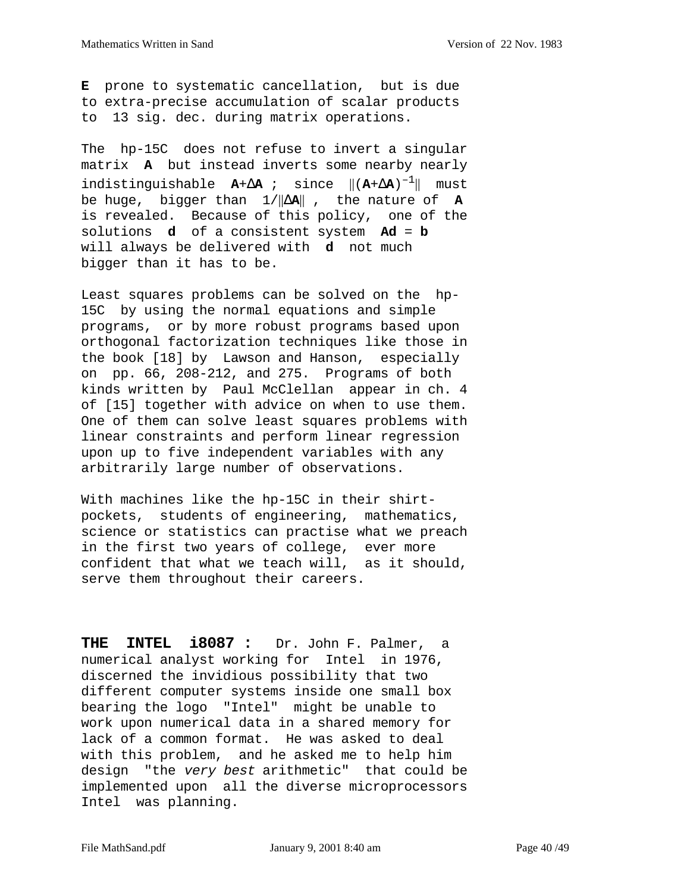**E** prone to systematic cancellation, but is due to extra-precise accumulation of scalar products to 13 sig. dec. during matrix operations.

The hp-15C does not refuse to invert a singular matrix **A** but instead inverts some nearby nearly indistinguishable $\mathbf{A}+\Delta\mathbf{A}$ ; since $\|(\mathbf{A}+\Delta\mathbf{A})^{-1}\|$ must be huge, bigger than $1/\|\Delta\mathbf{A}\|$ , the nature of **A** is revealed. Because of this policy, one of the solutions **d** of a consistent system $\mathbf{Ad} = \mathbf{b}$ will always be delivered with **d** not much bigger than it has to be.

Least squares problems can be solved on the hp-15C by using the normal equations and simple programs, or by more robust programs based upon orthogonal factorization techniques like those in the book [18] by Lawson and Hanson, especially on pp. 66, 208-212, and 275. Programs of both kinds written by Paul McClellan appear in ch. 4 of [15] together with advice on when to use them. One of them can solve least squares problems with linear constraints and perform linear regression upon up to five independent variables with any arbitrarily large number of observations.

With machines like the hp-15C in their shirt-pockets, students of engineering, mathematics, science or statistics can practise what we preach in the first two years of college, ever more confident that what we teach will, as it should, serve them throughout their careers.

**THE INTEL i8087 :** Dr. John F. Palmer, a numerical analyst working for Intel in 1976, discerned the invidious possibility that two different computer systems inside one small box bearing the logo "Intel" might be unable to work upon numerical data in a shared memory for lack of a common format. He was asked to deal with this problem, and he asked me to help him design "the *very best* arithmetic" that could be implemented upon all the diverse microprocessors Intel was planning.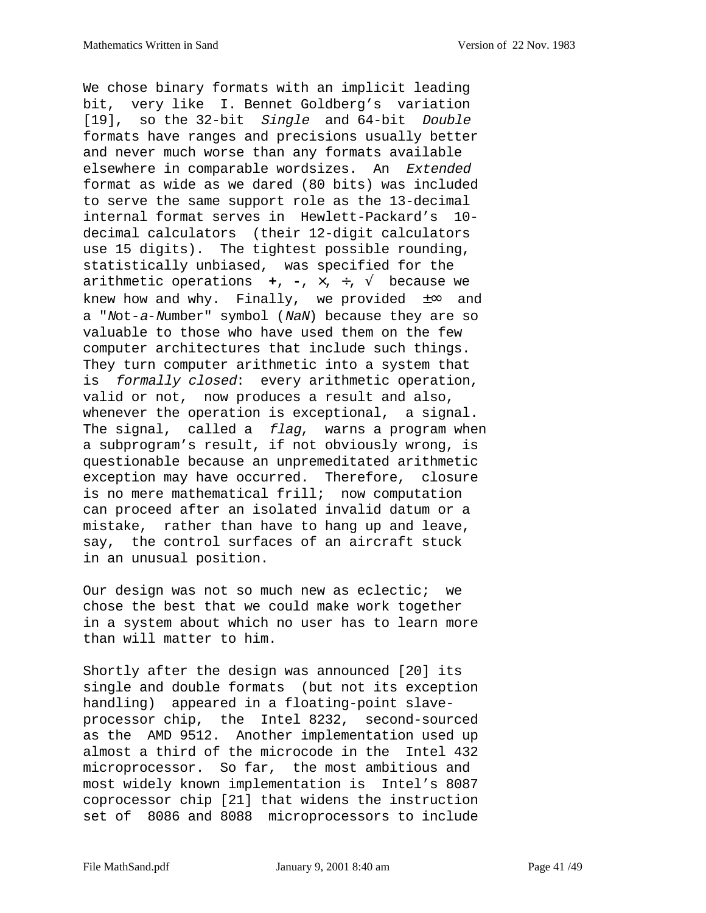We chose binary formats with an implicit leading bit, very like I. Bennet Goldberg's variation [19], so the 32-bit *Single* and 64-bit *Double* formats have ranges and precisions usually better and never much worse than any formats available elsewhere in comparable wordsizes. An *Extended* format as wide as we dared (80 bits) was included to serve the same support role as the 13-decimal internal format serves in Hewlett-Packard's 10-decimal calculators (their 12-digit calculators use 15 digits). The tightest possible rounding, statistically unbiased, was specified for the arithmetic operations **+**, **-**, ×, ÷, √ because we knew how and why. Finally, we provided ±∞ and a "*N*ot-*a*-*N*umber" symbol (*NaN*) because they are so valuable to those who have used them on the few computer architectures that include such things. They turn computer arithmetic into a system that is *formally closed*: every arithmetic operation, valid or not, now produces a result and also, whenever the operation is exceptional, a signal. The signal, called a *flag*, warns a program when a subprogram's result, if not obviously wrong, is questionable because an unpremeditated arithmetic exception may have occurred. Therefore, closure is no mere mathematical frill; now computation can proceed after an isolated invalid datum or a mistake, rather than have to hang up and leave, say, the control surfaces of an aircraft stuck in an unusual position.

Our design was not so much new as eclectic; we chose the best that we could make work together in a system about which no user has to learn more than will matter to him.

Shortly after the design was announced [20] its single and double formats (but not its exception handling) appeared in a floating-point slave-processor chip, the Intel 8232, second-sourced as the AMD 9512. Another implementation used up almost a third of the microcode in the Intel 432 microprocessor. So far, the most ambitious and most widely known implementation is Intel's 8087 coprocessor chip [21] that widens the instruction set of 8086 and 8088 microprocessors to include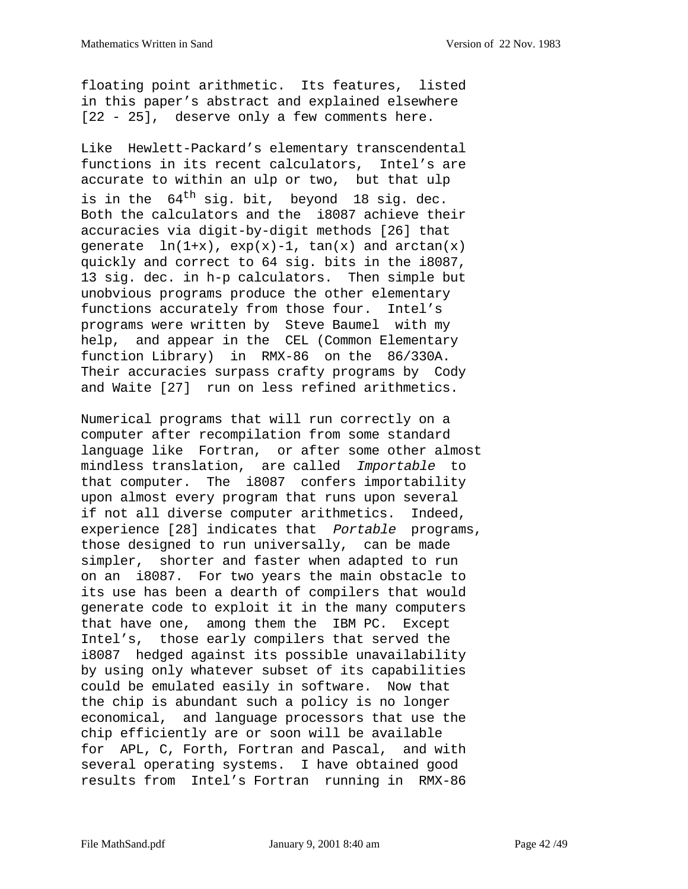floating point arithmetic. Its features, listed in this paper's abstract and explained elsewhere [22 - 25], deserve only a few comments here.

Like Hewlett-Packard's elementary transcendental functions in its recent calculators, Intel's are accurate to within an ulp or two, but that ulp is in the $64^{th}$ sig. bit, beyond 18 sig. dec. Both the calculators and the i8087 achieve their accuracies via digit-by-digit methods [26] that generate ln(1+x), exp(x)-1, tan(x) and arctan(x) quickly and correct to 64 sig. bits in the i8087, 13 sig. dec. in h-p calculators. Then simple but unobvious programs produce the other elementary functions accurately from those four. Intel's programs were written by Steve Baumel with my help, and appear in the CEL (Common Elementary function Library) in RMX-86 on the 86/330A. Their accuracies surpass crafty programs by Cody and Waite [27] run on less refined arithmetics.

Numerical programs that will run correctly on a computer after recompilation from some standard language like Fortran, or after some other almost mindless translation, are called *Importable* to that computer. The i8087 confers importability upon almost every program that runs upon several if not all diverse computer arithmetics. Indeed, experience [28] indicates that *Portable* programs, those designed to run universally, can be made simpler, shorter and faster when adapted to run on an i8087. For two years the main obstacle to its use has been a dearth of compilers that would generate code to exploit it in the many computers that have one, among them the IBM PC. Except Intel's, those early compilers that served the i8087 hedged against its possible unavailability by using only whatever subset of its capabilities could be emulated easily in software. Now that the chip is abundant such a policy is no longer economical, and language processors that use the chip efficiently are or soon will be available for APL, C, Forth, Fortran and Pascal, and with several operating systems. I have obtained good results from Intel's Fortran running in RMX-86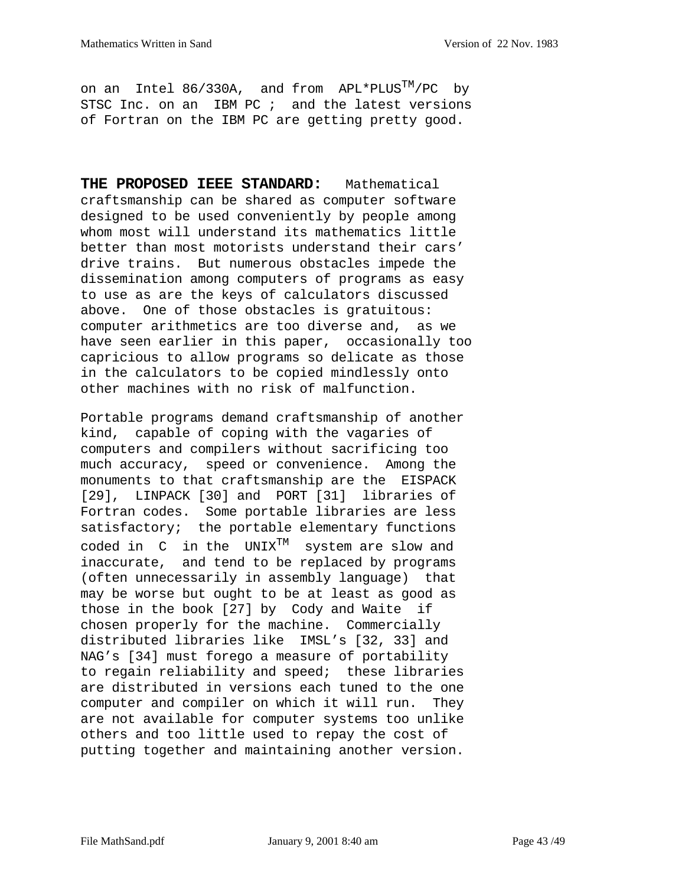on an Intel 86/330A, and from APL*PLUS™/PC by STSC Inc. on an IBM PC ; and the latest versions of Fortran on the IBM PC are getting pretty good.

**THE PROPOSED IEEE STANDARD:** Mathematical craftsmanship can be shared as computer software designed to be used conveniently by people among whom most will understand its mathematics little better than most motorists understand their cars' drive trains. But numerous obstacles impede the dissemination among computers of programs as easy to use as are the keys of calculators discussed above. One of those obstacles is gratuitous: computer arithmetics are too diverse and, as we have seen earlier in this paper, occasionally too capricious to allow programs so delicate as those in the calculators to be copied mindlessly onto other machines with no risk of malfunction.

Portable programs demand craftsmanship of another kind, capable of coping with the vagaries of computers and compilers without sacrificing too much accuracy, speed or convenience. Among the monuments to that craftsmanship are the EISPACK [29], LINPACK [30] and PORT [31] libraries of Fortran codes. Some portable libraries are less satisfactory; the portable elementary functions coded in C in the UNIX™ system are slow and inaccurate, and tend to be replaced by programs (often unnecessarily in assembly language) that may be worse but ought to be at least as good as those in the book [27] by Cody and Waite if chosen properly for the machine. Commercially distributed libraries like IMSL's [32, 33] and NAG's [34] must forego a measure of portability to regain reliability and speed; these libraries are distributed in versions each tuned to the one computer and compiler on which it will run. They are not available for computer systems too unlike others and too little used to repay the cost of putting together and maintaining another version.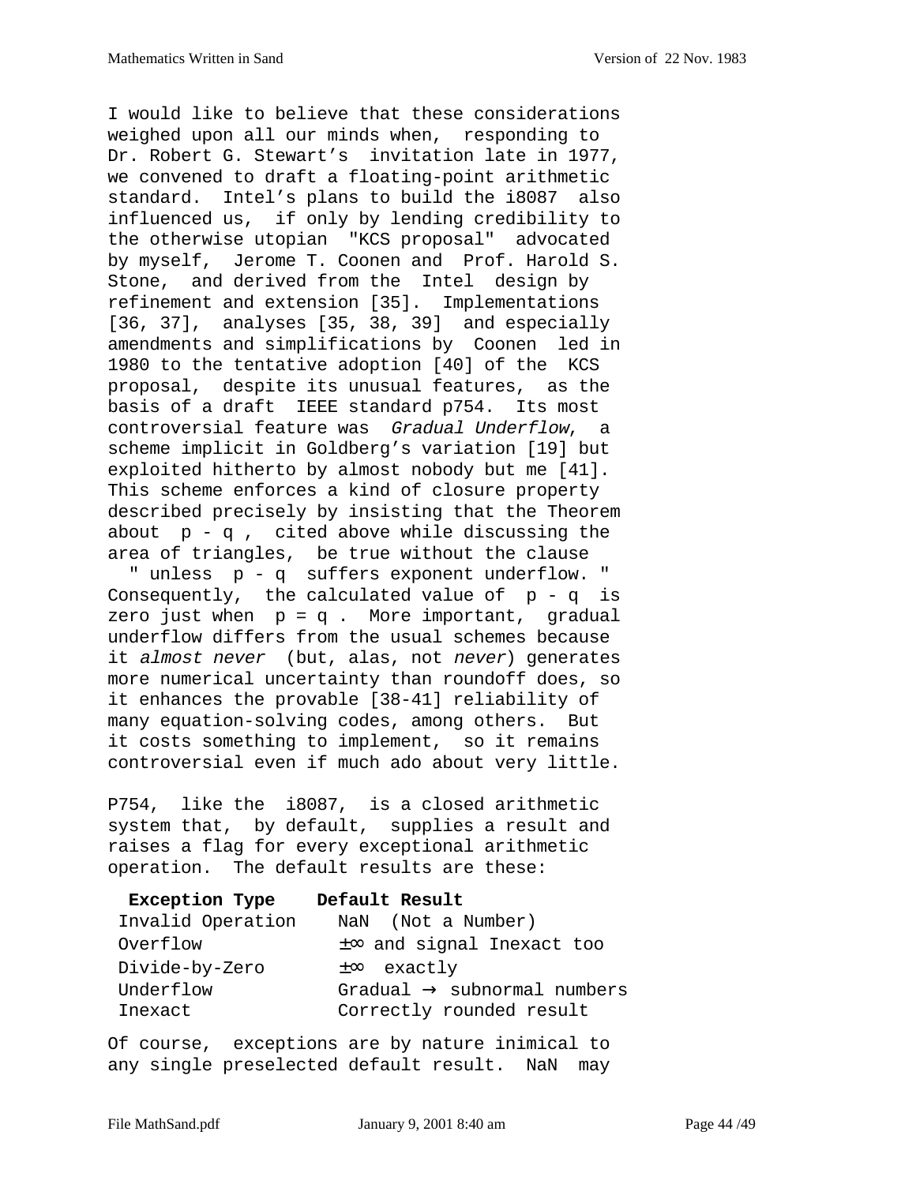I would like to believe that these considerations weighed upon all our minds when, responding to Dr. Robert G. Stewart's invitation late in 1977, we convened to draft a floating-point arithmetic standard. Intel's plans to build the i8087 also influenced us, if only by lending credibility to the otherwise utopian "KCS proposal" advocated by myself, Jerome T. Coonen and Prof. Harold S. Stone, and derived from the Intel design by refinement and extension [35]. Implementations [36, 37], analyses [35, 38, 39] and especially amendments and simplifications by Coonen led in 1980 to the tentative adoption [40] of the KCS proposal, despite its unusual features, as the basis of a draft IEEE standard p754. Its most controversial feature was *Gradual Underflow*, a scheme implicit in Goldberg's variation [19] but exploited hitherto by almost nobody but me [41]. This scheme enforces a kind of closure property described precisely by insisting that the Theorem about $p - q$, cited above while discussing the area of triangles, be true without the clause " unless $p - q$ suffers exponent underflow. " Consequently, the calculated value of $p - q$ is zero just when $p = q$. More important, gradual underflow differs from the usual schemes because it *almost never* (but, alas, not *never*) generates more numerical uncertainty than roundoff does, so it enhances the provable [38-41] reliability of many equation-solving codes, among others. But it costs something to implement, so it remains controversial even if much ado about very little.

P754, like the i8087, is a closed arithmetic system that, by default, supplies a result and raises a flag for every exceptional arithmetic operation. The default results are these:

| **Exception Type** | **Default Result** |
|---|---|
| Invalid Operation | NaN (Not a Number) |
| Overflow | $\pm\infty$ and signal Inexact too |
| Divide-by-Zero | $\pm\infty$ exactly |
| Underflow | Gradual $\rightarrow$ subnormal numbers |
| Inexact | Correctly rounded result |

Of course, exceptions are by nature inimical to any single preselected default result. NaN may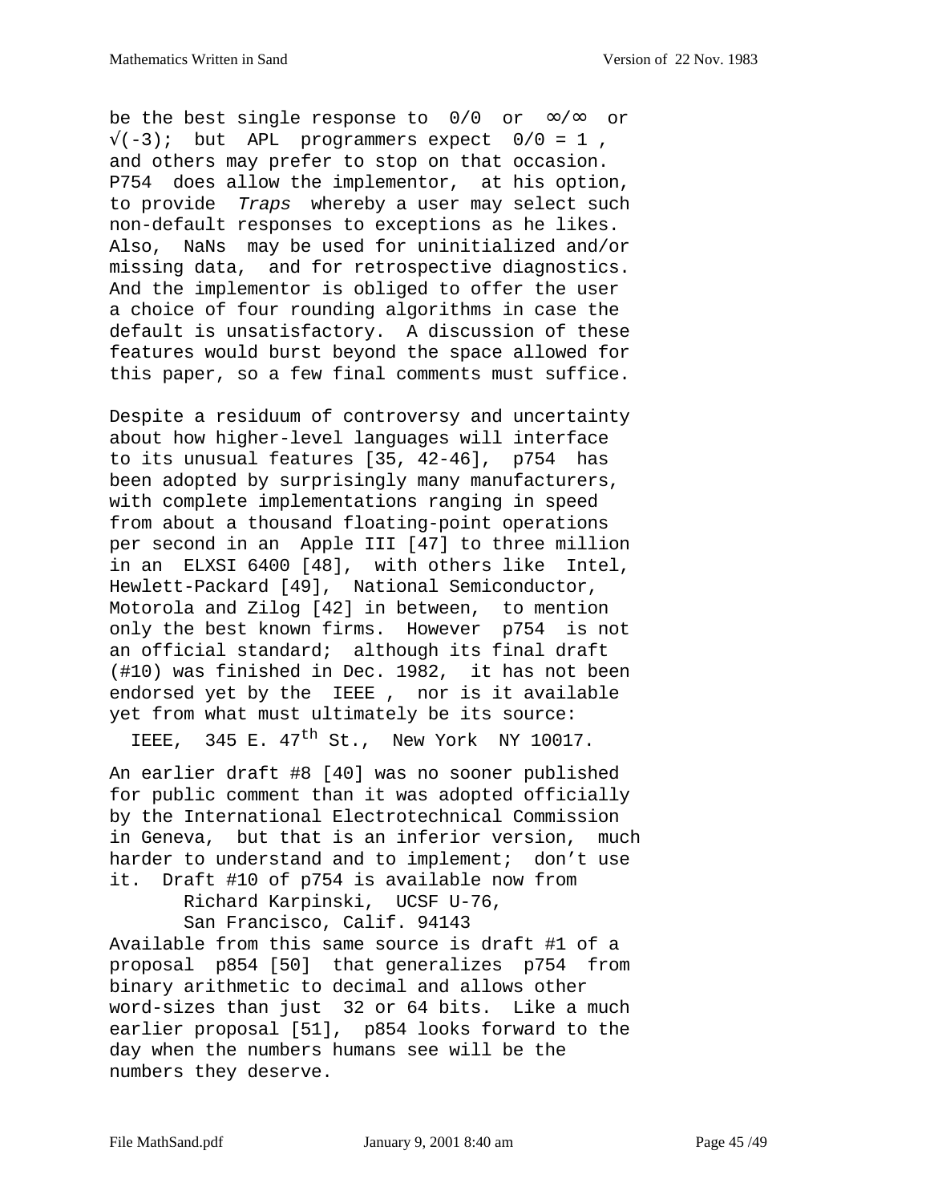be the best single response to $0/0$ or $\infty/\infty$ or $\sqrt{-3}$; but APL programmers expect $0/0 = 1$, and others may prefer to stop on that occasion. P754 does allow the implementor, at his option, to provide *Traps* whereby a user may select such non-default responses to exceptions as he likes. Also, NaNs may be used for uninitialized and/or missing data, and for retrospective diagnostics. And the implementor is obliged to offer the user a choice of four rounding algorithms in case the default is unsatisfactory. A discussion of these features would burst beyond the space allowed for this paper, so a few final comments must suffice.

Despite a residuum of controversy and uncertainty about how higher-level languages will interface to its unusual features [35, 42-46], p754 has been adopted by surprisingly many manufacturers, with complete implementations ranging in speed from about a thousand floating-point operations per second in an Apple III [47] to three million in an ELXSI 6400 [48], with others like Intel, Hewlett-Packard [49], National Semiconductor, Motorola and Zilog [42] in between, to mention only the best known firms. However p754 is not an official standard; although its final draft (#10) was finished in Dec. 1982, it has not been endorsed yet by the IEEE , nor is it available yet from what must ultimately be its source:

IEEE, 345 E. 47th St., New York NY 10017.

An earlier draft #8 [40] was no sooner published for public comment than it was adopted officially by the International Electrotechnical Commission in Geneva, but that is an inferior version, much harder to understand and to implement; don't use it. Draft #10 of p754 is available now from

Richard Karpinski, UCSF U-76,
San Francisco, Calif. 94143

Available from this same source is draft #1 of a proposal p854 [50] that generalizes p754 from binary arithmetic to decimal and allows other word-sizes than just 32 or 64 bits. Like a much earlier proposal [51], p854 looks forward to the day when the numbers humans see will be the numbers they deserve.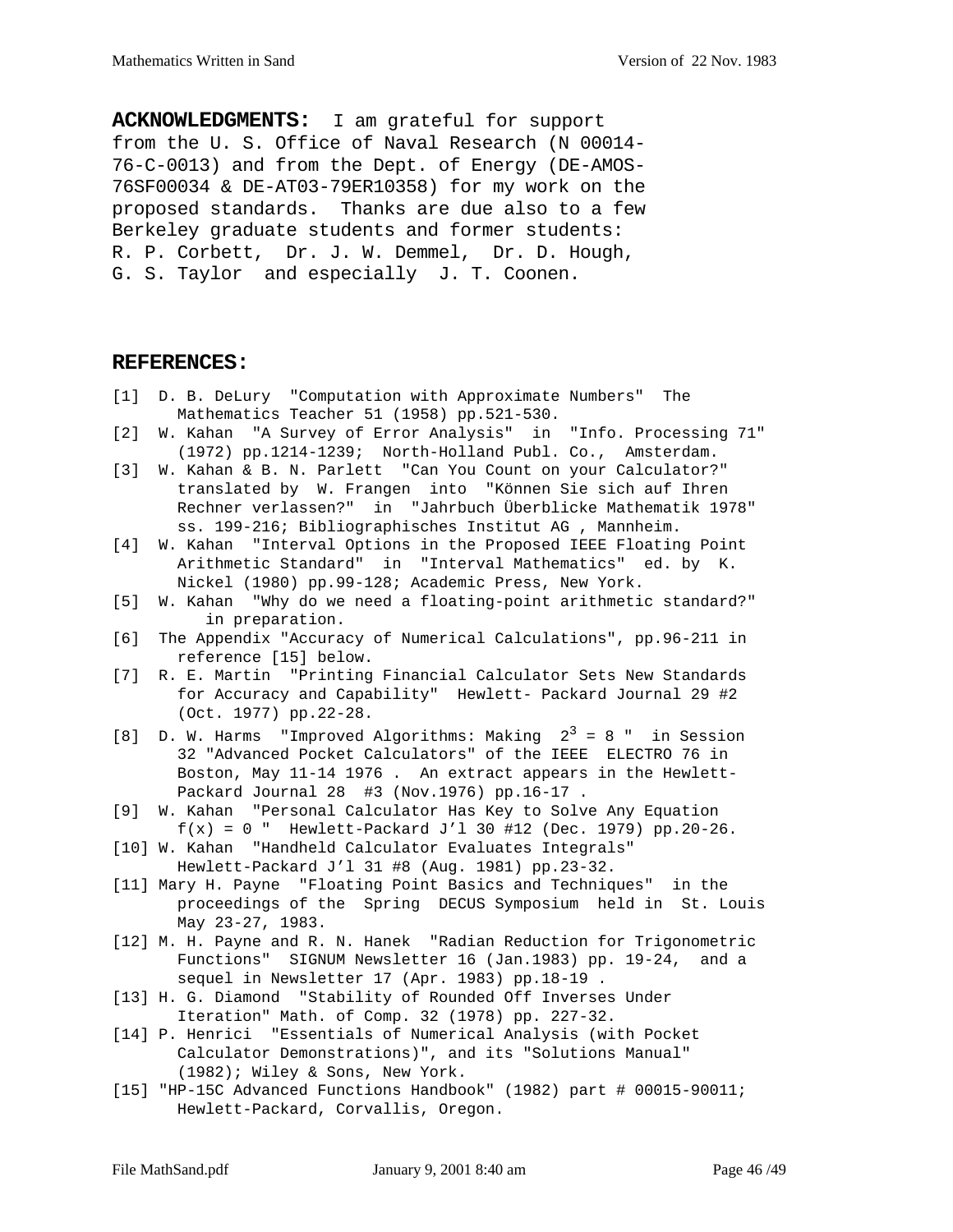**ACKNOWLEDGMENTS:** I am grateful for support from the U. S. Office of Naval Research (N 00014-76-C-0013) and from the Dept. of Energy (DE-AMOS-76SF00034 & DE-AT03-79ER10358) for my work on the proposed standards. Thanks are due also to a few Berkeley graduate students and former students: R. P. Corbett, Dr. J. W. Demmel, Dr. D. Hough, G. S. Taylor and especially J. T. Coonen.

## REFERENCES:

[1] D. B. DeLury "Computation with Approximate Numbers" The Mathematics Teacher 51 (1958) pp.521-530.

[2] W. Kahan "A Survey of Error Analysis" in "Info. Processing 71" (1972) pp.1214-1239; North-Holland Publ. Co., Amsterdam.

[3] W. Kahan & B. N. Parlett "Can You Count on your Calculator?" translated by W. Frangen into "Können Sie sich auf Ihren Rechner verlassen?" in "Jahrbuch Überblicke Mathematik 1978" ss. 199-216; Bibliographisches Institut AG , Mannheim.

[4] W. Kahan "Interval Options in the Proposed IEEE Floating Point Arithmetic Standard" in "Interval Mathematics" ed. by K. Nickel (1980) pp.99-128; Academic Press, New York.

[5] W. Kahan "Why do we need a floating-point arithmetic standard?" in preparation.

[6] The Appendix "Accuracy of Numerical Calculations", pp.96-211 in reference [15] below.

[7] R. E. Martin "Printing Financial Calculator Sets New Standards for Accuracy and Capability" Hewlett- Packard Journal 29 #2 (Oct. 1977) pp.22-28.

[8] D. W. Harms "Improved Algorithms: Making $2^3 = 8$ " in Session 32 "Advanced Pocket Calculators" of the IEEE ELECTRO 76 in Boston, May 11-14 1976 . An extract appears in the Hewlett-Packard Journal 28 #3 (Nov.1976) pp.16-17 .

[9] W. Kahan "Personal Calculator Has Key to Solve Any Equation $f(x) = 0$ " Hewlett-Packard J'l 30 #12 (Dec. 1979) pp.20-26.

[10] W. Kahan "Handheld Calculator Evaluates Integrals" Hewlett-Packard J'l 31 #8 (Aug. 1981) pp.23-32.

[11] Mary H. Payne "Floating Point Basics and Techniques" in the proceedings of the Spring DECUS Symposium held in St. Louis May 23-27, 1983.

[12] M. H. Payne and R. N. Hanek "Radian Reduction for Trigonometric Functions" SIGNUM Newsletter 16 (Jan.1983) pp. 19-24, and a sequel in Newsletter 17 (Apr. 1983) pp.18-19 .

[13] H. G. Diamond "Stability of Rounded Off Inverses Under Iteration" Math. of Comp. 32 (1978) pp. 227-32.

[14] P. Henrici "Essentials of Numerical Analysis (with Pocket Calculator Demonstrations)", and its "Solutions Manual" (1982); Wiley & Sons, New York.

[15] "HP-15C Advanced Functions Handbook" (1982) part # 00015-90011; Hewlett-Packard, Corvallis, Oregon.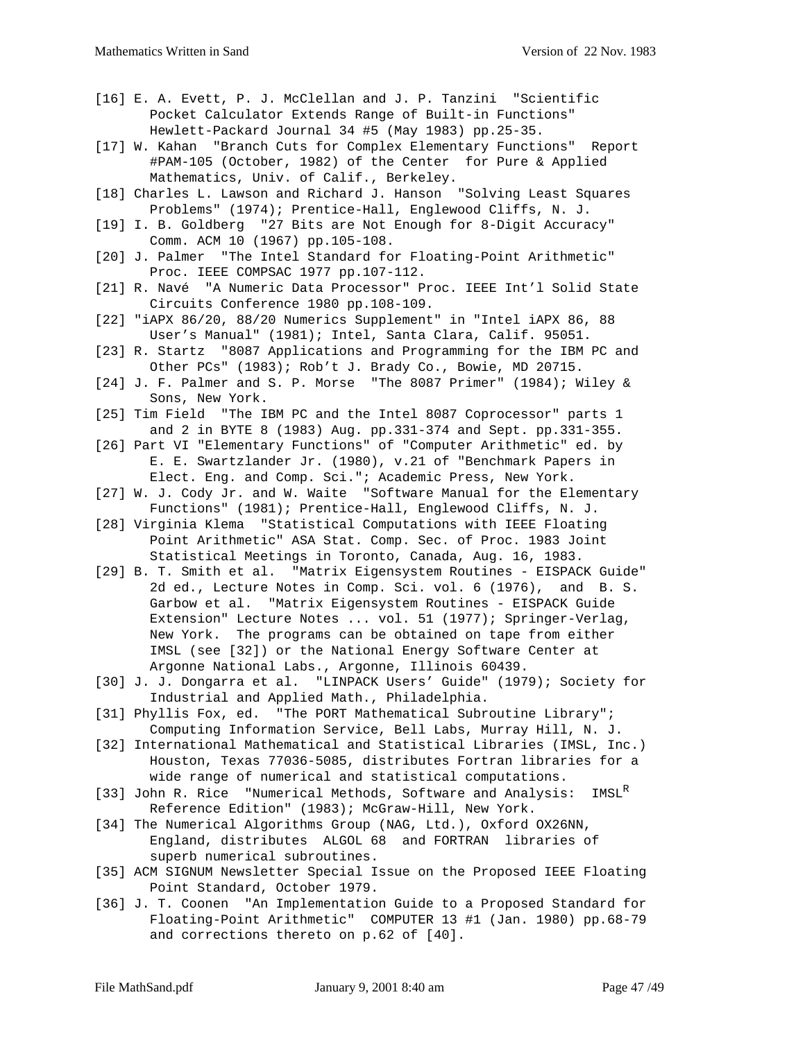[16] E. A. Evett, P. J. McClellan and J. P. Tanzini "Scientific Pocket Calculator Extends Range of Built-in Functions" Hewlett-Packard Journal 34 #5 (May 1983) pp.25-35.

[17] W. Kahan "Branch Cuts for Complex Elementary Functions" Report #PAM-105 (October, 1982) of the Center for Pure & Applied Mathematics, Univ. of Calif., Berkeley.

[18] Charles L. Lawson and Richard J. Hanson "Solving Least Squares Problems" (1974); Prentice-Hall, Englewood Cliffs, N. J.

[19] I. B. Goldberg "27 Bits are Not Enough for 8-Digit Accuracy" Comm. ACM 10 (1967) pp.105-108.

[20] J. Palmer "The Intel Standard for Floating-Point Arithmetic" Proc. IEEE COMPSAC 1977 pp.107-112.

[21] R. Navé "A Numeric Data Processor" Proc. IEEE Int'l Solid State Circuits Conference 1980 pp.108-109.

[22] "iAPX 86/20, 88/20 Numerics Supplement" in "Intel iAPX 86, 88 User's Manual" (1981); Intel, Santa Clara, Calif. 95051.

[23] R. Startz "8087 Applications and Programming for the IBM PC and Other PCs" (1983); Rob't J. Brady Co., Bowie, MD 20715.

[24] J. F. Palmer and S. P. Morse "The 8087 Primer" (1984); Wiley & Sons, New York.

[25] Tim Field "The IBM PC and the Intel 8087 Coprocessor" parts 1 and 2 in BYTE 8 (1983) Aug. pp.331-374 and Sept. pp.331-355.

[26] Part VI "Elementary Functions" of "Computer Arithmetic" ed. by E. E. Swartzlander Jr. (1980), v.21 of "Benchmark Papers in Elect. Eng. and Comp. Sci."; Academic Press, New York.

[27] W. J. Cody Jr. and W. Waite "Software Manual for the Elementary Functions" (1981); Prentice-Hall, Englewood Cliffs, N. J.

[28] Virginia Klema "Statistical Computations with IEEE Floating Point Arithmetic" ASA Stat. Comp. Sec. of Proc. 1983 Joint Statistical Meetings in Toronto, Canada, Aug. 16, 1983.

[29] B. T. Smith et al. "Matrix Eigensystem Routines - EISPACK Guide" 2d ed., Lecture Notes in Comp. Sci. vol. 6 (1976), and B. S. Garbow et al. "Matrix Eigensystem Routines - EISPACK Guide Extension" Lecture Notes ... vol. 51 (1977); Springer-Verlag, New York. The programs can be obtained on tape from either IMSL (see [32]) or the National Energy Software Center at Argonne National Labs., Argonne, Illinois 60439.

[30] J. J. Dongarra et al. "LINPACK Users' Guide" (1979); Society for Industrial and Applied Math., Philadelphia.

[31] Phyllis Fox, ed. "The PORT Mathematical Subroutine Library"; Computing Information Service, Bell Labs, Murray Hill, N. J.

[32] International Mathematical and Statistical Libraries (IMSL, Inc.) Houston, Texas 77036-5085, distributes Fortran libraries for a wide range of numerical and statistical computations.

[33] John R. Rice "Numerical Methods, Software and Analysis: IMSL^R Reference Edition" (1983); McGraw-Hill, New York.

[34] The Numerical Algorithms Group (NAG, Ltd.), Oxford OX26NN, England, distributes ALGOL 68 and FORTRAN libraries of superb numerical subroutines.

[35] ACM SIGNUM Newsletter Special Issue on the Proposed IEEE Floating Point Standard, October 1979.

[36] J. T. Coonen "An Implementation Guide to a Proposed Standard for Floating-Point Arithmetic" COMPUTER 13 #1 (Jan. 1980) pp.68-79 and corrections thereto on p.62 of [40].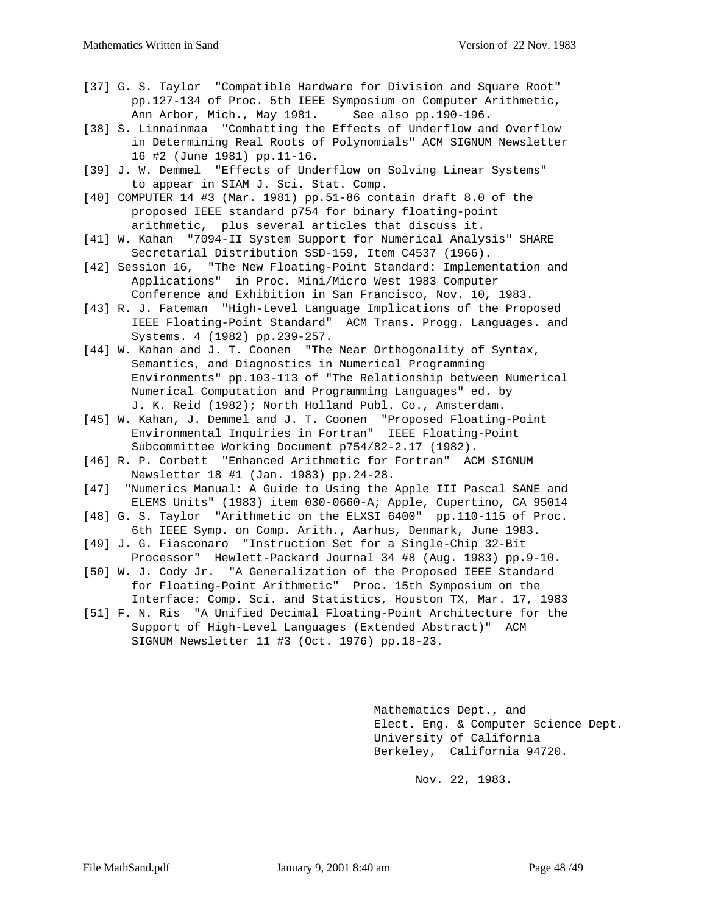[37] G. S. Taylor "Compatible Hardware for Division and Square Root" pp.127-134 of Proc. 5th IEEE Symposium on Computer Arithmetic, Ann Arbor, Mich., May 1981. See also pp.190-196.

[38] S. Linnainmaa "Combatting the Effects of Underflow and Overflow in Determining Real Roots of Polynomials" ACM SIGNUM Newsletter 16 #2 (June 1981) pp.11-16.

[39] J. W. Demmel "Effects of Underflow on Solving Linear Systems" to appear in SIAM J. Sci. Stat. Comp.

[40] COMPUTER 14 #3 (Mar. 1981) pp.51-86 contain draft 8.0 of the proposed IEEE standard p754 for binary floating-point arithmetic, plus several articles that discuss it.

[41] W. Kahan "7094-II System Support for Numerical Analysis" SHARE Secretarial Distribution SSD-159, Item C4537 (1966).

[42] Session 16, "The New Floating-Point Standard: Implementation and Applications" in Proc. Mini/Micro West 1983 Computer Conference and Exhibition in San Francisco, Nov. 10, 1983.

[43] R. J. Fateman "High-Level Language Implications of the Proposed IEEE Floating-Point Standard" ACM Trans. Progg. Languages. and Systems. 4 (1982) pp.239-257.

[44] W. Kahan and J. T. Coonen "The Near Orthogonality of Syntax, Semantics, and Diagnostics in Numerical Programming Environments" pp.103-113 of "The Relationship between Numerical Numerical Computation and Programming Languages" ed. by J. K. Reid (1982); North Holland Publ. Co., Amsterdam.

[45] W. Kahan, J. Demmel and J. T. Coonen "Proposed Floating-Point Environmental Inquiries in Fortran" IEEE Floating-Point Subcommittee Working Document p754/82-2.17 (1982).

[46] R. P. Corbett "Enhanced Arithmetic for Fortran" ACM SIGNUM Newsletter 18 #1 (Jan. 1983) pp.24-28.

[47] "Numerics Manual: A Guide to Using the Apple III Pascal SANE and ELEMS Units" (1983) item 030-0660-A; Apple, Cupertino, CA 95014

[48] G. S. Taylor "Arithmetic on the ELXSI 6400" pp.110-115 of Proc. 6th IEEE Symp. on Comp. Arith., Aarhus, Denmark, June 1983.

[49] J. G. Fiasconaro "Instruction Set for a Single-Chip 32-Bit Processor" Hewlett-Packard Journal 34 #8 (Aug. 1983) pp.9-10.

[50] W. J. Cody Jr. "A Generalization of the Proposed IEEE Standard for Floating-Point Arithmetic" Proc. 15th Symposium on the Interface: Comp. Sci. and Statistics, Houston TX, Mar. 17, 1983

[51] F. N. Ris "A Unified Decimal Floating-Point Architecture for the Support of High-Level Languages (Extended Abstract)" ACM SIGNUM Newsletter 11 #3 (Oct. 1976) pp.18-23.

Mathematics Dept., and
Elect. Eng. & Computer Science Dept.
University of California
Berkeley, California 94720.

Nov. 22, 1983.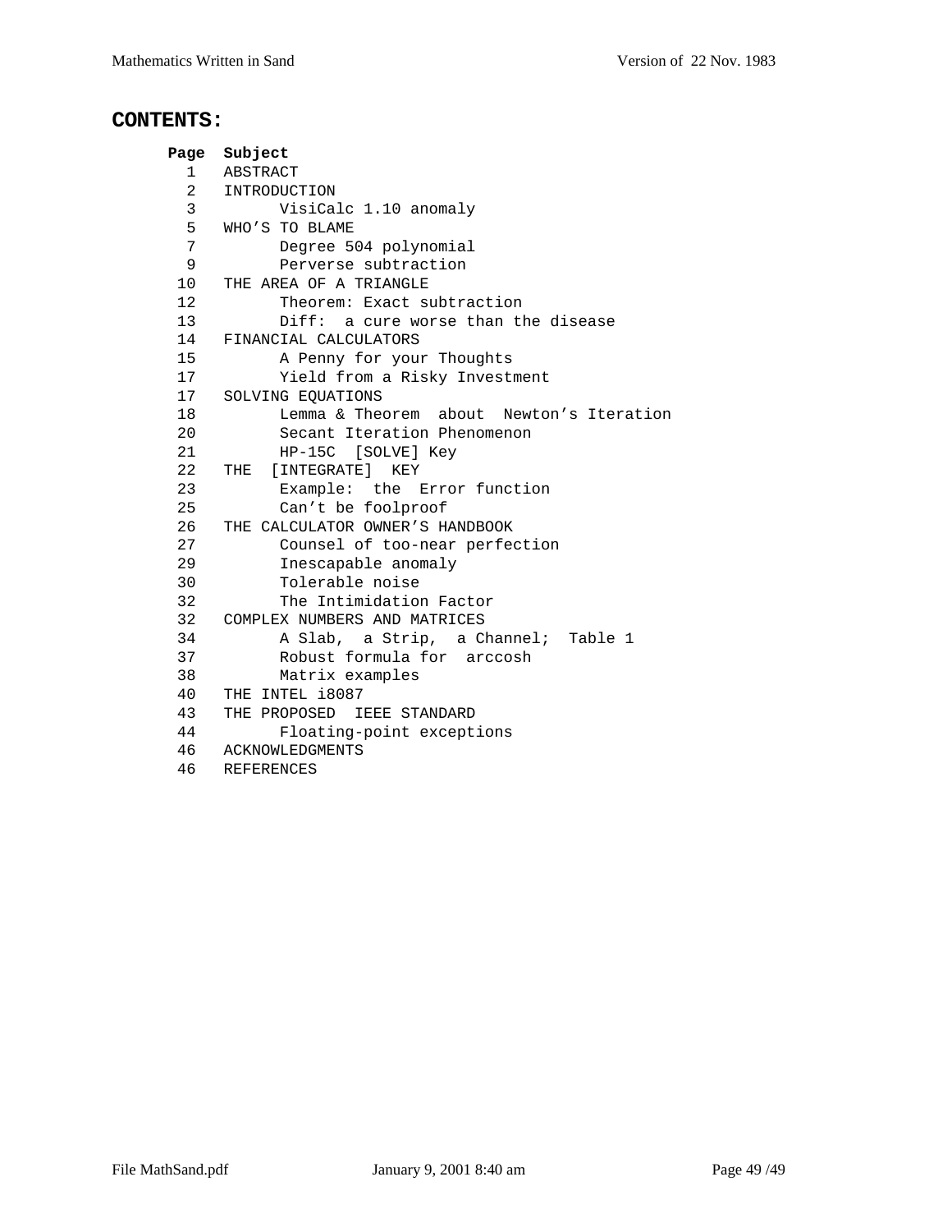# CONTENTS:

| Page | Subject |
|---|---|
| 1 | ABSTRACT |
| 2 | INTRODUCTION |
| 3 | VisiCalc 1.10 anomaly |
| 5 | WHO'S TO BLAME |
| 7 | Degree 504 polynomial |
| 9 | Perverse subtraction |
| 10 | THE AREA OF A TRIANGLE |
| 12 | Theorem: Exact subtraction |
| 13 | Diff: a cure worse than the disease |
| 14 | FINANCIAL CALCULATORS |
| 15 | A Penny for your Thoughts |
| 17 | Yield from a Risky Investment |
| 17 | SOLVING EQUATIONS |
| 18 | Lemma & Theorem about Newton's Iteration |
| 20 | Secant Iteration Phenomenon |
| 21 | HP-15C [SOLVE] Key |
| 22 | THE [INTEGRATE] KEY |
| 23 | Example: the Error function |
| 25 | Can't be foolproof |
| 26 | THE CALCULATOR OWNER'S HANDBOOK |
| 27 | Counsel of too-near perfection |
| 29 | Inescapable anomaly |
| 30 | Tolerable noise |
| 32 | The Intimidation Factor |
| 32 | COMPLEX NUMBERS AND MATRICES |
| 34 | A Slab, a Strip, a Channel; Table 1 |
| 37 | Robust formula for arccosh |
| 38 | Matrix examples |
| 40 | THE INTEL i8087 |
| 43 | THE PROPOSED IEEE STANDARD |
| 44 | Floating-point exceptions |
| 46 | ACKNOWLEDGMENTS |
| 46 | REFERENCES |